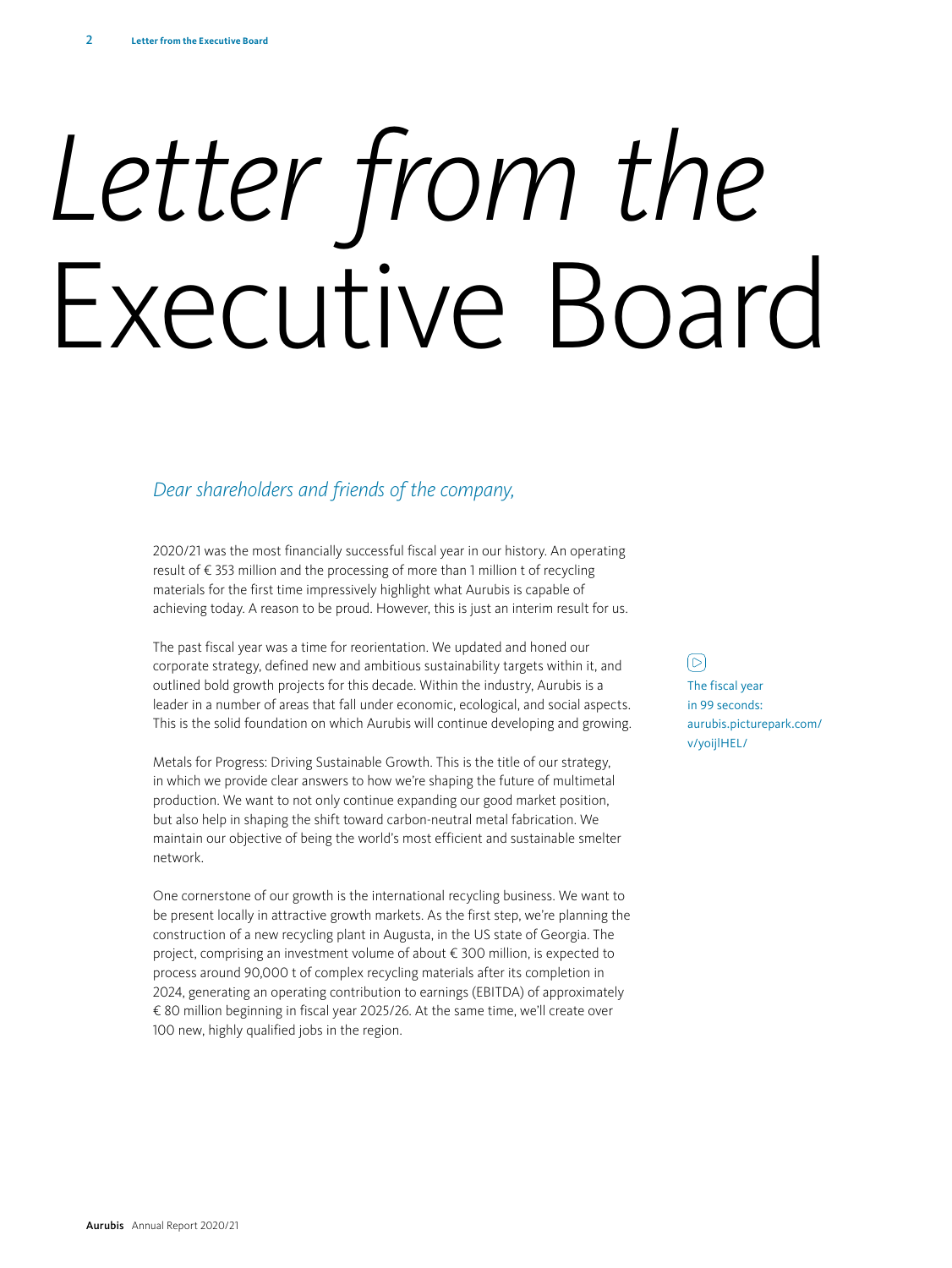# *Letter from the* Executive Board

*Dear shareholders and friends of the company,*

2020/21 was the most financially successful fiscal year in our history. An operating result of € 353 million and the processing of more than 1 million t of recycling materials for the first time impressively highlight what Aurubis is capable of achieving today. A reason to be proud. However, this is just an interim result for us.

The past fiscal year was a time for reorientation. We updated and honed our corporate strategy, defined new and ambitious sustainability targets within it, and outlined bold growth projects for this decade. Within the industry, Aurubis is a leader in a number of areas that fall under economic, ecological, and social aspects. This is the solid foundation on which Aurubis will continue developing and growing.

The fiscal year in 99 seconds: aurubis.picturepark.com/v/yoijlHEL/

Metals for Progress: Driving Sustainable Growth. This is the title of our strategy, in which we provide clear answers to how we're shaping the future of multimetal production. We want to not only continue expanding our good market position, but also help in shaping the shift toward carbon-neutral metal fabrication. We maintain our objective of being the world's most efficient and sustainable smelter network.

One cornerstone of our growth is the international recycling business. We want to be present locally in attractive growth markets. As the first step, we're planning the construction of a new recycling plant in Augusta, in the US state of Georgia. The project, comprising an investment volume of about € 300 million, is expected to process around 90,000 t of complex recycling materials after its completion in 2024, generating an operating contribution to earnings (EBITDA) of approximately € 80 million beginning in fiscal year 2025/26. At the same time, we'll create over 100 new, highly qualified jobs in the region.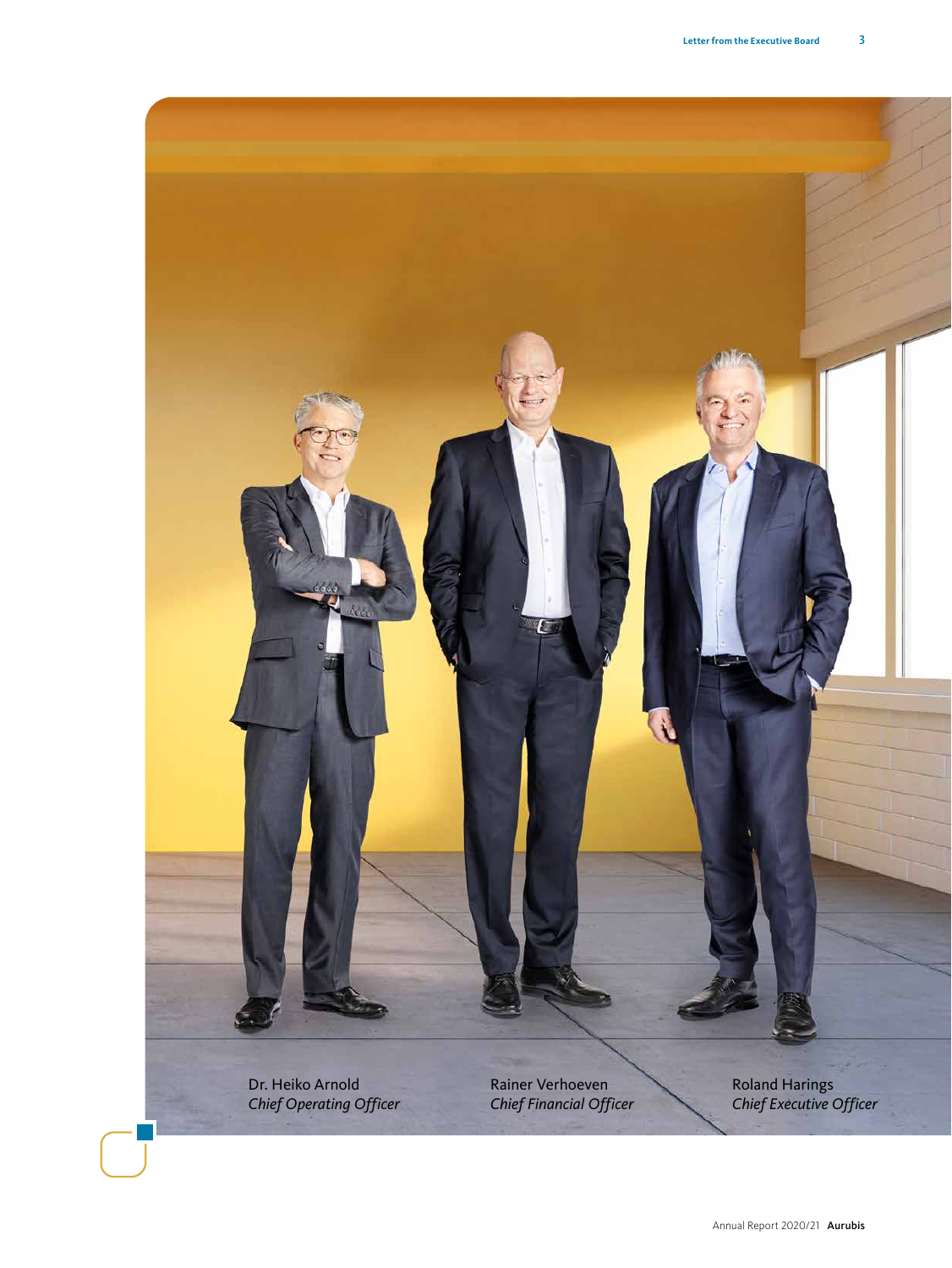Dr. Heiko Arnold
*Chief Operating Officer*

Rainer Verhoeven
*Chief Financial Officer*

Roland Harings
*Chief Executive Officer*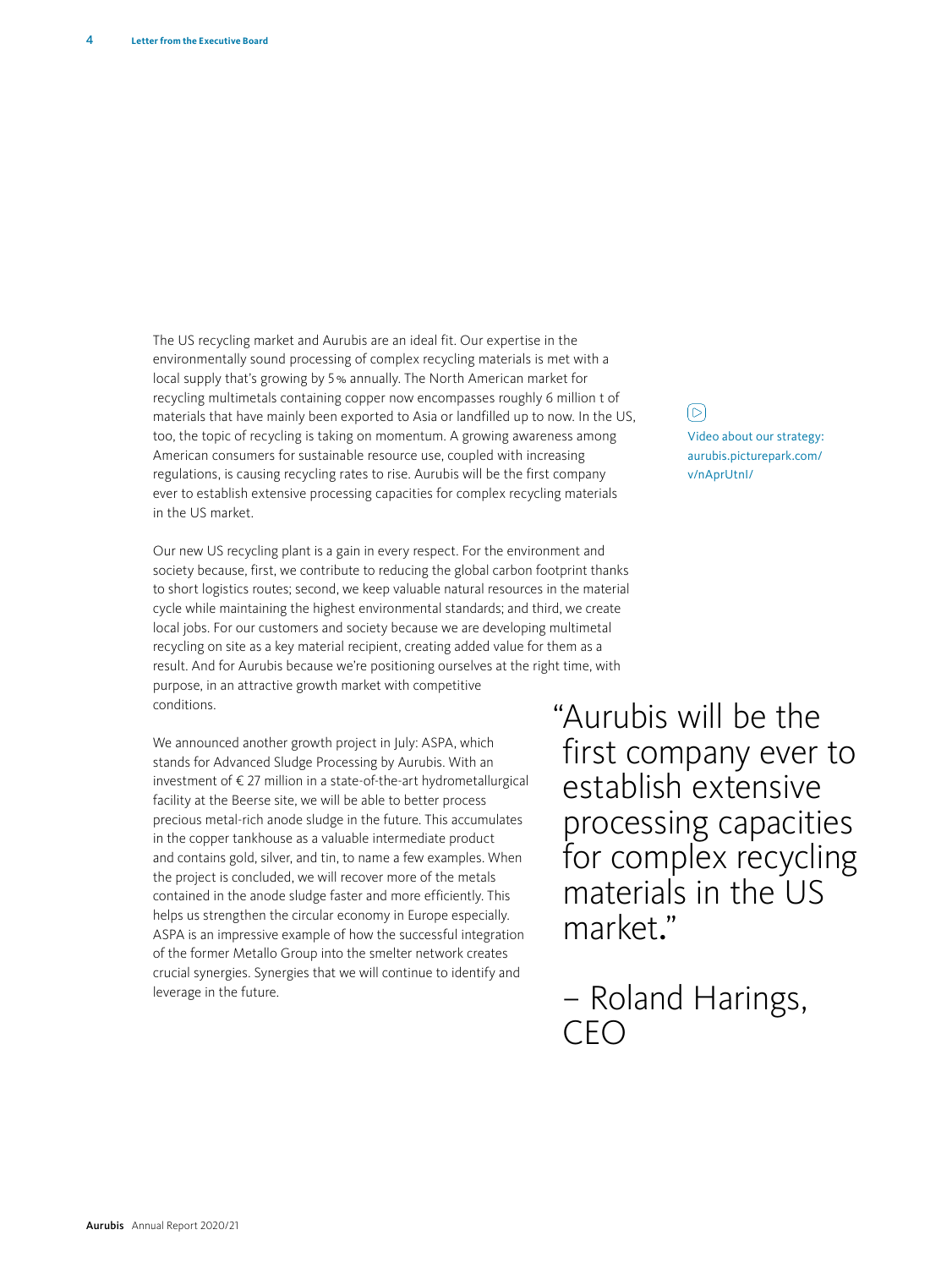The US recycling market and Aurubis are an ideal fit. Our expertise in the environmentally sound processing of complex recycling materials is met with a local supply that's growing by 5 % annually. The North American market for recycling multimetals containing copper now encompasses roughly 6 million t of materials that have mainly been exported to Asia or landfilled up to now. In the US, too, the topic of recycling is taking on momentum. A growing awareness among American consumers for sustainable resource use, coupled with increasing regulations, is causing recycling rates to rise. Aurubis will be the first company ever to establish extensive processing capacities for complex recycling materials in the US market.

Video about our strategy: aurubis.picturepark.com/v/nAprUtnI/

Our new US recycling plant is a gain in every respect. For the environment and society because, first, we contribute to reducing the global carbon footprint thanks to short logistics routes; second, we keep valuable natural resources in the material cycle while maintaining the highest environmental standards; and third, we create local jobs. For our customers and society because we are developing multimetal recycling on site as a key material recipient, creating added value for them as a result. And for Aurubis because we're positioning ourselves at the right time, with purpose, in an attractive growth market with competitive conditions.

We announced another growth project in July: ASPA, which stands for Advanced Sludge Processing by Aurubis. With an investment of € 27 million in a state-of-the-art hydrometallurgical facility at the Beerse site, we will be able to better process precious metal-rich anode sludge in the future. This accumulates in the copper tankhouse as a valuable intermediate product and contains gold, silver, and tin, to name a few examples. When the project is concluded, we will recover more of the metals contained in the anode sludge faster and more efficiently. This helps us strengthen the circular economy in Europe especially. ASPA is an impressive example of how the successful integration of the former Metallo Group into the smelter network creates crucial synergies. Synergies that we will continue to identify and leverage in the future.

> "Aurubis will be the first company ever to establish extensive processing capacities for complex recycling materials in the US market."
>
> – Roland Harings, CEO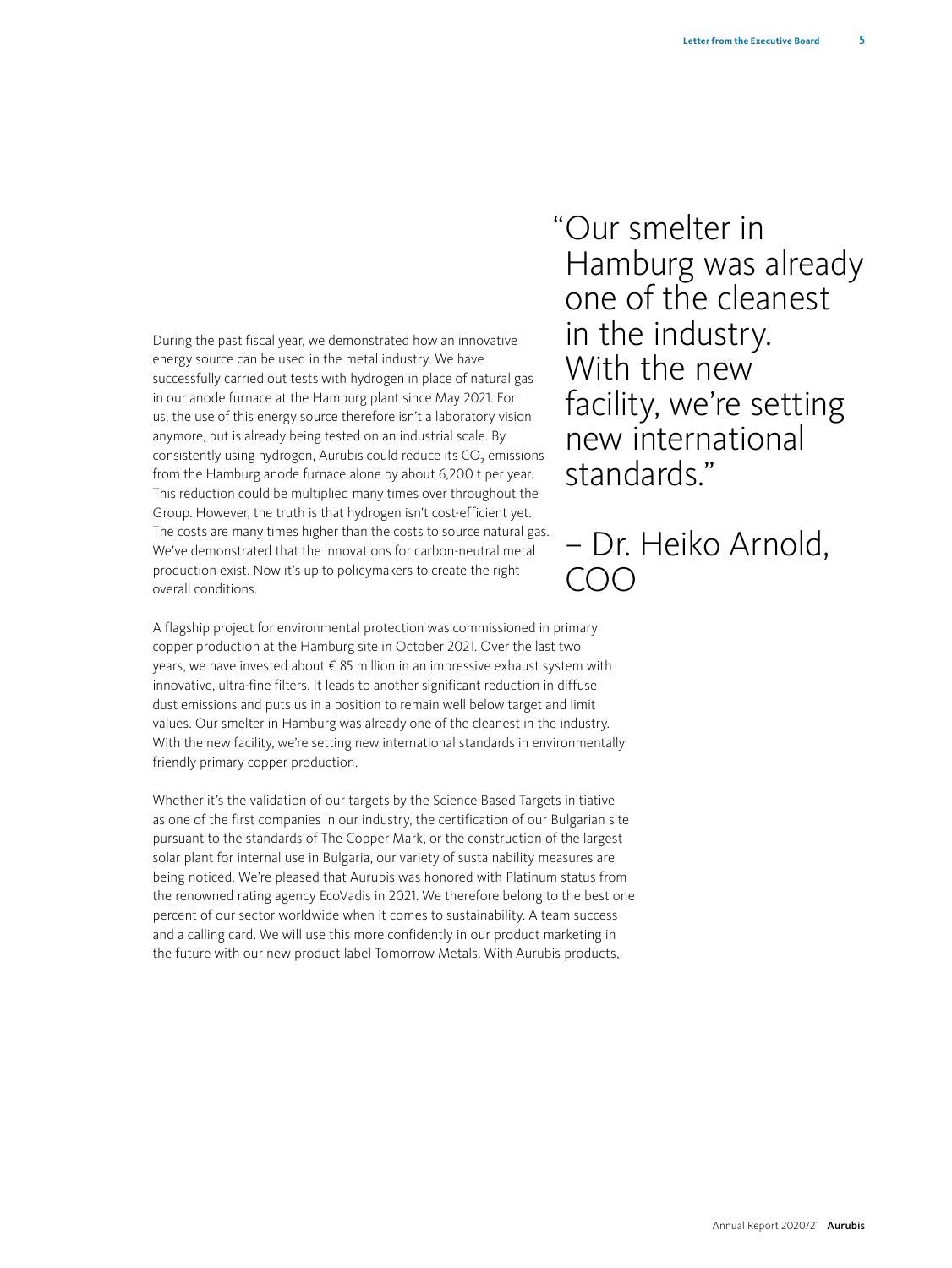During the past fiscal year, we demonstrated how an innovative energy source can be used in the metal industry. We have successfully carried out tests with hydrogen in place of natural gas in our anode furnace at the Hamburg plant since May 2021. For us, the use of this energy source therefore isn't a laboratory vision anymore, but is already being tested on an industrial scale. By consistently using hydrogen, Aurubis could reduce its $CO_2$ emissions from the Hamburg anode furnace alone by about 6,200 t per year. This reduction could be multiplied many times over throughout the Group. However, the truth is that hydrogen isn't cost-efficient yet. The costs are many times higher than the costs to source natural gas. We've demonstrated that the innovations for carbon-neutral metal production exist. Now it's up to policymakers to create the right overall conditions.

> "Our smelter in Hamburg was already one of the cleanest in the industry. With the new facility, we're setting new international standards."
>
> – Dr. Heiko Arnold, COO

A flagship project for environmental protection was commissioned in primary copper production at the Hamburg site in October 2021. Over the last two years, we have invested about € 85 million in an impressive exhaust system with innovative, ultra-fine filters. It leads to another significant reduction in diffuse dust emissions and puts us in a position to remain well below target and limit values. Our smelter in Hamburg was already one of the cleanest in the industry. With the new facility, we're setting new international standards in environmentally friendly primary copper production.

Whether it's the validation of our targets by the Science Based Targets initiative as one of the first companies in our industry, the certification of our Bulgarian site pursuant to the standards of The Copper Mark, or the construction of the largest solar plant for internal use in Bulgaria, our variety of sustainability measures are being noticed. We're pleased that Aurubis was honored with Platinum status from the renowned rating agency EcoVadis in 2021. We therefore belong to the best one percent of our sector worldwide when it comes to sustainability. A team success and a calling card. We will use this more confidently in our product marketing in the future with our new product label Tomorrow Metals. With Aurubis products,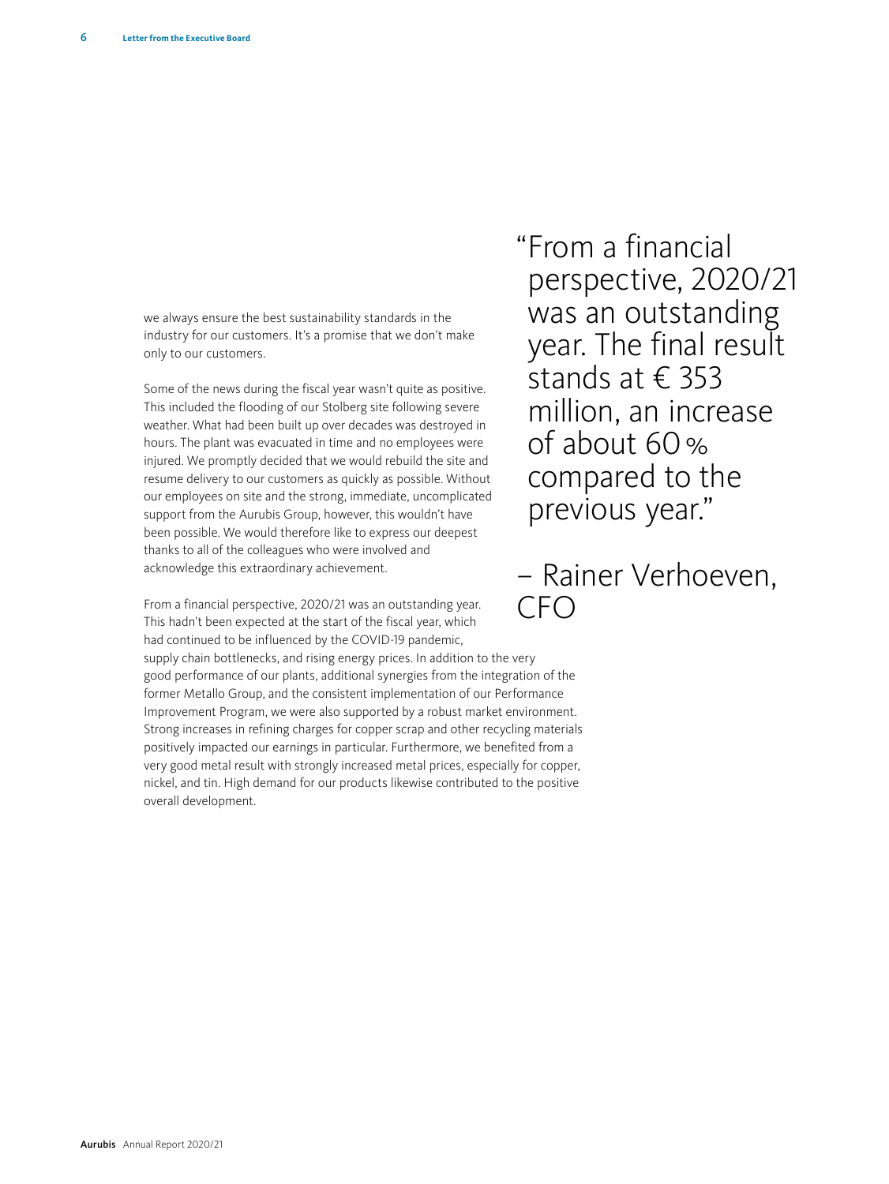we always ensure the best sustainability standards in the industry for our customers. It's a promise that we don't make only to our customers.

Some of the news during the fiscal year wasn't quite as positive. This included the flooding of our Stolberg site following severe weather. What had been built up over decades was destroyed in hours. The plant was evacuated in time and no employees were injured. We promptly decided that we would rebuild the site and resume delivery to our customers as quickly as possible. Without our employees on site and the strong, immediate, uncomplicated support from the Aurubis Group, however, this wouldn't have been possible. We would therefore like to express our deepest thanks to all of the colleagues who were involved and acknowledge this extraordinary achievement.

> "From a financial perspective, 2020/21 was an outstanding year. The final result stands at € 353 million, an increase of about 60 % compared to the previous year."
>
> – Rainer Verhoeven, CFO

From a financial perspective, 2020/21 was an outstanding year. This hadn't been expected at the start of the fiscal year, which had continued to be influenced by the COVID-19 pandemic, supply chain bottlenecks, and rising energy prices. In addition to the very good performance of our plants, additional synergies from the integration of the former Metallo Group, and the consistent implementation of our Performance Improvement Program, we were also supported by a robust market environment. Strong increases in refining charges for copper scrap and other recycling materials positively impacted our earnings in particular. Furthermore, we benefited from a very good metal result with strongly increased metal prices, especially for copper, nickel, and tin. High demand for our products likewise contributed to the positive overall development.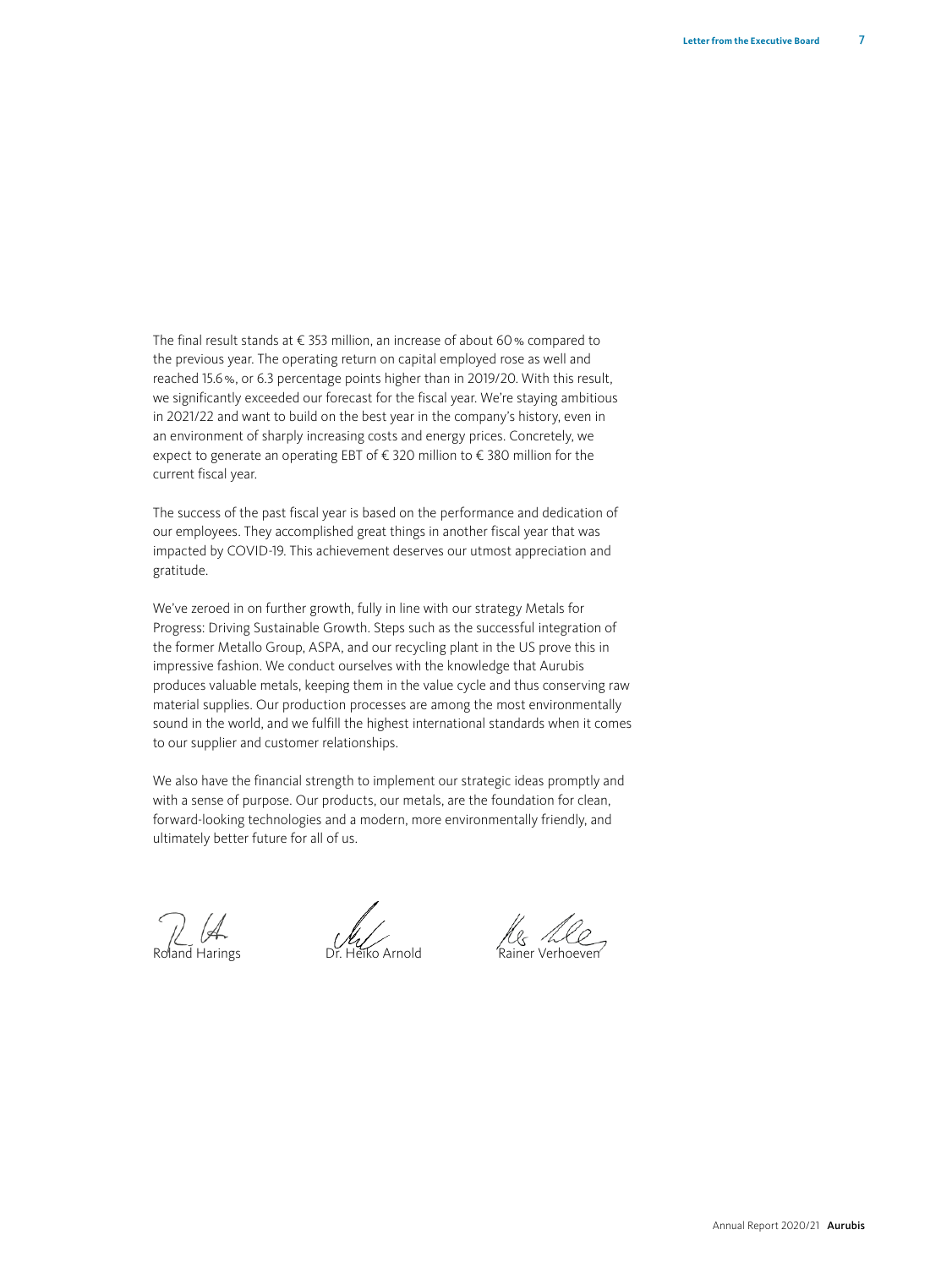The final result stands at € 353 million, an increase of about 60 % compared to the previous year. The operating return on capital employed rose as well and reached 15.6 %, or 6.3 percentage points higher than in 2019/20. With this result, we significantly exceeded our forecast for the fiscal year. We're staying ambitious in 2021/22 and want to build on the best year in the company's history, even in an environment of sharply increasing costs and energy prices. Concretely, we expect to generate an operating EBT of € 320 million to € 380 million for the current fiscal year.

The success of the past fiscal year is based on the performance and dedication of our employees. They accomplished great things in another fiscal year that was impacted by COVID-19. This achievement deserves our utmost appreciation and gratitude.

We've zeroed in on further growth, fully in line with our strategy Metals for Progress: Driving Sustainable Growth. Steps such as the successful integration of the former Metallo Group, ASPA, and our recycling plant in the US prove this in impressive fashion. We conduct ourselves with the knowledge that Aurubis produces valuable metals, keeping them in the value cycle and thus conserving raw material supplies. Our production processes are among the most environmentally sound in the world, and we fulfill the highest international standards when it comes to our supplier and customer relationships.

We also have the financial strength to implement our strategic ideas promptly and with a sense of purpose. Our products, our metals, are the foundation for clean, forward-looking technologies and a modern, more environmentally friendly, and ultimately better future for all of us.

Roland Harings　　Dr. Heiko Arnold　　Rainer Verhoeven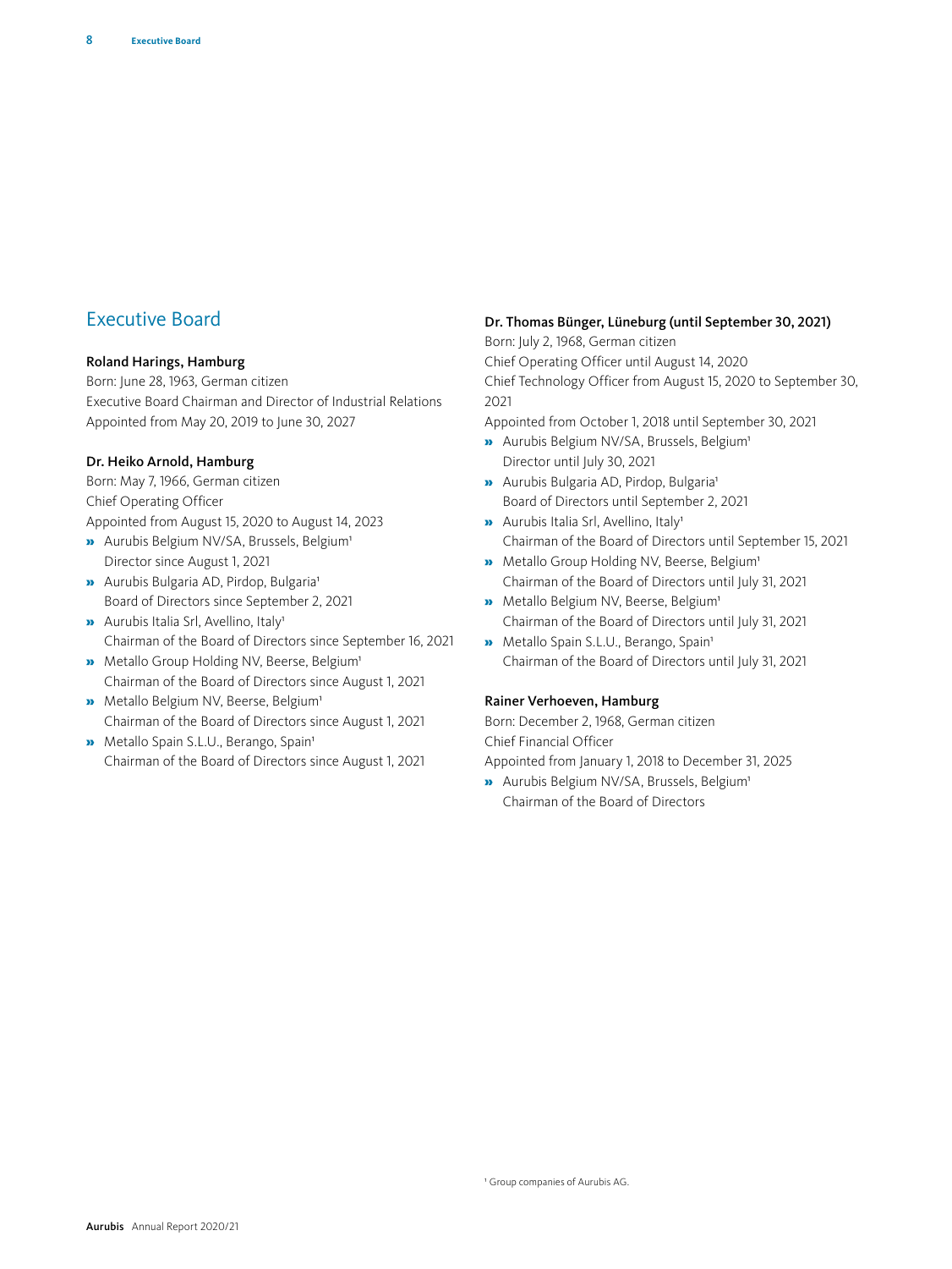## Executive Board

**Roland Harings, Hamburg**
Born: June 28, 1963, German citizen
Executive Board Chairman and Director of Industrial Relations
Appointed from May 20, 2019 to June 30, 2027

**Dr. Heiko Arnold, Hamburg**
Born: May 7, 1966, German citizen
Chief Operating Officer
Appointed from August 15, 2020 to August 14, 2023

- Aurubis Belgium NV/SA, Brussels, Belgium[1]
  Director since August 1, 2021
- Aurubis Bulgaria AD, Pirdop, Bulgaria[1]
  Board of Directors since September 2, 2021
- Aurubis Italia Srl, Avellino, Italy[1]
  Chairman of the Board of Directors since September 16, 2021
- Metallo Group Holding NV, Beerse, Belgium[1]
  Chairman of the Board of Directors since August 1, 2021
- Metallo Belgium NV, Beerse, Belgium[1]
  Chairman of the Board of Directors since August 1, 2021
- Metallo Spain S.L.U., Berango, Spain[1]
  Chairman of the Board of Directors since August 1, 2021

**Dr. Thomas Bünger, Lüneburg (until September 30, 2021)**
Born: July 2, 1968, German citizen
Chief Operating Officer until August 14, 2020
Chief Technology Officer from August 15, 2020 to September 30, 2021
Appointed from October 1, 2018 until September 30, 2021

- Aurubis Belgium NV/SA, Brussels, Belgium[1]
  Director until July 30, 2021
- Aurubis Bulgaria AD, Pirdop, Bulgaria[1]
  Board of Directors until September 2, 2021
- Aurubis Italia Srl, Avellino, Italy[1]
  Chairman of the Board of Directors until September 15, 2021
- Metallo Group Holding NV, Beerse, Belgium[1]
  Chairman of the Board of Directors until July 31, 2021
- Metallo Belgium NV, Beerse, Belgium[1]
  Chairman of the Board of Directors until July 31, 2021
- Metallo Spain S.L.U., Berango, Spain[1]
  Chairman of the Board of Directors until July 31, 2021

**Rainer Verhoeven, Hamburg**
Born: December 2, 1968, German citizen
Chief Financial Officer
Appointed from January 1, 2018 to December 31, 2025

- Aurubis Belgium NV/SA, Brussels, Belgium[1]
  Chairman of the Board of Directors

[1] Group companies of Aurubis AG.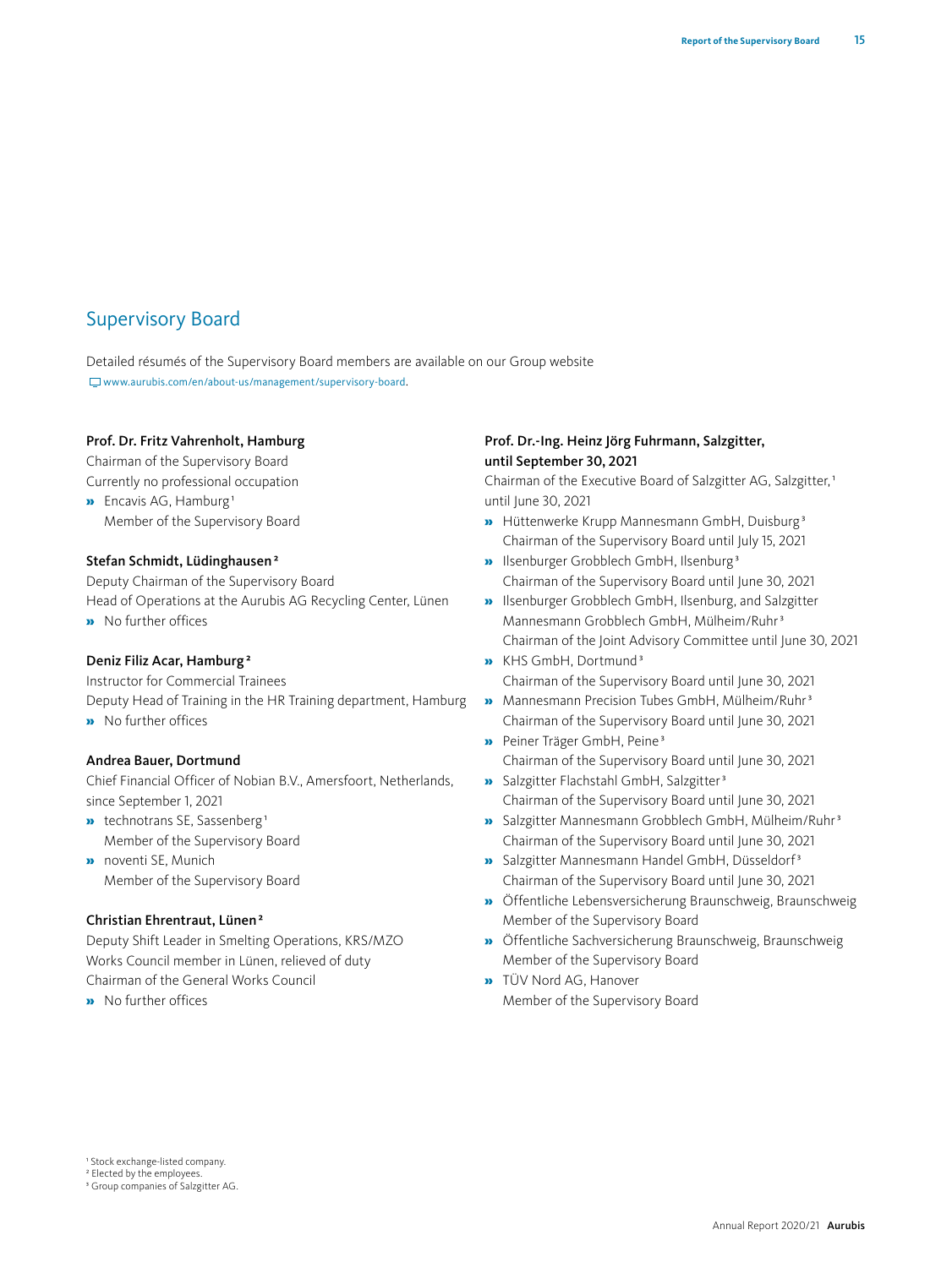## Supervisory Board

Detailed résumés of the Supervisory Board members are available on our Group website www.aurubis.com/en/about-us/management/supervisory-board.

**Prof. Dr. Fritz Vahrenholt, Hamburg**
Chairman of the Supervisory Board
Currently no professional occupation

- Encavis AG, Hamburg[1]
  Member of the Supervisory Board

**Stefan Schmidt, Lüdinghausen[2]**
Deputy Chairman of the Supervisory Board
Head of Operations at the Aurubis AG Recycling Center, Lünen

- No further offices

**Deniz Filiz Acar, Hamburg[2]**
Instructor for Commercial Trainees
Deputy Head of Training in the HR Training department, Hamburg

- No further offices

**Andrea Bauer, Dortmund**
Chief Financial Officer of Nobian B.V., Amersfoort, Netherlands, since September 1, 2021

- technotrans SE, Sassenberg[1]
  Member of the Supervisory Board
- noventi SE, Munich
  Member of the Supervisory Board

**Christian Ehrentraut, Lünen[2]**
Deputy Shift Leader in Smelting Operations, KRS/MZO
Works Council member in Lünen, relieved of duty
Chairman of the General Works Council

- No further offices

**Prof. Dr.-Ing. Heinz Jörg Fuhrmann, Salzgitter, until September 30, 2021**
Chairman of the Executive Board of Salzgitter AG, Salzgitter,[1] until June 30, 2021

- Hüttenwerke Krupp Mannesmann GmbH, Duisburg[3]
  Chairman of the Supervisory Board until July 15, 2021
- Ilsenburger Grobblech GmbH, Ilsenburg[3]
  Chairman of the Supervisory Board until June 30, 2021
- Ilsenburger Grobblech GmbH, Ilsenburg, and Salzgitter Mannesmann Grobblech GmbH, Mülheim/Ruhr[3]
  Chairman of the Joint Advisory Committee until June 30, 2021
- KHS GmbH, Dortmund[3]
  Chairman of the Supervisory Board until June 30, 2021
- Mannesmann Precision Tubes GmbH, Mülheim/Ruhr[3]
  Chairman of the Supervisory Board until June 30, 2021
- Peiner Träger GmbH, Peine[3]
  Chairman of the Supervisory Board until June 30, 2021
- Salzgitter Flachstahl GmbH, Salzgitter[3]
  Chairman of the Supervisory Board until June 30, 2021
- Salzgitter Mannesmann Grobblech GmbH, Mülheim/Ruhr[3]
  Chairman of the Supervisory Board until June 30, 2021
- Salzgitter Mannesmann Handel GmbH, Düsseldorf[3]
  Chairman of the Supervisory Board until June 30, 2021
- Öffentliche Lebensversicherung Braunschweig, Braunschweig
  Member of the Supervisory Board
- Öffentliche Sachversicherung Braunschweig, Braunschweig
  Member of the Supervisory Board
- TÜV Nord AG, Hanover
  Member of the Supervisory Board

[1] Stock exchange-listed company.
[2] Elected by the employees.
[3] Group companies of Salzgitter AG.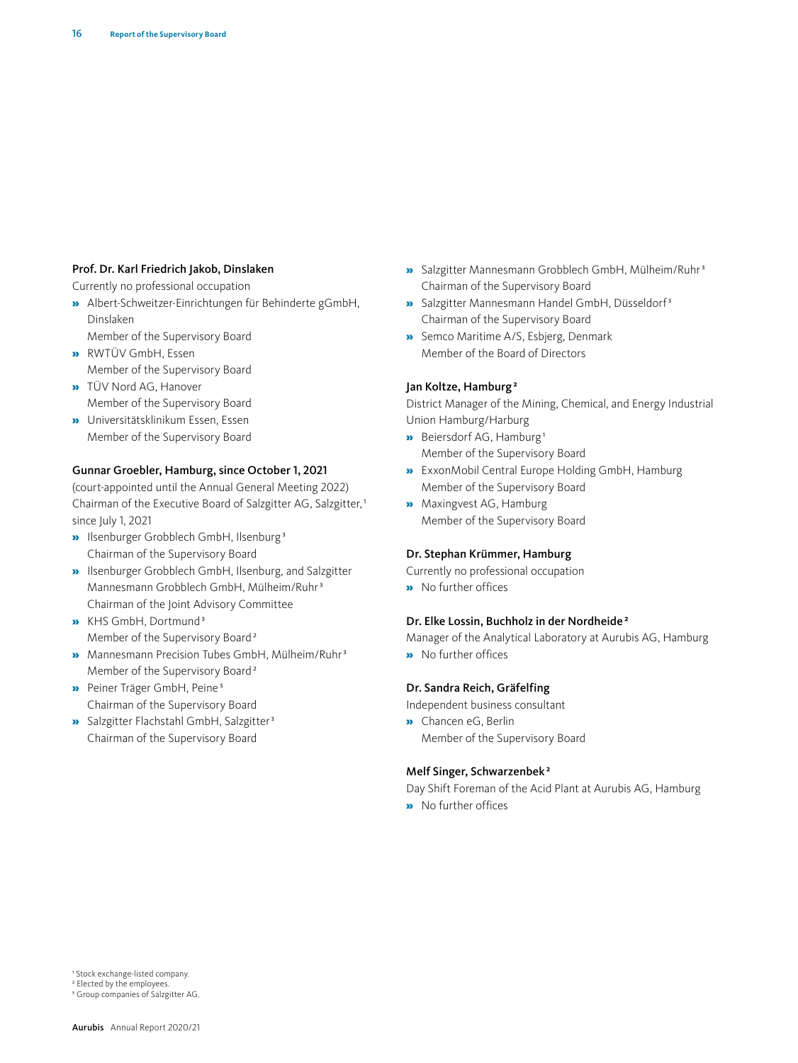**Prof. Dr. Karl Friedrich Jakob, Dinslaken**
Currently no professional occupation

- Albert-Schweitzer-Einrichtungen für Behinderte gGmbH, Dinslaken
  Member of the Supervisory Board
- RWTÜV GmbH, Essen
  Member of the Supervisory Board
- TÜV Nord AG, Hanover
  Member of the Supervisory Board
- Universitätsklinikum Essen, Essen
  Member of the Supervisory Board

**Gunnar Groebler, Hamburg, since October 1, 2021**
(court-appointed until the Annual General Meeting 2022)
Chairman of the Executive Board of Salzgitter AG, Salzgitter,[1] since July 1, 2021

- Ilsenburger Grobblech GmbH, Ilsenburg[3]
  Chairman of the Supervisory Board
- Ilsenburger Grobblech GmbH, Ilsenburg, and Salzgitter Mannesmann Grobblech GmbH, Mülheim/Ruhr[3]
  Chairman of the Joint Advisory Committee
- KHS GmbH, Dortmund[3]
  Member of the Supervisory Board[2]
- Mannesmann Precision Tubes GmbH, Mülheim/Ruhr[3]
  Member of the Supervisory Board[2]
- Peiner Träger GmbH, Peine[3]
  Chairman of the Supervisory Board
- Salzgitter Flachstahl GmbH, Salzgitter[3]
  Chairman of the Supervisory Board
- Salzgitter Mannesmann Grobblech GmbH, Mülheim/Ruhr[3]
  Chairman of the Supervisory Board
- Salzgitter Mannesmann Handel GmbH, Düsseldorf[3]
  Chairman of the Supervisory Board
- Semco Maritime A/S, Esbjerg, Denmark
  Member of the Board of Directors

**Jan Koltze, Hamburg[2]**
District Manager of the Mining, Chemical, and Energy Industrial Union Hamburg/Harburg

- Beiersdorf AG, Hamburg[1]
  Member of the Supervisory Board
- ExxonMobil Central Europe Holding GmbH, Hamburg
  Member of the Supervisory Board
- Maxingvest AG, Hamburg
  Member of the Supervisory Board

**Dr. Stephan Krümmer, Hamburg**
Currently no professional occupation

- No further offices

**Dr. Elke Lossin, Buchholz in der Nordheide[2]**
Manager of the Analytical Laboratory at Aurubis AG, Hamburg

- No further offices

**Dr. Sandra Reich, Gräfelfing**
Independent business consultant

- Chancen eG, Berlin
  Member of the Supervisory Board

**Melf Singer, Schwarzenbek[2]**
Day Shift Foreman of the Acid Plant at Aurubis AG, Hamburg

- No further offices

[1] Stock exchange-listed company.
[2] Elected by the employees.
[3] Group companies of Salzgitter AG.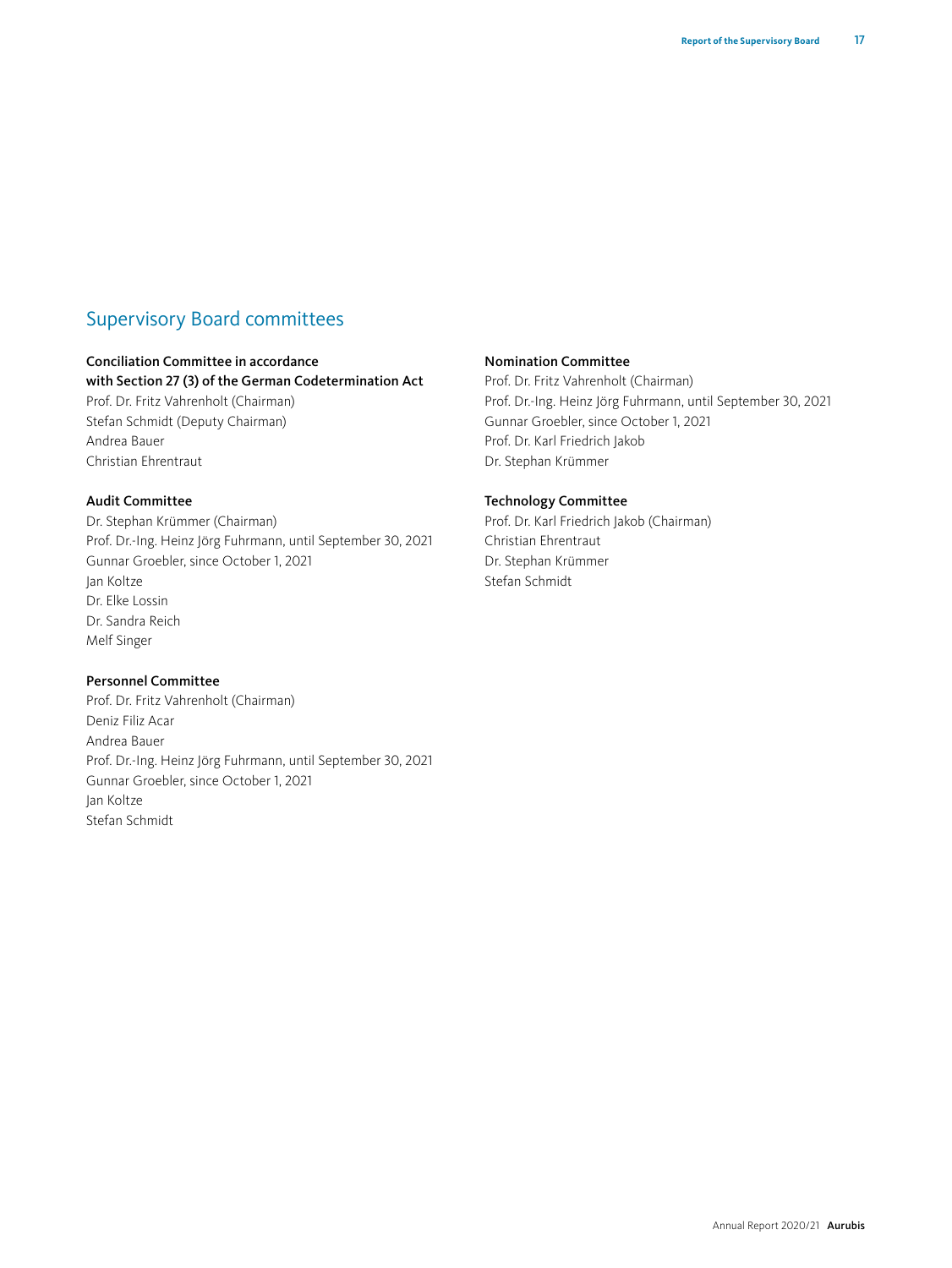## Supervisory Board committees

**Conciliation Committee in accordance with Section 27 (3) of the German Codetermination Act**
Prof. Dr. Fritz Vahrenholt (Chairman)
Stefan Schmidt (Deputy Chairman)
Andrea Bauer
Christian Ehrentraut

**Audit Committee**
Dr. Stephan Krümmer (Chairman)
Prof. Dr.-Ing. Heinz Jörg Fuhrmann, until September 30, 2021
Gunnar Groebler, since October 1, 2021
Jan Koltze
Dr. Elke Lossin
Dr. Sandra Reich
Melf Singer

**Personnel Committee**
Prof. Dr. Fritz Vahrenholt (Chairman)
Deniz Filiz Acar
Andrea Bauer
Prof. Dr.-Ing. Heinz Jörg Fuhrmann, until September 30, 2021
Gunnar Groebler, since October 1, 2021
Jan Koltze
Stefan Schmidt

**Nomination Committee**
Prof. Dr. Fritz Vahrenholt (Chairman)
Prof. Dr.-Ing. Heinz Jörg Fuhrmann, until September 30, 2021
Gunnar Groebler, since October 1, 2021
Prof. Dr. Karl Friedrich Jakob
Dr. Stephan Krümmer

**Technology Committee**
Prof. Dr. Karl Friedrich Jakob (Chairman)
Christian Ehrentraut
Dr. Stephan Krümmer
Stefan Schmidt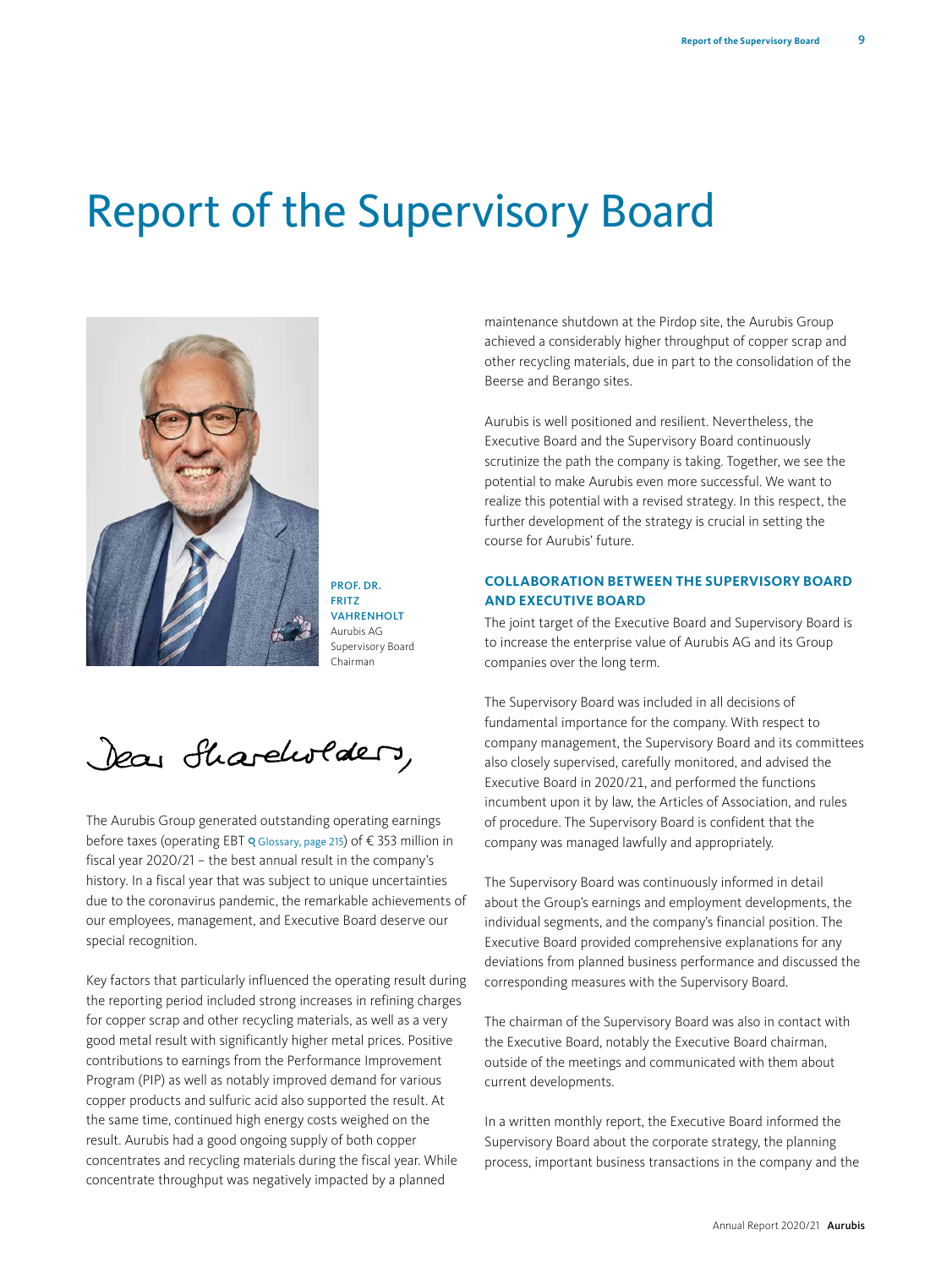# Report of the Supervisory Board

**PROF. DR. FRITZ VAHRENHOLT**
Aurubis AG
Supervisory Board
Chairman

*Dear Shareholders,*

The Aurubis Group generated outstanding operating earnings before taxes (operating EBT Glossary, page 215) of € 353 million in fiscal year 2020/21 – the best annual result in the company's history. In a fiscal year that was subject to unique uncertainties due to the coronavirus pandemic, the remarkable achievements of our employees, management, and Executive Board deserve our special recognition.

Key factors that particularly influenced the operating result during the reporting period included strong increases in refining charges for copper scrap and other recycling materials, as well as a very good metal result with significantly higher metal prices. Positive contributions to earnings from the Performance Improvement Program (PIP) as well as notably improved demand for various copper products and sulfuric acid also supported the result. At the same time, continued high energy costs weighed on the result. Aurubis had a good ongoing supply of both copper concentrates and recycling materials during the fiscal year. While concentrate throughput was negatively impacted by a planned maintenance shutdown at the Pirdop site, the Aurubis Group achieved a considerably higher throughput of copper scrap and other recycling materials, due in part to the consolidation of the Beerse and Berango sites.

Aurubis is well positioned and resilient. Nevertheless, the Executive Board and the Supervisory Board continuously scrutinize the path the company is taking. Together, we see the potential to make Aurubis even more successful. We want to realize this potential with a revised strategy. In this respect, the further development of the strategy is crucial in setting the course for Aurubis' future.

## COLLABORATION BETWEEN THE SUPERVISORY BOARD AND EXECUTIVE BOARD

The joint target of the Executive Board and Supervisory Board is to increase the enterprise value of Aurubis AG and its Group companies over the long term.

The Supervisory Board was included in all decisions of fundamental importance for the company. With respect to company management, the Supervisory Board and its committees also closely supervised, carefully monitored, and advised the Executive Board in 2020/21, and performed the functions incumbent upon it by law, the Articles of Association, and rules of procedure. The Supervisory Board is confident that the company was managed lawfully and appropriately.

The Supervisory Board was continuously informed in detail about the Group's earnings and employment developments, the individual segments, and the company's financial position. The Executive Board provided comprehensive explanations for any deviations from planned business performance and discussed the corresponding measures with the Supervisory Board.

The chairman of the Supervisory Board was also in contact with the Executive Board, notably the Executive Board chairman, outside of the meetings and communicated with them about current developments.

In a written monthly report, the Executive Board informed the Supervisory Board about the corporate strategy, the planning process, important business transactions in the company and the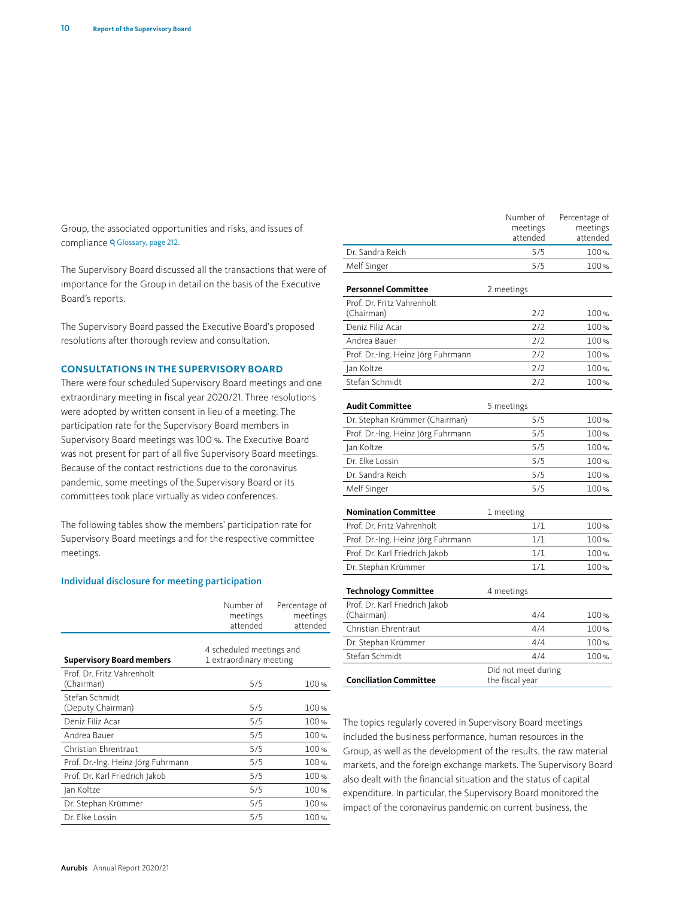Group, the associated opportunities and risks, and issues of compliance Glossary, page 212.

The Supervisory Board discussed all the transactions that were of importance for the Group in detail on the basis of the Executive Board's reports.

The Supervisory Board passed the Executive Board's proposed resolutions after thorough review and consultation.

## CONSULTATIONS IN THE SUPERVISORY BOARD

There were four scheduled Supervisory Board meetings and one extraordinary meeting in fiscal year 2020/21. Three resolutions were adopted by written consent in lieu of a meeting. The participation rate for the Supervisory Board members in Supervisory Board meetings was 100 %. The Executive Board was not present for part of all five Supervisory Board meetings. Because of the contact restrictions due to the coronavirus pandemic, some meetings of the Supervisory Board or its committees took place virtually as video conferences.

The following tables show the members' participation rate for Supervisory Board meetings and for the respective committee meetings.

### Individual disclosure for meeting participation

| | Number of meetings attended | Percentage of meetings attended |
|---|---|---|
| **Supervisory Board members** | 4 scheduled meetings and 1 extraordinary meeting | |
| Prof. Dr. Fritz Vahrenholt (Chairman) | 5/5 | 100 % |
| Stefan Schmidt (Deputy Chairman) | 5/5 | 100 % |
| Deniz Filiz Acar | 5/5 | 100 % |
| Andrea Bauer | 5/5 | 100 % |
| Christian Ehrentraut | 5/5 | 100 % |
| Prof. Dr.-Ing. Heinz Jörg Fuhrmann | 5/5 | 100 % |
| Prof. Dr. Karl Friedrich Jakob | 5/5 | 100 % |
| Jan Koltze | 5/5 | 100 % |
| Dr. Stephan Krümmer | 5/5 | 100 % |
| Dr. Elke Lossin | 5/5 | 100 % |
| Dr. Sandra Reich | 5/5 | 100 % |
| Melf Singer | 5/5 | 100 % |
| **Personnel Committee** | 2 meetings | |
| Prof. Dr. Fritz Vahrenholt (Chairman) | 2/2 | 100 % |
| Deniz Filiz Acar | 2/2 | 100 % |
| Andrea Bauer | 2/2 | 100 % |
| Prof. Dr.-Ing. Heinz Jörg Fuhrmann | 2/2 | 100 % |
| Jan Koltze | 2/2 | 100 % |
| Stefan Schmidt | 2/2 | 100 % |
| **Audit Committee** | 5 meetings | |
| Dr. Stephan Krümmer (Chairman) | 5/5 | 100 % |
| Prof. Dr.-Ing. Heinz Jörg Fuhrmann | 5/5 | 100 % |
| Jan Koltze | 5/5 | 100 % |
| Dr. Elke Lossin | 5/5 | 100 % |
| Dr. Sandra Reich | 5/5 | 100 % |
| Melf Singer | 5/5 | 100 % |
| **Nomination Committee** | 1 meeting | |
| Prof. Dr. Fritz Vahrenholt | 1/1 | 100 % |
| Prof. Dr.-Ing. Heinz Jörg Fuhrmann | 1/1 | 100 % |
| Prof. Dr. Karl Friedrich Jakob | 1/1 | 100 % |
| Dr. Stephan Krümmer | 1/1 | 100 % |
| **Technology Committee** | 4 meetings | |
| Prof. Dr. Karl Friedrich Jakob (Chairman) | 4/4 | 100 % |
| Christian Ehrentraut | 4/4 | 100 % |
| Dr. Stephan Krümmer | 4/4 | 100 % |
| Stefan Schmidt | 4/4 | 100 % |
| **Conciliation Committee** | Did not meet during the fiscal year | |

The topics regularly covered in Supervisory Board meetings included the business performance, human resources in the Group, as well as the development of the results, the raw material markets, and the foreign exchange markets. The Supervisory Board also dealt with the financial situation and the status of capital expenditure. In particular, the Supervisory Board monitored the impact of the coronavirus pandemic on current business, the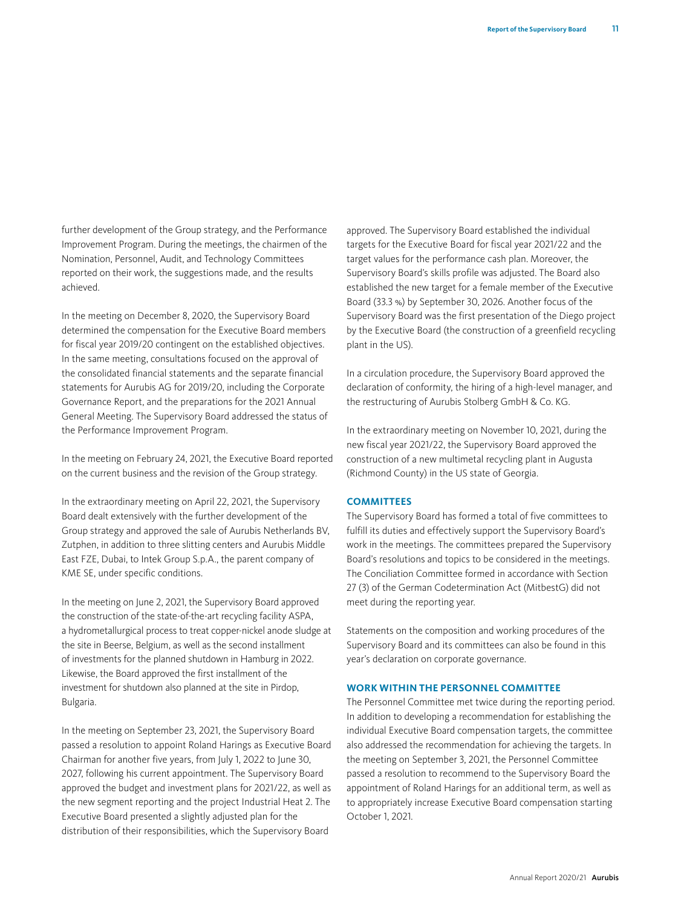further development of the Group strategy, and the Performance Improvement Program. During the meetings, the chairmen of the Nomination, Personnel, Audit, and Technology Committees reported on their work, the suggestions made, and the results achieved.

In the meeting on December 8, 2020, the Supervisory Board determined the compensation for the Executive Board members for fiscal year 2019/20 contingent on the established objectives. In the same meeting, consultations focused on the approval of the consolidated financial statements and the separate financial statements for Aurubis AG for 2019/20, including the Corporate Governance Report, and the preparations for the 2021 Annual General Meeting. The Supervisory Board addressed the status of the Performance Improvement Program.

In the meeting on February 24, 2021, the Executive Board reported on the current business and the revision of the Group strategy.

In the extraordinary meeting on April 22, 2021, the Supervisory Board dealt extensively with the further development of the Group strategy and approved the sale of Aurubis Netherlands BV, Zutphen, in addition to three slitting centers and Aurubis Middle East FZE, Dubai, to Intek Group S.p.A., the parent company of KME SE, under specific conditions.

In the meeting on June 2, 2021, the Supervisory Board approved the construction of the state-of-the-art recycling facility ASPA, a hydrometallurgical process to treat copper-nickel anode sludge at the site in Beerse, Belgium, as well as the second installment of investments for the planned shutdown in Hamburg in 2022. Likewise, the Board approved the first installment of the investment for shutdown also planned at the site in Pirdop, Bulgaria.

In the meeting on September 23, 2021, the Supervisory Board passed a resolution to appoint Roland Harings as Executive Board Chairman for another five years, from July 1, 2022 to June 30, 2027, following his current appointment. The Supervisory Board approved the budget and investment plans for 2021/22, as well as the new segment reporting and the project Industrial Heat 2. The Executive Board presented a slightly adjusted plan for the distribution of their responsibilities, which the Supervisory Board approved. The Supervisory Board established the individual targets for the Executive Board for fiscal year 2021/22 and the target values for the performance cash plan. Moreover, the Supervisory Board's skills profile was adjusted. The Board also established the new target for a female member of the Executive Board (33.3 %) by September 30, 2026. Another focus of the Supervisory Board was the first presentation of the Diego project by the Executive Board (the construction of a greenfield recycling plant in the US).

In a circulation procedure, the Supervisory Board approved the declaration of conformity, the hiring of a high-level manager, and the restructuring of Aurubis Stolberg GmbH & Co. KG.

In the extraordinary meeting on November 10, 2021, during the new fiscal year 2021/22, the Supervisory Board approved the construction of a new multimetal recycling plant in Augusta (Richmond County) in the US state of Georgia.

## COMMITTEES

The Supervisory Board has formed a total of five committees to fulfill its duties and effectively support the Supervisory Board's work in the meetings. The committees prepared the Supervisory Board's resolutions and topics to be considered in the meetings. The Conciliation Committee formed in accordance with Section 27 (3) of the German Codetermination Act (MitbestG) did not meet during the reporting year.

Statements on the composition and working procedures of the Supervisory Board and its committees can also be found in this year's declaration on corporate governance.

## WORK WITHIN THE PERSONNEL COMMITTEE

The Personnel Committee met twice during the reporting period. In addition to developing a recommendation for establishing the individual Executive Board compensation targets, the committee also addressed the recommendation for achieving the targets. In the meeting on September 3, 2021, the Personnel Committee passed a resolution to recommend to the Supervisory Board the appointment of Roland Harings for an additional term, as well as to appropriately increase Executive Board compensation starting October 1, 2021.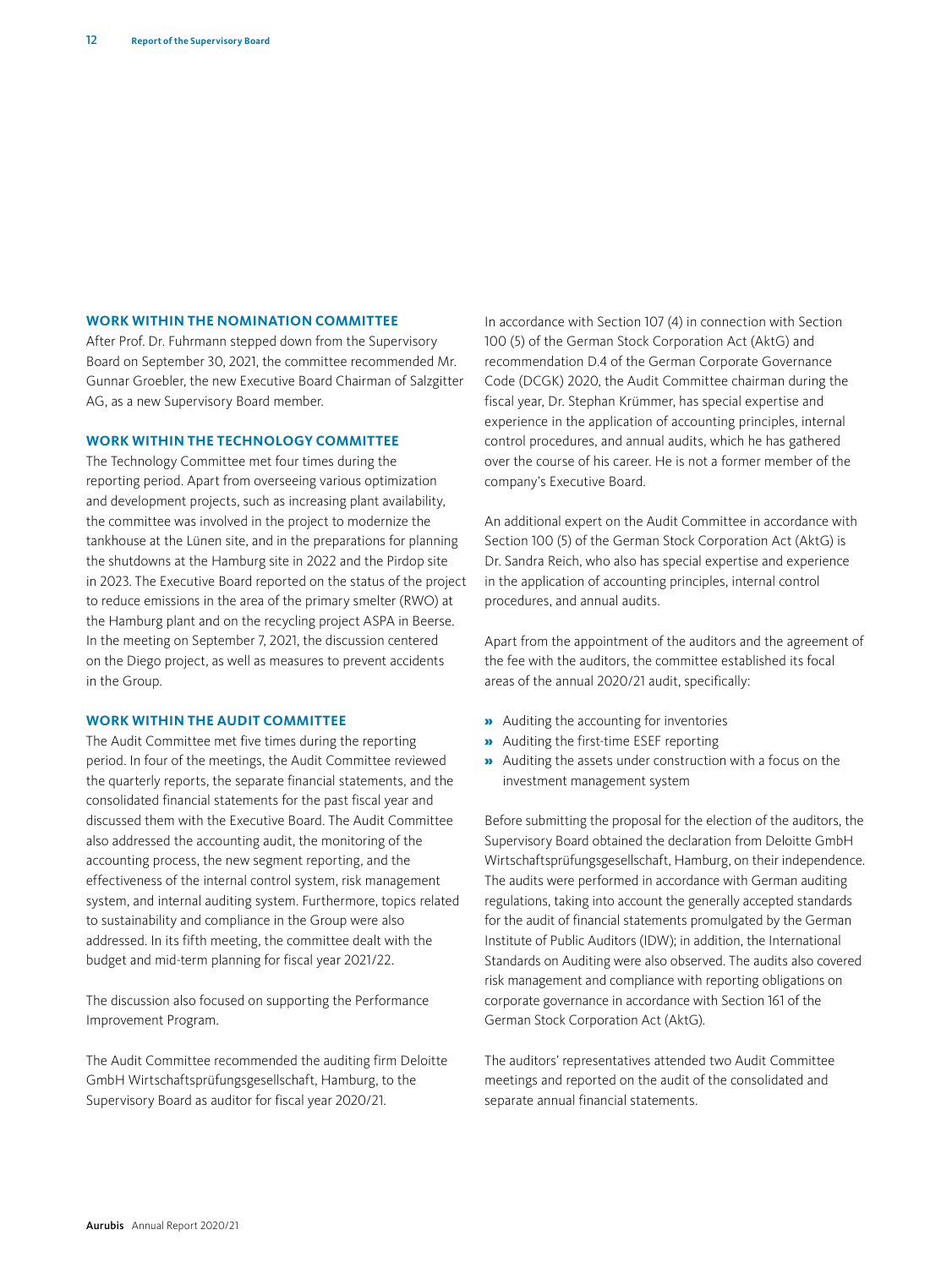## WORK WITHIN THE NOMINATION COMMITTEE

After Prof. Dr. Fuhrmann stepped down from the Supervisory Board on September 30, 2021, the committee recommended Mr. Gunnar Groebler, the new Executive Board Chairman of Salzgitter AG, as a new Supervisory Board member.

## WORK WITHIN THE TECHNOLOGY COMMITTEE

The Technology Committee met four times during the reporting period. Apart from overseeing various optimization and development projects, such as increasing plant availability, the committee was involved in the project to modernize the tankhouse at the Lünen site, and in the preparations for planning the shutdowns at the Hamburg site in 2022 and the Pirdop site in 2023. The Executive Board reported on the status of the project to reduce emissions in the area of the primary smelter (RWO) at the Hamburg plant and on the recycling project ASPA in Beerse. In the meeting on September 7, 2021, the discussion centered on the Diego project, as well as measures to prevent accidents in the Group.

## WORK WITHIN THE AUDIT COMMITTEE

The Audit Committee met five times during the reporting period. In four of the meetings, the Audit Committee reviewed the quarterly reports, the separate financial statements, and the consolidated financial statements for the past fiscal year and discussed them with the Executive Board. The Audit Committee also addressed the accounting audit, the monitoring of the accounting process, the new segment reporting, and the effectiveness of the internal control system, risk management system, and internal auditing system. Furthermore, topics related to sustainability and compliance in the Group were also addressed. In its fifth meeting, the committee dealt with the budget and mid-term planning for fiscal year 2021/22.

The discussion also focused on supporting the Performance Improvement Program.

The Audit Committee recommended the auditing firm Deloitte GmbH Wirtschaftsprüfungsgesellschaft, Hamburg, to the Supervisory Board as auditor for fiscal year 2020/21.

In accordance with Section 107 (4) in connection with Section 100 (5) of the German Stock Corporation Act (AktG) and recommendation D.4 of the German Corporate Governance Code (DCGK) 2020, the Audit Committee chairman during the fiscal year, Dr. Stephan Krümmer, has special expertise and experience in the application of accounting principles, internal control procedures, and annual audits, which he has gathered over the course of his career. He is not a former member of the company's Executive Board.

An additional expert on the Audit Committee in accordance with Section 100 (5) of the German Stock Corporation Act (AktG) is Dr. Sandra Reich, who also has special expertise and experience in the application of accounting principles, internal control procedures, and annual audits.

Apart from the appointment of the auditors and the agreement of the fee with the auditors, the committee established its focal areas of the annual 2020/21 audit, specifically:

- Auditing the accounting for inventories
- Auditing the first-time ESEF reporting
- Auditing the assets under construction with a focus on the investment management system

Before submitting the proposal for the election of the auditors, the Supervisory Board obtained the declaration from Deloitte GmbH Wirtschaftsprüfungsgesellschaft, Hamburg, on their independence. The audits were performed in accordance with German auditing regulations, taking into account the generally accepted standards for the audit of financial statements promulgated by the German Institute of Public Auditors (IDW); in addition, the International Standards on Auditing were also observed. The audits also covered risk management and compliance with reporting obligations on corporate governance in accordance with Section 161 of the German Stock Corporation Act (AktG).

The auditors' representatives attended two Audit Committee meetings and reported on the audit of the consolidated and separate annual financial statements.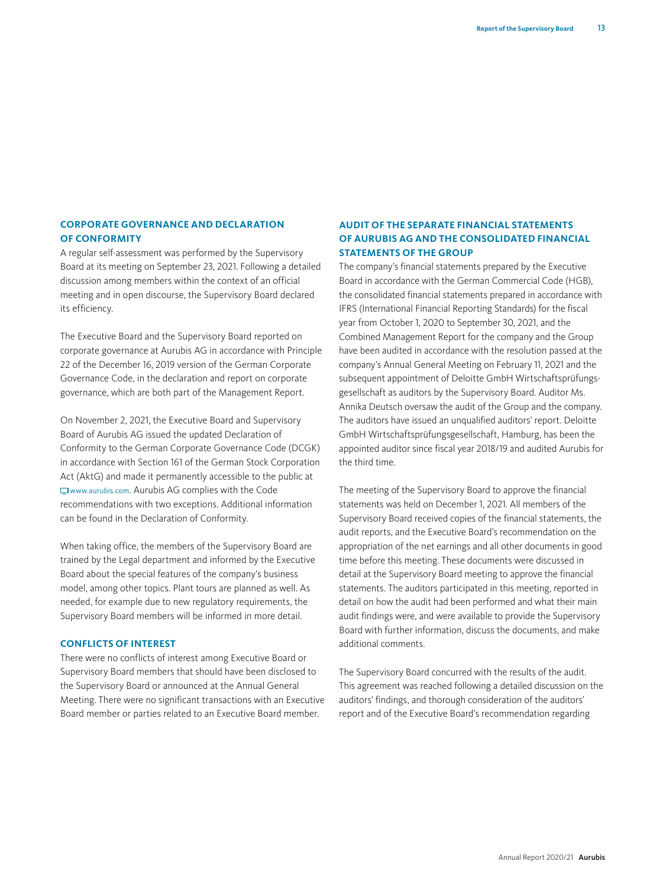## CORPORATE GOVERNANCE AND DECLARATION OF CONFORMITY

A regular self-assessment was performed by the Supervisory Board at its meeting on September 23, 2021. Following a detailed discussion among members within the context of an official meeting and in open discourse, the Supervisory Board declared its efficiency.

The Executive Board and the Supervisory Board reported on corporate governance at Aurubis AG in accordance with Principle 22 of the December 16, 2019 version of the German Corporate Governance Code, in the declaration and report on corporate governance, which are both part of the Management Report.

On November 2, 2021, the Executive Board and Supervisory Board of Aurubis AG issued the updated Declaration of Conformity to the German Corporate Governance Code (DCGK) in accordance with Section 161 of the German Stock Corporation Act (AktG) and made it permanently accessible to the public at www.aurubis.com. Aurubis AG complies with the Code recommendations with two exceptions. Additional information can be found in the Declaration of Conformity.

When taking office, the members of the Supervisory Board are trained by the Legal department and informed by the Executive Board about the special features of the company's business model, among other topics. Plant tours are planned as well. As needed, for example due to new regulatory requirements, the Supervisory Board members will be informed in more detail.

## CONFLICTS OF INTEREST

There were no conflicts of interest among Executive Board or Supervisory Board members that should have been disclosed to the Supervisory Board or announced at the Annual General Meeting. There were no significant transactions with an Executive Board member or parties related to an Executive Board member.

## AUDIT OF THE SEPARATE FINANCIAL STATEMENTS OF AURUBIS AG AND THE CONSOLIDATED FINANCIAL STATEMENTS OF THE GROUP

The company's financial statements prepared by the Executive Board in accordance with the German Commercial Code (HGB), the consolidated financial statements prepared in accordance with IFRS (International Financial Reporting Standards) for the fiscal year from October 1, 2020 to September 30, 2021, and the Combined Management Report for the company and the Group have been audited in accordance with the resolution passed at the company's Annual General Meeting on February 11, 2021 and the subsequent appointment of Deloitte GmbH Wirtschaftsprüfungsgesellschaft as auditors by the Supervisory Board. Auditor Ms. Annika Deutsch oversaw the audit of the Group and the company. The auditors have issued an unqualified auditors' report. Deloitte GmbH Wirtschaftsprüfungsgesellschaft, Hamburg, has been the appointed auditor since fiscal year 2018/19 and audited Aurubis for the third time.

The meeting of the Supervisory Board to approve the financial statements was held on December 1, 2021. All members of the Supervisory Board received copies of the financial statements, the audit reports, and the Executive Board's recommendation on the appropriation of the net earnings and all other documents in good time before this meeting. These documents were discussed in detail at the Supervisory Board meeting to approve the financial statements. The auditors participated in this meeting, reported in detail on how the audit had been performed and what their main audit findings were, and were available to provide the Supervisory Board with further information, discuss the documents, and make additional comments.

The Supervisory Board concurred with the results of the audit. This agreement was reached following a detailed discussion on the auditors' findings, and thorough consideration of the auditors' report and of the Executive Board's recommendation regarding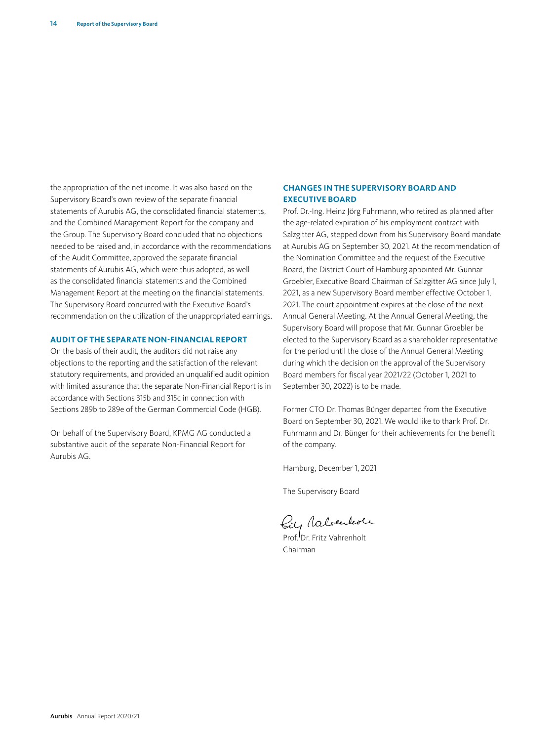the appropriation of the net income. It was also based on the Supervisory Board's own review of the separate financial statements of Aurubis AG, the consolidated financial statements, and the Combined Management Report for the company and the Group. The Supervisory Board concluded that no objections needed to be raised and, in accordance with the recommendations of the Audit Committee, approved the separate financial statements of Aurubis AG, which were thus adopted, as well as the consolidated financial statements and the Combined Management Report at the meeting on the financial statements. The Supervisory Board concurred with the Executive Board's recommendation on the utilization of the unappropriated earnings.

## AUDIT OF THE SEPARATE NON-FINANCIAL REPORT

On the basis of their audit, the auditors did not raise any objections to the reporting and the satisfaction of the relevant statutory requirements, and provided an unqualified audit opinion with limited assurance that the separate Non-Financial Report is in accordance with Sections 315b and 315c in connection with Sections 289b to 289e of the German Commercial Code (HGB).

On behalf of the Supervisory Board, KPMG AG conducted a substantive audit of the separate Non-Financial Report for Aurubis AG.

## CHANGES IN THE SUPERVISORY BOARD AND EXECUTIVE BOARD

Prof. Dr.-Ing. Heinz Jörg Fuhrmann, who retired as planned after the age-related expiration of his employment contract with Salzgitter AG, stepped down from his Supervisory Board mandate at Aurubis AG on September 30, 2021. At the recommendation of the Nomination Committee and the request of the Executive Board, the District Court of Hamburg appointed Mr. Gunnar Groebler, Executive Board Chairman of Salzgitter AG since July 1, 2021, as a new Supervisory Board member effective October 1, 2021. The court appointment expires at the close of the next Annual General Meeting. At the Annual General Meeting, the Supervisory Board will propose that Mr. Gunnar Groebler be elected to the Supervisory Board as a shareholder representative for the period until the close of the Annual General Meeting during which the decision on the approval of the Supervisory Board members for fiscal year 2021/22 (October 1, 2021 to September 30, 2022) is to be made.

Former CTO Dr. Thomas Bünger departed from the Executive Board on September 30, 2021. We would like to thank Prof. Dr. Fuhrmann and Dr. Bünger for their achievements for the benefit of the company.

Hamburg, December 1, 2021

The Supervisory Board

Prof. Dr. Fritz Vahrenholt
Chairman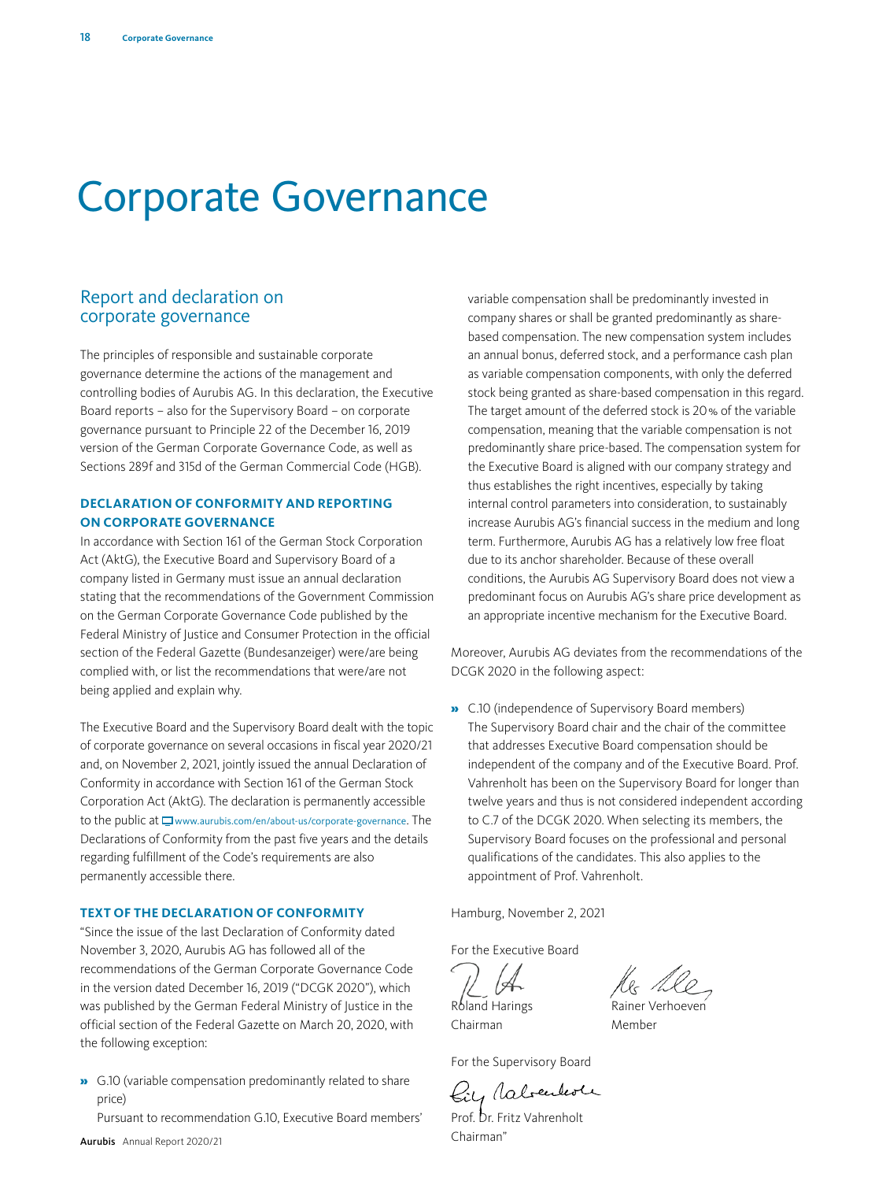# Corporate Governance

## Report and declaration on corporate governance

The principles of responsible and sustainable corporate governance determine the actions of the management and controlling bodies of Aurubis AG. In this declaration, the Executive Board reports – also for the Supervisory Board – on corporate governance pursuant to Principle 22 of the December 16, 2019 version of the German Corporate Governance Code, as well as Sections 289f and 315d of the German Commercial Code (HGB).

### DECLARATION OF CONFORMITY AND REPORTING ON CORPORATE GOVERNANCE

In accordance with Section 161 of the German Stock Corporation Act (AktG), the Executive Board and Supervisory Board of a company listed in Germany must issue an annual declaration stating that the recommendations of the Government Commission on the German Corporate Governance Code published by the Federal Ministry of Justice and Consumer Protection in the official section of the Federal Gazette (Bundesanzeiger) were/are being complied with, or list the recommendations that were/are not being applied and explain why.

The Executive Board and the Supervisory Board dealt with the topic of corporate governance on several occasions in fiscal year 2020/21 and, on November 2, 2021, jointly issued the annual Declaration of Conformity in accordance with Section 161 of the German Stock Corporation Act (AktG). The declaration is permanently accessible to the public at www.aurubis.com/en/about-us/corporate-governance. The Declarations of Conformity from the past five years and the details regarding fulfillment of the Code's requirements are also permanently accessible there.

### TEXT OF THE DECLARATION OF CONFORMITY

"Since the issue of the last Declaration of Conformity dated November 3, 2020, Aurubis AG has followed all of the recommendations of the German Corporate Governance Code in the version dated December 16, 2019 ("DCGK 2020"), which was published by the German Federal Ministry of Justice in the official section of the Federal Gazette on March 20, 2020, with the following exception:

» G.10 (variable compensation predominantly related to share price)
Pursuant to recommendation G.10, Executive Board members' variable compensation shall be predominantly invested in company shares or shall be granted predominantly as share-based compensation. The new compensation system includes an annual bonus, deferred stock, and a performance cash plan as variable compensation components, with only the deferred stock being granted as share-based compensation in this regard. The target amount of the deferred stock is 20 % of the variable compensation, meaning that the variable compensation is not predominantly share price-based. The compensation system for the Executive Board is aligned with our company strategy and thus establishes the right incentives, especially by taking internal control parameters into consideration, to sustainably increase Aurubis AG's financial success in the medium and long term. Furthermore, Aurubis AG has a relatively low free float due to its anchor shareholder. Because of these overall conditions, the Aurubis AG Supervisory Board does not view a predominant focus on Aurubis AG's share price development as an appropriate incentive mechanism for the Executive Board.

Moreover, Aurubis AG deviates from the recommendations of the DCGK 2020 in the following aspect:

» C.10 (independence of Supervisory Board members)
The Supervisory Board chair and the chair of the committee that addresses Executive Board compensation should be independent of the company and of the Executive Board. Prof. Vahrenholt has been on the Supervisory Board for longer than twelve years and thus is not considered independent according to C.7 of the DCGK 2020. When selecting its members, the Supervisory Board focuses on the professional and personal qualifications of the candidates. This also applies to the appointment of Prof. Vahrenholt.

Hamburg, November 2, 2021

For the Executive Board

Roland Harings
Chairman

Rainer Verhoeven
Member

For the Supervisory Board

Prof. Dr. Fritz Vahrenholt
Chairman"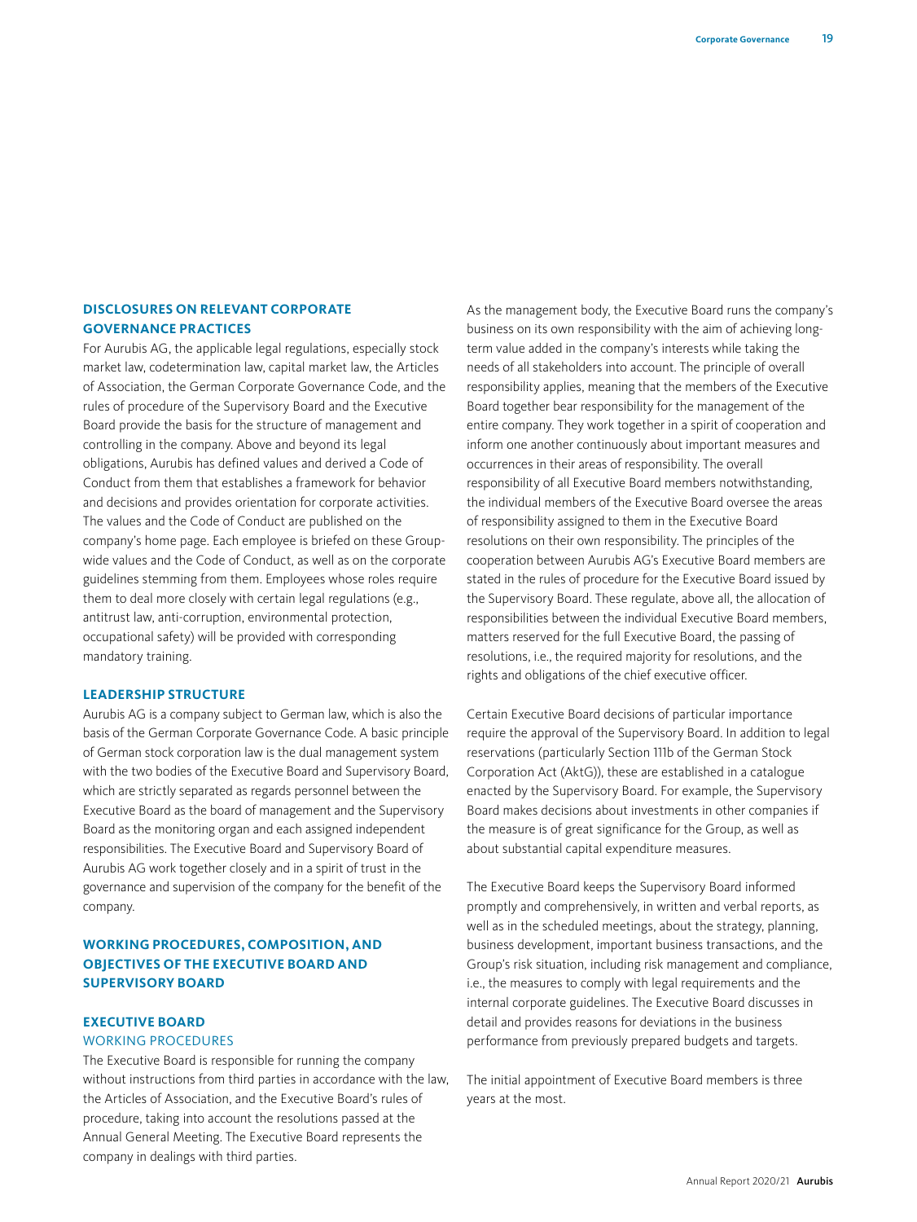## DISCLOSURES ON RELEVANT CORPORATE GOVERNANCE PRACTICES

For Aurubis AG, the applicable legal regulations, especially stock market law, codetermination law, capital market law, the Articles of Association, the German Corporate Governance Code, and the rules of procedure of the Supervisory Board and the Executive Board provide the basis for the structure of management and controlling in the company. Above and beyond its legal obligations, Aurubis has defined values and derived a Code of Conduct from them that establishes a framework for behavior and decisions and provides orientation for corporate activities. The values and the Code of Conduct are published on the company's home page. Each employee is briefed on these Group-wide values and the Code of Conduct, as well as on the corporate guidelines stemming from them. Employees whose roles require them to deal more closely with certain legal regulations (e.g., antitrust law, anti-corruption, environmental protection, occupational safety) will be provided with corresponding mandatory training.

## LEADERSHIP STRUCTURE

Aurubis AG is a company subject to German law, which is also the basis of the German Corporate Governance Code. A basic principle of German stock corporation law is the dual management system with the two bodies of the Executive Board and Supervisory Board, which are strictly separated as regards personnel between the Executive Board as the board of management and the Supervisory Board as the monitoring organ and each assigned independent responsibilities. The Executive Board and Supervisory Board of Aurubis AG work together closely and in a spirit of trust in the governance and supervision of the company for the benefit of the company.

## WORKING PROCEDURES, COMPOSITION, AND OBJECTIVES OF THE EXECUTIVE BOARD AND SUPERVISORY BOARD

### EXECUTIVE BOARD

#### WORKING PROCEDURES

The Executive Board is responsible for running the company without instructions from third parties in accordance with the law, the Articles of Association, and the Executive Board's rules of procedure, taking into account the resolutions passed at the Annual General Meeting. The Executive Board represents the company in dealings with third parties.

As the management body, the Executive Board runs the company's business on its own responsibility with the aim of achieving long-term value added in the company's interests while taking the needs of all stakeholders into account. The principle of overall responsibility applies, meaning that the members of the Executive Board together bear responsibility for the management of the entire company. They work together in a spirit of cooperation and inform one another continuously about important measures and occurrences in their areas of responsibility. The overall responsibility of all Executive Board members notwithstanding, the individual members of the Executive Board oversee the areas of responsibility assigned to them in the Executive Board resolutions on their own responsibility. The principles of the cooperation between Aurubis AG's Executive Board members are stated in the rules of procedure for the Executive Board issued by the Supervisory Board. These regulate, above all, the allocation of responsibilities between the individual Executive Board members, matters reserved for the full Executive Board, the passing of resolutions, i.e., the required majority for resolutions, and the rights and obligations of the chief executive officer.

Certain Executive Board decisions of particular importance require the approval of the Supervisory Board. In addition to legal reservations (particularly Section 111b of the German Stock Corporation Act (AktG)), these are established in a catalogue enacted by the Supervisory Board. For example, the Supervisory Board makes decisions about investments in other companies if the measure is of great significance for the Group, as well as about substantial capital expenditure measures.

The Executive Board keeps the Supervisory Board informed promptly and comprehensively, in written and verbal reports, as well as in the scheduled meetings, about the strategy, planning, business development, important business transactions, and the Group's risk situation, including risk management and compliance, i.e., the measures to comply with legal requirements and the internal corporate guidelines. The Executive Board discusses in detail and provides reasons for deviations in the business performance from previously prepared budgets and targets.

The initial appointment of Executive Board members is three years at the most.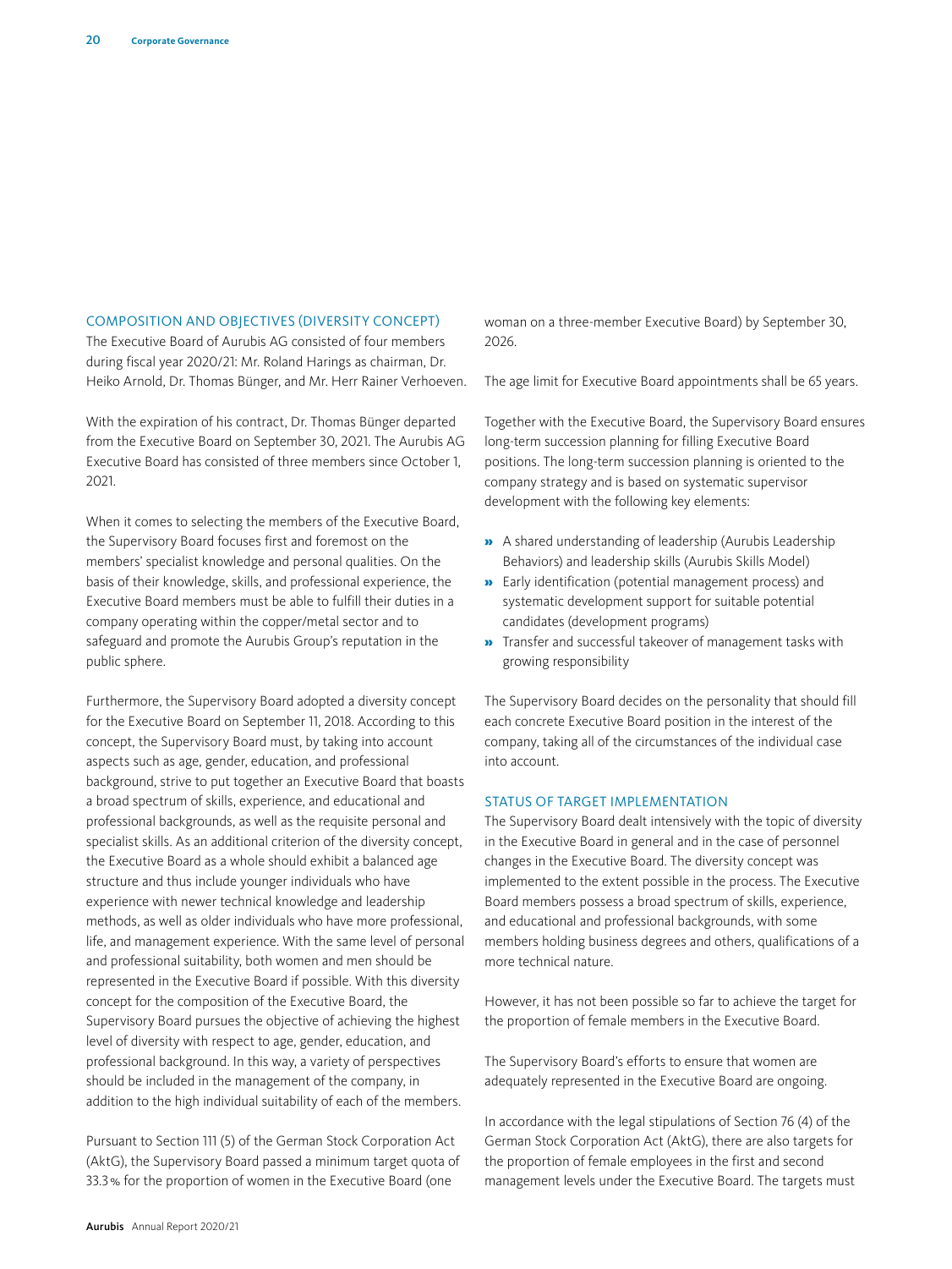## COMPOSITION AND OBJECTIVES (DIVERSITY CONCEPT)

The Executive Board of Aurubis AG consisted of four members during fiscal year 2020/21: Mr. Roland Harings as chairman, Dr. Heiko Arnold, Dr. Thomas Bünger, and Mr. Herr Rainer Verhoeven.

With the expiration of his contract, Dr. Thomas Bünger departed from the Executive Board on September 30, 2021. The Aurubis AG Executive Board has consisted of three members since October 1, 2021.

When it comes to selecting the members of the Executive Board, the Supervisory Board focuses first and foremost on the members' specialist knowledge and personal qualities. On the basis of their knowledge, skills, and professional experience, the Executive Board members must be able to fulfill their duties in a company operating within the copper/metal sector and to safeguard and promote the Aurubis Group's reputation in the public sphere.

Furthermore, the Supervisory Board adopted a diversity concept for the Executive Board on September 11, 2018. According to this concept, the Supervisory Board must, by taking into account aspects such as age, gender, education, and professional background, strive to put together an Executive Board that boasts a broad spectrum of skills, experience, and educational and professional backgrounds, as well as the requisite personal and specialist skills. As an additional criterion of the diversity concept, the Executive Board as a whole should exhibit a balanced age structure and thus include younger individuals who have experience with newer technical knowledge and leadership methods, as well as older individuals who have more professional, life, and management experience. With the same level of personal and professional suitability, both women and men should be represented in the Executive Board if possible. With this diversity concept for the composition of the Executive Board, the Supervisory Board pursues the objective of achieving the highest level of diversity with respect to age, gender, education, and professional background. In this way, a variety of perspectives should be included in the management of the company, in addition to the high individual suitability of each of the members.

Pursuant to Section 111 (5) of the German Stock Corporation Act (AktG), the Supervisory Board passed a minimum target quota of 33.3 % for the proportion of women in the Executive Board (one woman on a three-member Executive Board) by September 30, 2026.

The age limit for Executive Board appointments shall be 65 years.

Together with the Executive Board, the Supervisory Board ensures long-term succession planning for filling Executive Board positions. The long-term succession planning is oriented to the company strategy and is based on systematic supervisor development with the following key elements:

- A shared understanding of leadership (Aurubis Leadership Behaviors) and leadership skills (Aurubis Skills Model)
- Early identification (potential management process) and systematic development support for suitable potential candidates (development programs)
- Transfer and successful takeover of management tasks with growing responsibility

The Supervisory Board decides on the personality that should fill each concrete Executive Board position in the interest of the company, taking all of the circumstances of the individual case into account.

## STATUS OF TARGET IMPLEMENTATION

The Supervisory Board dealt intensively with the topic of diversity in the Executive Board in general and in the case of personnel changes in the Executive Board. The diversity concept was implemented to the extent possible in the process. The Executive Board members possess a broad spectrum of skills, experience, and educational and professional backgrounds, with some members holding business degrees and others, qualifications of a more technical nature.

However, it has not been possible so far to achieve the target for the proportion of female members in the Executive Board.

The Supervisory Board's efforts to ensure that women are adequately represented in the Executive Board are ongoing.

In accordance with the legal stipulations of Section 76 (4) of the German Stock Corporation Act (AktG), there are also targets for the proportion of female employees in the first and second management levels under the Executive Board. The targets must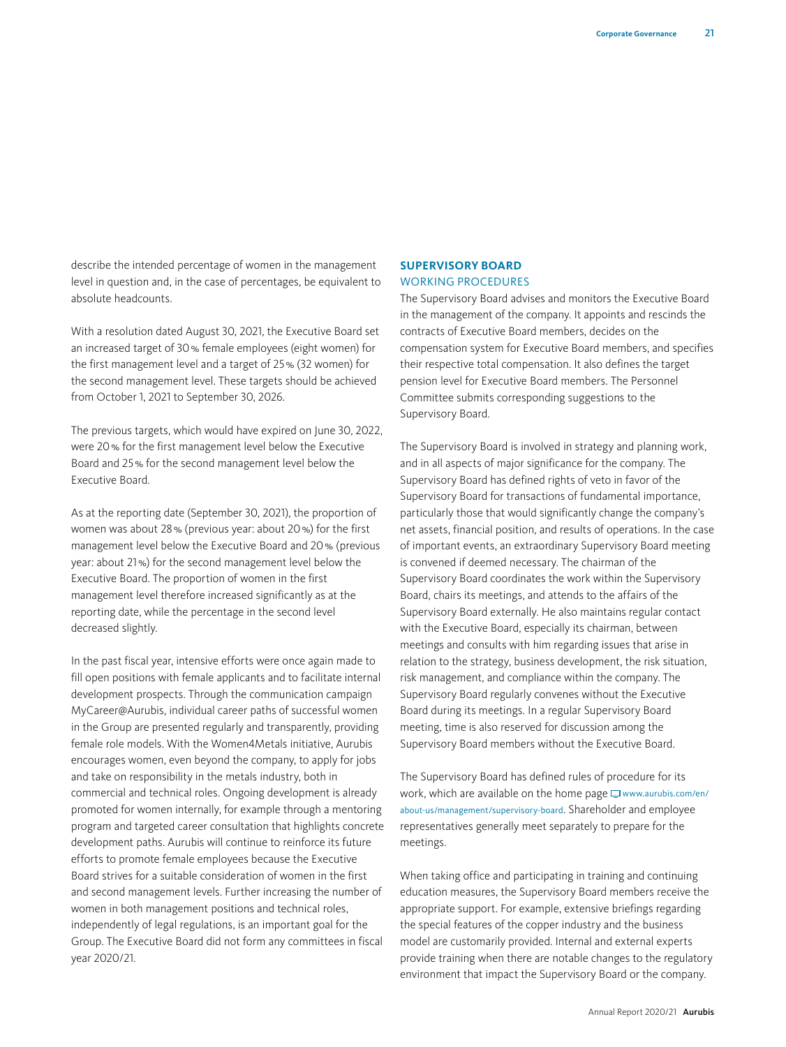describe the intended percentage of women in the management level in question and, in the case of percentages, be equivalent to absolute headcounts.

With a resolution dated August 30, 2021, the Executive Board set an increased target of 30 % female employees (eight women) for the first management level and a target of 25 % (32 women) for the second management level. These targets should be achieved from October 1, 2021 to September 30, 2026.

The previous targets, which would have expired on June 30, 2022, were 20 % for the first management level below the Executive Board and 25 % for the second management level below the Executive Board.

As at the reporting date (September 30, 2021), the proportion of women was about 28 % (previous year: about 20 %) for the first management level below the Executive Board and 20 % (previous year: about 21 %) for the second management level below the Executive Board. The proportion of women in the first management level therefore increased significantly as at the reporting date, while the percentage in the second level decreased slightly.

In the past fiscal year, intensive efforts were once again made to fill open positions with female applicants and to facilitate internal development prospects. Through the communication campaign MyCareer@Aurubis, individual career paths of successful women in the Group are presented regularly and transparently, providing female role models. With the Women4Metals initiative, Aurubis encourages women, even beyond the company, to apply for jobs and take on responsibility in the metals industry, both in commercial and technical roles. Ongoing development is already promoted for women internally, for example through a mentoring program and targeted career consultation that highlights concrete development paths. Aurubis will continue to reinforce its future efforts to promote female employees because the Executive Board strives for a suitable consideration of women in the first and second management levels. Further increasing the number of women in both management positions and technical roles, independently of legal regulations, is an important goal for the Group. The Executive Board did not form any committees in fiscal year 2020/21.

## SUPERVISORY BOARD

### WORKING PROCEDURES

The Supervisory Board advises and monitors the Executive Board in the management of the company. It appoints and rescinds the contracts of Executive Board members, decides on the compensation system for Executive Board members, and specifies their respective total compensation. It also defines the target pension level for Executive Board members. The Personnel Committee submits corresponding suggestions to the Supervisory Board.

The Supervisory Board is involved in strategy and planning work, and in all aspects of major significance for the company. The Supervisory Board has defined rights of veto in favor of the Supervisory Board for transactions of fundamental importance, particularly those that would significantly change the company's net assets, financial position, and results of operations. In the case of important events, an extraordinary Supervisory Board meeting is convened if deemed necessary. The chairman of the Supervisory Board coordinates the work within the Supervisory Board, chairs its meetings, and attends to the affairs of the Supervisory Board externally. He also maintains regular contact with the Executive Board, especially its chairman, between meetings and consults with him regarding issues that arise in relation to the strategy, business development, the risk situation, risk management, and compliance within the company. The Supervisory Board regularly convenes without the Executive Board during its meetings. In a regular Supervisory Board meeting, time is also reserved for discussion among the Supervisory Board members without the Executive Board.

The Supervisory Board has defined rules of procedure for its work, which are available on the home page www.aurubis.com/en/about-us/management/supervisory-board. Shareholder and employee representatives generally meet separately to prepare for the meetings.

When taking office and participating in training and continuing education measures, the Supervisory Board members receive the appropriate support. For example, extensive briefings regarding the special features of the copper industry and the business model are customarily provided. Internal and external experts provide training when there are notable changes to the regulatory environment that impact the Supervisory Board or the company.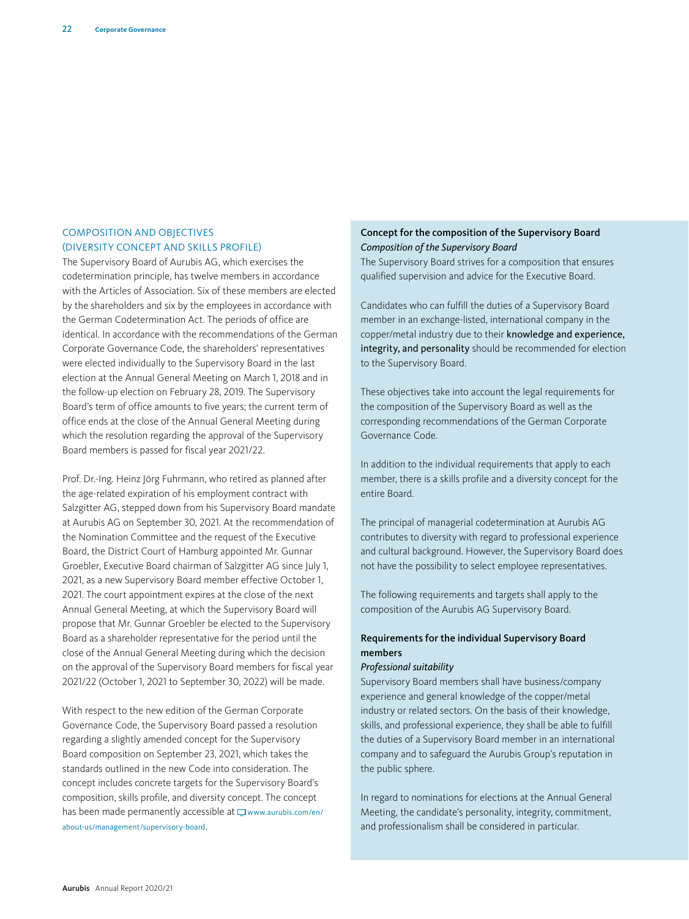## COMPOSITION AND OBJECTIVES (DIVERSITY CONCEPT AND SKILLS PROFILE)

The Supervisory Board of Aurubis AG, which exercises the codetermination principle, has twelve members in accordance with the Articles of Association. Six of these members are elected by the shareholders and six by the employees in accordance with the German Codetermination Act. The periods of office are identical. In accordance with the recommendations of the German Corporate Governance Code, the shareholders' representatives were elected individually to the Supervisory Board in the last election at the Annual General Meeting on March 1, 2018 and in the follow-up election on February 28, 2019. The Supervisory Board's term of office amounts to five years; the current term of office ends at the close of the Annual General Meeting during which the resolution regarding the approval of the Supervisory Board members is passed for fiscal year 2021/22.

Prof. Dr.-Ing. Heinz Jörg Fuhrmann, who retired as planned after the age-related expiration of his employment contract with Salzgitter AG, stepped down from his Supervisory Board mandate at Aurubis AG on September 30, 2021. At the recommendation of the Nomination Committee and the request of the Executive Board, the District Court of Hamburg appointed Mr. Gunnar Groebler, Executive Board chairman of Salzgitter AG since July 1, 2021, as a new Supervisory Board member effective October 1, 2021. The court appointment expires at the close of the next Annual General Meeting, at which the Supervisory Board will propose that Mr. Gunnar Groebler be elected to the Supervisory Board as a shareholder representative for the period until the close of the Annual General Meeting during which the decision on the approval of the Supervisory Board members for fiscal year 2021/22 (October 1, 2021 to September 30, 2022) will be made.

With respect to the new edition of the German Corporate Governance Code, the Supervisory Board passed a resolution regarding a slightly amended concept for the Supervisory Board composition on September 23, 2021, which takes the standards outlined in the new Code into consideration. The concept includes concrete targets for the Supervisory Board's composition, skills profile, and diversity concept. The concept has been made permanently accessible at www.aurubis.com/en/about-us/management/supervisory-board.

**Concept for the composition of the Supervisory Board**

*Composition of the Supervisory Board*

The Supervisory Board strives for a composition that ensures qualified supervision and advice for the Executive Board.

Candidates who can fulfill the duties of a Supervisory Board member in an exchange-listed, international company in the copper/metal industry due to their **knowledge and experience, integrity, and personality** should be recommended for election to the Supervisory Board.

These objectives take into account the legal requirements for the composition of the Supervisory Board as well as the corresponding recommendations of the German Corporate Governance Code.

In addition to the individual requirements that apply to each member, there is a skills profile and a diversity concept for the entire Board.

The principal of managerial codetermination at Aurubis AG contributes to diversity with regard to professional experience and cultural background. However, the Supervisory Board does not have the possibility to select employee representatives.

The following requirements and targets shall apply to the composition of the Aurubis AG Supervisory Board.

**Requirements for the individual Supervisory Board members**

*Professional suitability*

Supervisory Board members shall have business/company experience and general knowledge of the copper/metal industry or related sectors. On the basis of their knowledge, skills, and professional experience, they shall be able to fulfill the duties of a Supervisory Board member in an international company and to safeguard the Aurubis Group's reputation in the public sphere.

In regard to nominations for elections at the Annual General Meeting, the candidate's personality, integrity, commitment, and professionalism shall be considered in particular.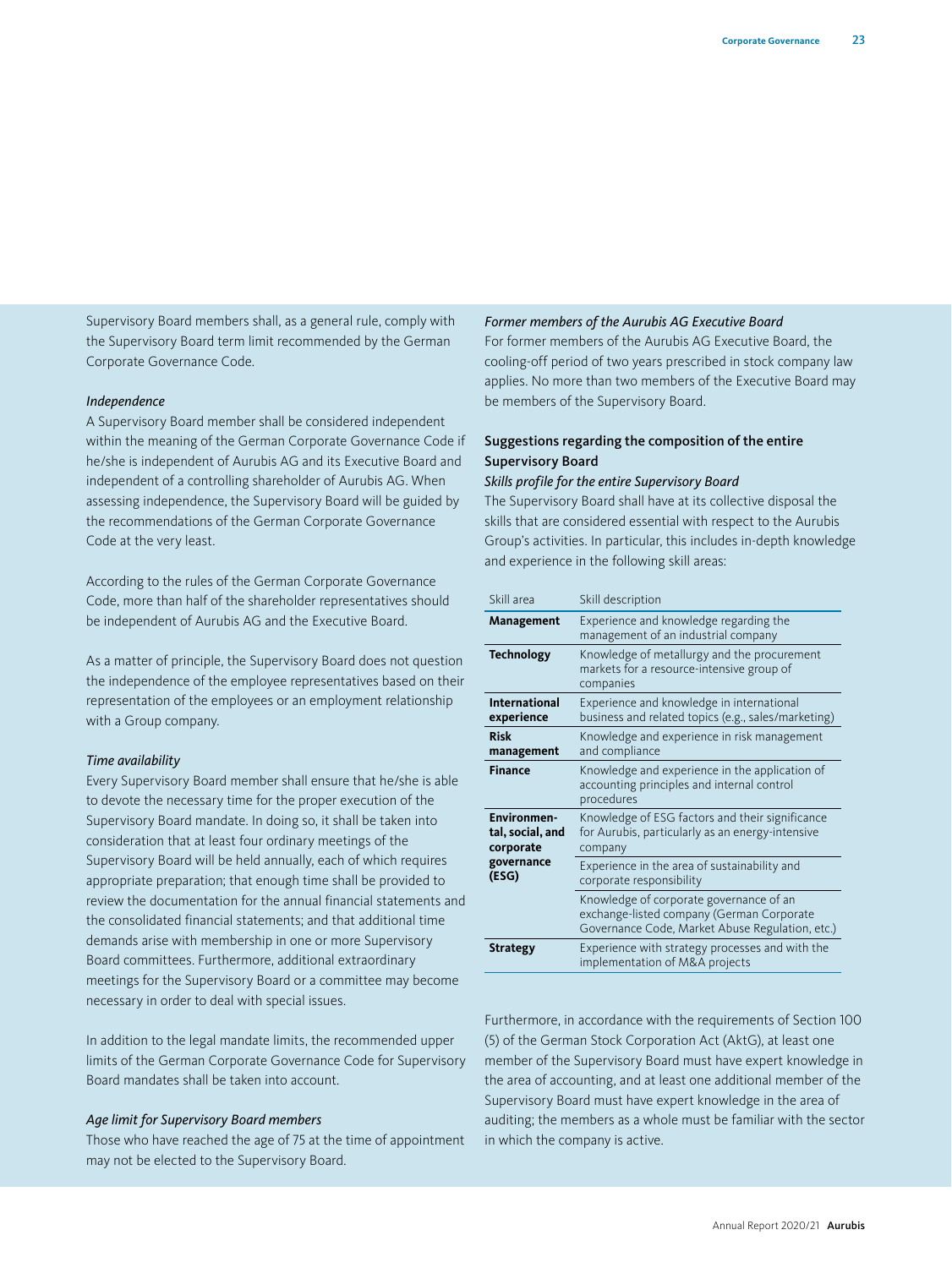Supervisory Board members shall, as a general rule, comply with the Supervisory Board term limit recommended by the German Corporate Governance Code.

*Independence*

A Supervisory Board member shall be considered independent within the meaning of the German Corporate Governance Code if he/she is independent of Aurubis AG and its Executive Board and independent of a controlling shareholder of Aurubis AG. When assessing independence, the Supervisory Board will be guided by the recommendations of the German Corporate Governance Code at the very least.

According to the rules of the German Corporate Governance Code, more than half of the shareholder representatives should be independent of Aurubis AG and the Executive Board.

As a matter of principle, the Supervisory Board does not question the independence of the employee representatives based on their representation of the employees or an employment relationship with a Group company.

*Time availability*

Every Supervisory Board member shall ensure that he/she is able to devote the necessary time for the proper execution of the Supervisory Board mandate. In doing so, it shall be taken into consideration that at least four ordinary meetings of the Supervisory Board will be held annually, each of which requires appropriate preparation; that enough time shall be provided to review the documentation for the annual financial statements and the consolidated financial statements; and that additional time demands arise with membership in one or more Supervisory Board committees. Furthermore, additional extraordinary meetings for the Supervisory Board or a committee may become necessary in order to deal with special issues.

In addition to the legal mandate limits, the recommended upper limits of the German Corporate Governance Code for Supervisory Board mandates shall be taken into account.

*Age limit for Supervisory Board members*

Those who have reached the age of 75 at the time of appointment may not be elected to the Supervisory Board.

*Former members of the Aurubis AG Executive Board*

For former members of the Aurubis AG Executive Board, the cooling-off period of two years prescribed in stock company law applies. No more than two members of the Executive Board may be members of the Supervisory Board.

**Suggestions regarding the composition of the entire Supervisory Board**

*Skills profile for the entire Supervisory Board*

The Supervisory Board shall have at its collective disposal the skills that are considered essential with respect to the Aurubis Group's activities. In particular, this includes in-depth knowledge and experience in the following skill areas:

| Skill area | Skill description |
|---|---|
| **Management** | Experience and knowledge regarding the management of an industrial company |
| **Technology** | Knowledge of metallurgy and the procurement markets for a resource-intensive group of companies |
| **International experience** | Experience and knowledge in international business and related topics (e.g., sales/marketing) |
| **Risk management** | Knowledge and experience in risk management and compliance |
| **Finance** | Knowledge and experience in the application of accounting principles and internal control procedures |
| **Environmental, social, and corporate governance (ESG)** | Knowledge of ESG factors and their significance for Aurubis, particularly as an energy-intensive company |
| | Experience in the area of sustainability and corporate responsibility |
| | Knowledge of corporate governance of an exchange-listed company (German Corporate Governance Code, Market Abuse Regulation, etc.) |
| **Strategy** | Experience with strategy processes and with the implementation of M&A projects |

Furthermore, in accordance with the requirements of Section 100 (5) of the German Stock Corporation Act (AktG), at least one member of the Supervisory Board must have expert knowledge in the area of accounting, and at least one additional member of the Supervisory Board must have expert knowledge in the area of auditing; the members as a whole must be familiar with the sector in which the company is active.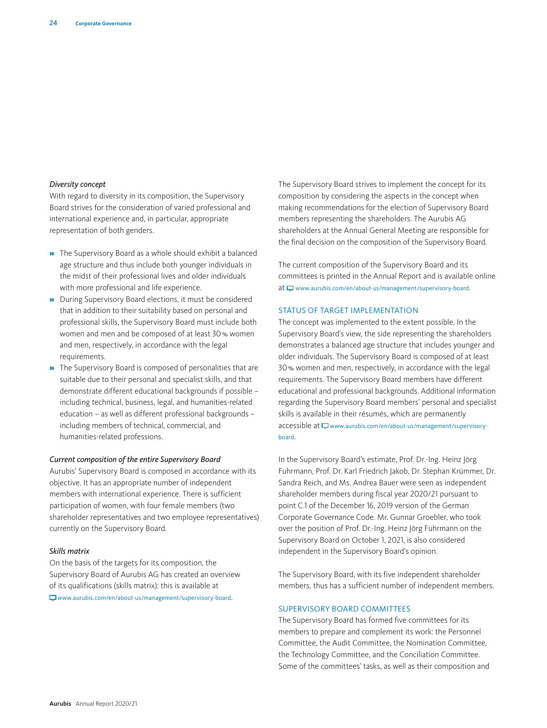*Diversity concept*

With regard to diversity in its composition, the Supervisory Board strives for the consideration of varied professional and international experience and, in particular, appropriate representation of both genders.

- The Supervisory Board as a whole should exhibit a balanced age structure and thus include both younger individuals in the midst of their professional lives and older individuals with more professional and life experience.
- During Supervisory Board elections, it must be considered that in addition to their suitability based on personal and professional skills, the Supervisory Board must include both women and men and be composed of at least 30 % women and men, respectively, in accordance with the legal requirements.
- The Supervisory Board is composed of personalities that are suitable due to their personal and specialist skills, and that demonstrate different educational backgrounds if possible – including technical, business, legal, and humanities-related education – as well as different professional backgrounds – including members of technical, commercial, and humanities-related professions.

*Current composition of the entire Supervisory Board*

Aurubis' Supervisory Board is composed in accordance with its objective. It has an appropriate number of independent members with international experience. There is sufficient participation of women, with four female members (two shareholder representatives and two employee representatives) currently on the Supervisory Board.

*Skills matrix*

On the basis of the targets for its composition, the Supervisory Board of Aurubis AG has created an overview of its qualifications (skills matrix): this is available at www.aurubis.com/en/about-us/management/supervisory-board.

The Supervisory Board strives to implement the concept for its composition by considering the aspects in the concept when making recommendations for the election of Supervisory Board members representing the shareholders. The Aurubis AG shareholders at the Annual General Meeting are responsible for the final decision on the composition of the Supervisory Board.

The current composition of the Supervisory Board and its committees is printed in the Annual Report and is available online at www.aurubis.com/en/about-us/management/supervisory-board.

## STATUS OF TARGET IMPLEMENTATION

The concept was implemented to the extent possible. In the Supervisory Board's view, the side representing the shareholders demonstrates a balanced age structure that includes younger and older individuals. The Supervisory Board is composed of at least 30 % women and men, respectively, in accordance with the legal requirements. The Supervisory Board members have different educational and professional backgrounds. Additional information regarding the Supervisory Board members' personal and specialist skills is available in their résumés, which are permanently accessible at www.aurubis.com/en/about-us/management/supervisory-board.

In the Supervisory Board's estimate, Prof. Dr.-Ing. Heinz Jörg Fuhrmann, Prof. Dr. Karl Friedrich Jakob, Dr. Stephan Krümmer, Dr. Sandra Reich, and Ms. Andrea Bauer were seen as independent shareholder members during fiscal year 2020/21 pursuant to point C.1 of the December 16, 2019 version of the German Corporate Governance Code. Mr. Gunnar Groebler, who took over the position of Prof. Dr.-Ing. Heinz Jörg Fuhrmann on the Supervisory Board on October 1, 2021, is also considered independent in the Supervisory Board's opinion.

The Supervisory Board, with its five independent shareholder members, thus has a sufficient number of independent members.

## SUPERVISORY BOARD COMMITTEES

The Supervisory Board has formed five committees for its members to prepare and complement its work: the Personnel Committee, the Audit Committee, the Nomination Committee, the Technology Committee, and the Conciliation Committee. Some of the committees' tasks, as well as their composition and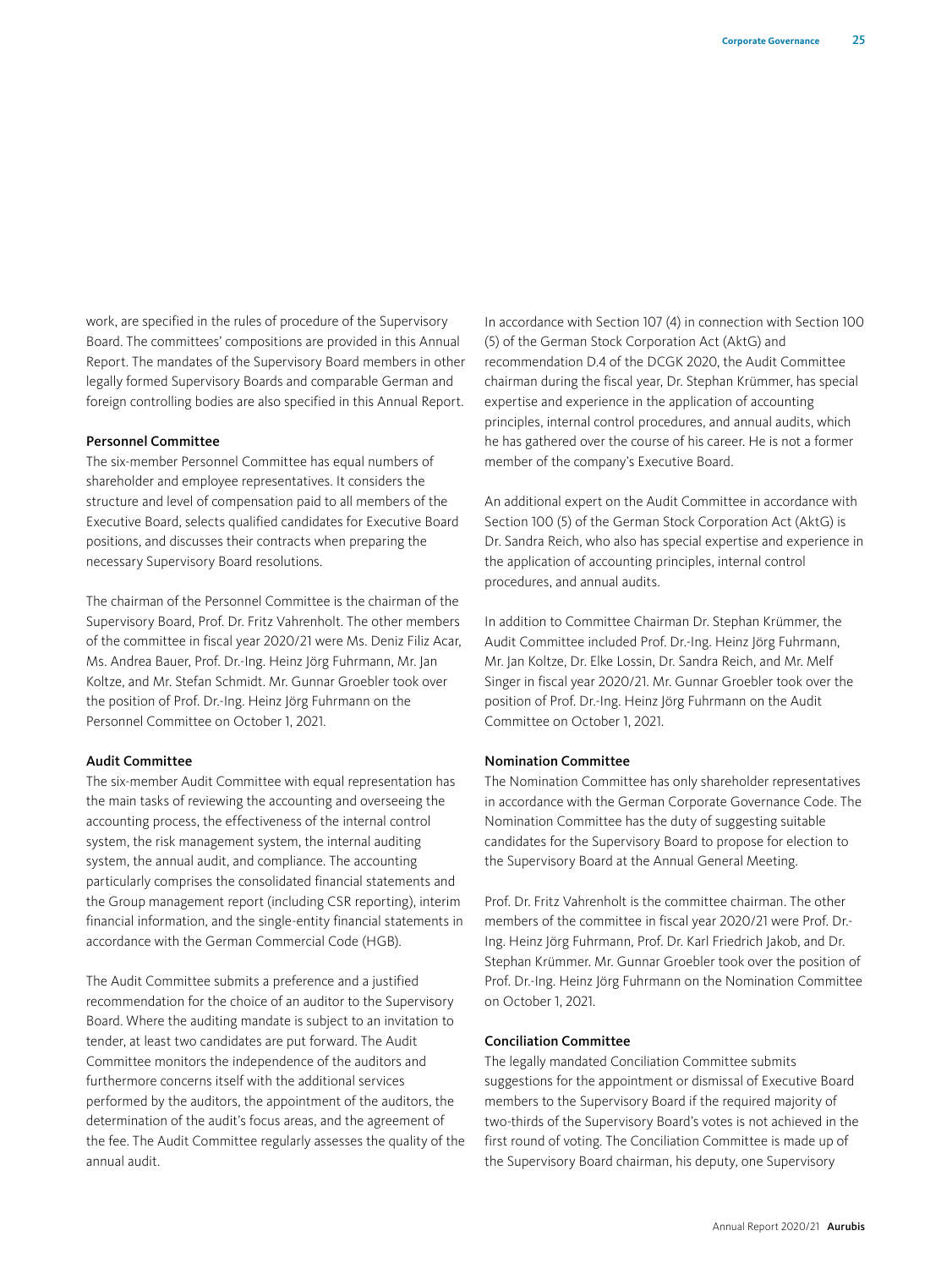work, are specified in the rules of procedure of the Supervisory Board. The committees' compositions are provided in this Annual Report. The mandates of the Supervisory Board members in other legally formed Supervisory Boards and comparable German and foreign controlling bodies are also specified in this Annual Report.

### Personnel Committee

The six-member Personnel Committee has equal numbers of shareholder and employee representatives. It considers the structure and level of compensation paid to all members of the Executive Board, selects qualified candidates for Executive Board positions, and discusses their contracts when preparing the necessary Supervisory Board resolutions.

The chairman of the Personnel Committee is the chairman of the Supervisory Board, Prof. Dr. Fritz Vahrenholt. The other members of the committee in fiscal year 2020/21 were Ms. Deniz Filiz Acar, Ms. Andrea Bauer, Prof. Dr.-Ing. Heinz Jörg Fuhrmann, Mr. Jan Koltze, and Mr. Stefan Schmidt. Mr. Gunnar Groebler took over the position of Prof. Dr.-Ing. Heinz Jörg Fuhrmann on the Personnel Committee on October 1, 2021.

### Audit Committee

The six-member Audit Committee with equal representation has the main tasks of reviewing the accounting and overseeing the accounting process, the effectiveness of the internal control system, the risk management system, the internal auditing system, the annual audit, and compliance. The accounting particularly comprises the consolidated financial statements and the Group management report (including CSR reporting), interim financial information, and the single-entity financial statements in accordance with the German Commercial Code (HGB).

The Audit Committee submits a preference and a justified recommendation for the choice of an auditor to the Supervisory Board. Where the auditing mandate is subject to an invitation to tender, at least two candidates are put forward. The Audit Committee monitors the independence of the auditors and furthermore concerns itself with the additional services performed by the auditors, the appointment of the auditors, the determination of the audit's focus areas, and the agreement of the fee. The Audit Committee regularly assesses the quality of the annual audit.

In accordance with Section 107 (4) in connection with Section 100 (5) of the German Stock Corporation Act (AktG) and recommendation D.4 of the DCGK 2020, the Audit Committee chairman during the fiscal year, Dr. Stephan Krümmer, has special expertise and experience in the application of accounting principles, internal control procedures, and annual audits, which he has gathered over the course of his career. He is not a former member of the company's Executive Board.

An additional expert on the Audit Committee in accordance with Section 100 (5) of the German Stock Corporation Act (AktG) is Dr. Sandra Reich, who also has special expertise and experience in the application of accounting principles, internal control procedures, and annual audits.

In addition to Committee Chairman Dr. Stephan Krümmer, the Audit Committee included Prof. Dr.-Ing. Heinz Jörg Fuhrmann, Mr. Jan Koltze, Dr. Elke Lossin, Dr. Sandra Reich, and Mr. Melf Singer in fiscal year 2020/21. Mr. Gunnar Groebler took over the position of Prof. Dr.-Ing. Heinz Jörg Fuhrmann on the Audit Committee on October 1, 2021.

### Nomination Committee

The Nomination Committee has only shareholder representatives in accordance with the German Corporate Governance Code. The Nomination Committee has the duty of suggesting suitable candidates for the Supervisory Board to propose for election to the Supervisory Board at the Annual General Meeting.

Prof. Dr. Fritz Vahrenholt is the committee chairman. The other members of the committee in fiscal year 2020/21 were Prof. Dr.-Ing. Heinz Jörg Fuhrmann, Prof. Dr. Karl Friedrich Jakob, and Dr. Stephan Krümmer. Mr. Gunnar Groebler took over the position of Prof. Dr.-Ing. Heinz Jörg Fuhrmann on the Nomination Committee on October 1, 2021.

### Conciliation Committee

The legally mandated Conciliation Committee submits suggestions for the appointment or dismissal of Executive Board members to the Supervisory Board if the required majority of two-thirds of the Supervisory Board's votes is not achieved in the first round of voting. The Conciliation Committee is made up of the Supervisory Board chairman, his deputy, one Supervisory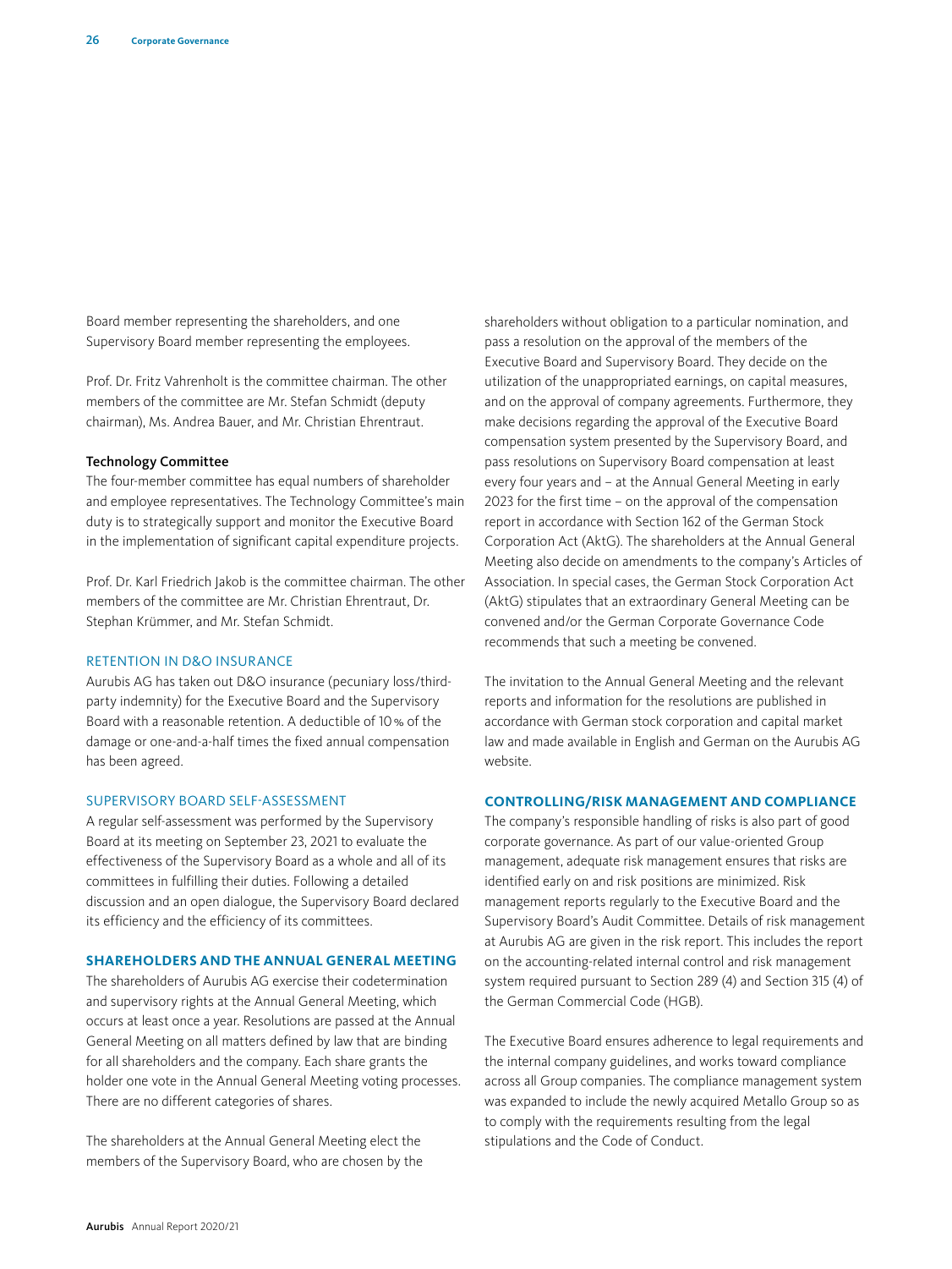Board member representing the shareholders, and one Supervisory Board member representing the employees.

Prof. Dr. Fritz Vahrenholt is the committee chairman. The other members of the committee are Mr. Stefan Schmidt (deputy chairman), Ms. Andrea Bauer, and Mr. Christian Ehrentraut.

**Technology Committee**

The four-member committee has equal numbers of shareholder and employee representatives. The Technology Committee's main duty is to strategically support and monitor the Executive Board in the implementation of significant capital expenditure projects.

Prof. Dr. Karl Friedrich Jakob is the committee chairman. The other members of the committee are Mr. Christian Ehrentraut, Dr. Stephan Krümmer, and Mr. Stefan Schmidt.

### RETENTION IN D&O INSURANCE

Aurubis AG has taken out D&O insurance (pecuniary loss/third-party indemnity) for the Executive Board and the Supervisory Board with a reasonable retention. A deductible of 10 % of the damage or one-and-a-half times the fixed annual compensation has been agreed.

### SUPERVISORY BOARD SELF-ASSESSMENT

A regular self-assessment was performed by the Supervisory Board at its meeting on September 23, 2021 to evaluate the effectiveness of the Supervisory Board as a whole and all of its committees in fulfilling their duties. Following a detailed discussion and an open dialogue, the Supervisory Board declared its efficiency and the efficiency of its committees.

## SHAREHOLDERS AND THE ANNUAL GENERAL MEETING

The shareholders of Aurubis AG exercise their codetermination and supervisory rights at the Annual General Meeting, which occurs at least once a year. Resolutions are passed at the Annual General Meeting on all matters defined by law that are binding for all shareholders and the company. Each share grants the holder one vote in the Annual General Meeting voting processes. There are no different categories of shares.

The shareholders at the Annual General Meeting elect the members of the Supervisory Board, who are chosen by the shareholders without obligation to a particular nomination, and pass a resolution on the approval of the members of the Executive Board and Supervisory Board. They decide on the utilization of the unappropriated earnings, on capital measures, and on the approval of company agreements. Furthermore, they make decisions regarding the approval of the Executive Board compensation system presented by the Supervisory Board, and pass resolutions on Supervisory Board compensation at least every four years and – at the Annual General Meeting in early 2023 for the first time – on the approval of the compensation report in accordance with Section 162 of the German Stock Corporation Act (AktG). The shareholders at the Annual General Meeting also decide on amendments to the company's Articles of Association. In special cases, the German Stock Corporation Act (AktG) stipulates that an extraordinary General Meeting can be convened and/or the German Corporate Governance Code recommends that such a meeting be convened.

The invitation to the Annual General Meeting and the relevant reports and information for the resolutions are published in accordance with German stock corporation and capital market law and made available in English and German on the Aurubis AG website.

## CONTROLLING/RISK MANAGEMENT AND COMPLIANCE

The company's responsible handling of risks is also part of good corporate governance. As part of our value-oriented Group management, adequate risk management ensures that risks are identified early on and risk positions are minimized. Risk management reports regularly to the Executive Board and the Supervisory Board's Audit Committee. Details of risk management at Aurubis AG are given in the risk report. This includes the report on the accounting-related internal control and risk management system required pursuant to Section 289 (4) and Section 315 (4) of the German Commercial Code (HGB).

The Executive Board ensures adherence to legal requirements and the internal company guidelines, and works toward compliance across all Group companies. The compliance management system was expanded to include the newly acquired Metallo Group so as to comply with the requirements resulting from the legal stipulations and the Code of Conduct.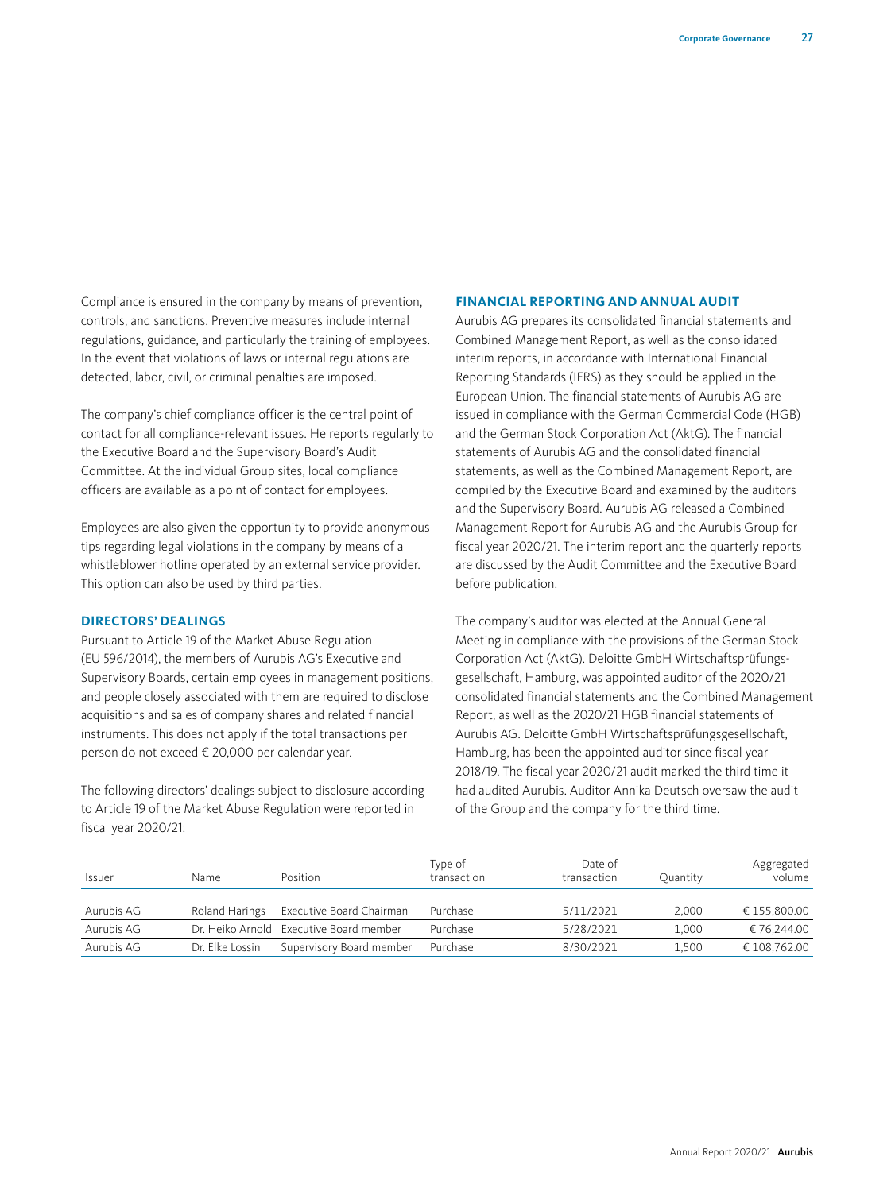Compliance is ensured in the company by means of prevention, controls, and sanctions. Preventive measures include internal regulations, guidance, and particularly the training of employees. In the event that violations of laws or internal regulations are detected, labor, civil, or criminal penalties are imposed.

The company's chief compliance officer is the central point of contact for all compliance-relevant issues. He reports regularly to the Executive Board and the Supervisory Board's Audit Committee. At the individual Group sites, local compliance officers are available as a point of contact for employees.

Employees are also given the opportunity to provide anonymous tips regarding legal violations in the company by means of a whistleblower hotline operated by an external service provider. This option can also be used by third parties.

## DIRECTORS' DEALINGS

Pursuant to Article 19 of the Market Abuse Regulation (EU 596/2014), the members of Aurubis AG's Executive and Supervisory Boards, certain employees in management positions, and people closely associated with them are required to disclose acquisitions and sales of company shares and related financial instruments. This does not apply if the total transactions per person do not exceed € 20,000 per calendar year.

The following directors' dealings subject to disclosure according to Article 19 of the Market Abuse Regulation were reported in fiscal year 2020/21:

## FINANCIAL REPORTING AND ANNUAL AUDIT

Aurubis AG prepares its consolidated financial statements and Combined Management Report, as well as the consolidated interim reports, in accordance with International Financial Reporting Standards (IFRS) as they should be applied in the European Union. The financial statements of Aurubis AG are issued in compliance with the German Commercial Code (HGB) and the German Stock Corporation Act (AktG). The financial statements of Aurubis AG and the consolidated financial statements, as well as the Combined Management Report, are compiled by the Executive Board and examined by the auditors and the Supervisory Board. Aurubis AG released a Combined Management Report for Aurubis AG and the Aurubis Group for fiscal year 2020/21. The interim report and the quarterly reports are discussed by the Audit Committee and the Executive Board before publication.

The company's auditor was elected at the Annual General Meeting in compliance with the provisions of the German Stock Corporation Act (AktG). Deloitte GmbH Wirtschaftsprüfungsgesellschaft, Hamburg, was appointed auditor of the 2020/21 consolidated financial statements and the Combined Management Report, as well as the 2020/21 HGB financial statements of Aurubis AG. Deloitte GmbH Wirtschaftsprüfungsgesellschaft, Hamburg, has been the appointed auditor since fiscal year 2018/19. The fiscal year 2020/21 audit marked the third time it had audited Aurubis. Auditor Annika Deutsch oversaw the audit of the Group and the company for the third time.

| Issuer | Name | Position | Type of transaction | Date of transaction | Quantity | Aggregated volume |
|---|---|---|---|---|---|---|
| Aurubis AG | Roland Harings | Executive Board Chairman | Purchase | 5/11/2021 | 2,000 | € 155,800.00 |
| Aurubis AG | Dr. Heiko Arnold | Executive Board member | Purchase | 5/28/2021 | 1,000 | € 76,244.00 |
| Aurubis AG | Dr. Elke Lossin | Supervisory Board member | Purchase | 8/30/2021 | 1,500 | € 108,762.00 |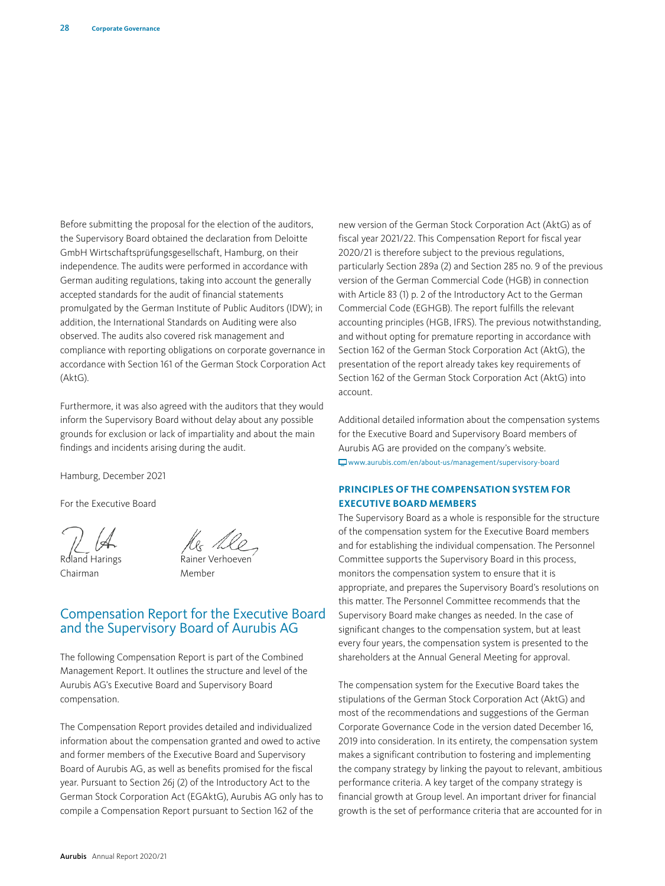Before submitting the proposal for the election of the auditors, the Supervisory Board obtained the declaration from Deloitte GmbH Wirtschaftsprüfungsgesellschaft, Hamburg, on their independence. The audits were performed in accordance with German auditing regulations, taking into account the generally accepted standards for the audit of financial statements promulgated by the German Institute of Public Auditors (IDW); in addition, the International Standards on Auditing were also observed. The audits also covered risk management and compliance with reporting obligations on corporate governance in accordance with Section 161 of the German Stock Corporation Act (AktG).

Furthermore, it was also agreed with the auditors that they would inform the Supervisory Board without delay about any possible grounds for exclusion or lack of impartiality and about the main findings and incidents arising during the audit.

Hamburg, December 2021

For the Executive Board

Roland Harings
Chairman

Rainer Verhoeven
Member

## Compensation Report for the Executive Board and the Supervisory Board of Aurubis AG

The following Compensation Report is part of the Combined Management Report. It outlines the structure and level of the Aurubis AG's Executive Board and Supervisory Board compensation.

The Compensation Report provides detailed and individualized information about the compensation granted and owed to active and former members of the Executive Board and Supervisory Board of Aurubis AG, as well as benefits promised for the fiscal year. Pursuant to Section 26j (2) of the Introductory Act to the German Stock Corporation Act (EGAktG), Aurubis AG only has to compile a Compensation Report pursuant to Section 162 of the new version of the German Stock Corporation Act (AktG) as of fiscal year 2021/22. This Compensation Report for fiscal year 2020/21 is therefore subject to the previous regulations, particularly Section 289a (2) and Section 285 no. 9 of the previous version of the German Commercial Code (HGB) in connection with Article 83 (1) p. 2 of the Introductory Act to the German Commercial Code (EGHGB). The report fulfills the relevant accounting principles (HGB, IFRS). The previous notwithstanding, and without opting for premature reporting in accordance with Section 162 of the German Stock Corporation Act (AktG), the presentation of the report already takes key requirements of Section 162 of the German Stock Corporation Act (AktG) into account.

Additional detailed information about the compensation systems for the Executive Board and Supervisory Board members of Aurubis AG are provided on the company's website.
www.aurubis.com/en/about-us/management/supervisory-board

### PRINCIPLES OF THE COMPENSATION SYSTEM FOR EXECUTIVE BOARD MEMBERS

The Supervisory Board as a whole is responsible for the structure of the compensation system for the Executive Board members and for establishing the individual compensation. The Personnel Committee supports the Supervisory Board in this process, monitors the compensation system to ensure that it is appropriate, and prepares the Supervisory Board's resolutions on this matter. The Personnel Committee recommends that the Supervisory Board make changes as needed. In the case of significant changes to the compensation system, but at least every four years, the compensation system is presented to the shareholders at the Annual General Meeting for approval.

The compensation system for the Executive Board takes the stipulations of the German Stock Corporation Act (AktG) and most of the recommendations and suggestions of the German Corporate Governance Code in the version dated December 16, 2019 into consideration. In its entirety, the compensation system makes a significant contribution to fostering and implementing the company strategy by linking the payout to relevant, ambitious performance criteria. A key target of the company strategy is financial growth at Group level. An important driver for financial growth is the set of performance criteria that are accounted for in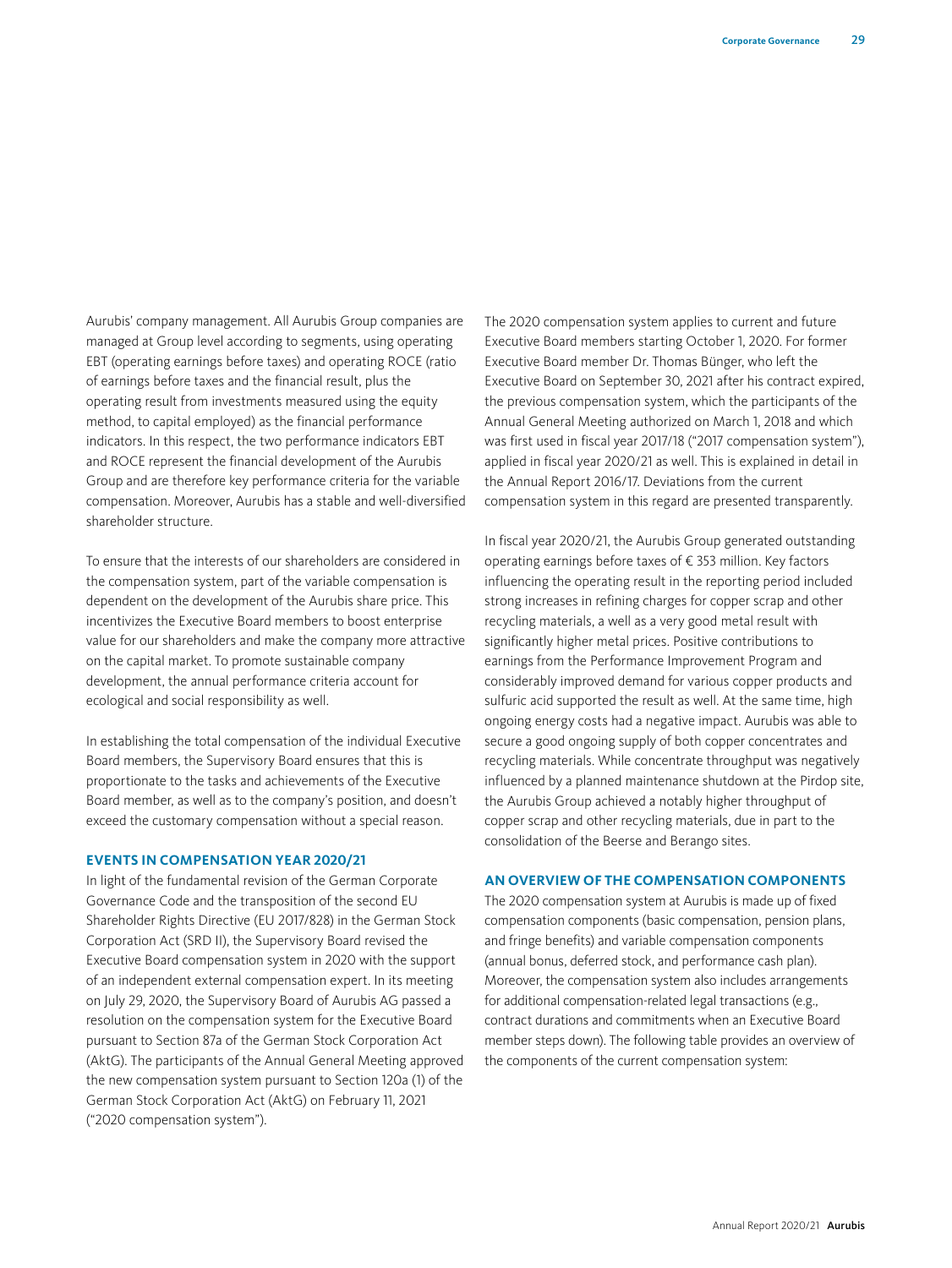Aurubis' company management. All Aurubis Group companies are managed at Group level according to segments, using operating EBT (operating earnings before taxes) and operating ROCE (ratio of earnings before taxes and the financial result, plus the operating result from investments measured using the equity method, to capital employed) as the financial performance indicators. In this respect, the two performance indicators EBT and ROCE represent the financial development of the Aurubis Group and are therefore key performance criteria for the variable compensation. Moreover, Aurubis has a stable and well-diversified shareholder structure.

To ensure that the interests of our shareholders are considered in the compensation system, part of the variable compensation is dependent on the development of the Aurubis share price. This incentivizes the Executive Board members to boost enterprise value for our shareholders and make the company more attractive on the capital market. To promote sustainable company development, the annual performance criteria account for ecological and social responsibility as well.

In establishing the total compensation of the individual Executive Board members, the Supervisory Board ensures that this is proportionate to the tasks and achievements of the Executive Board member, as well as to the company's position, and doesn't exceed the customary compensation without a special reason.

## EVENTS IN COMPENSATION YEAR 2020/21

In light of the fundamental revision of the German Corporate Governance Code and the transposition of the second EU Shareholder Rights Directive (EU 2017/828) in the German Stock Corporation Act (SRD II), the Supervisory Board revised the Executive Board compensation system in 2020 with the support of an independent external compensation expert. In its meeting on July 29, 2020, the Supervisory Board of Aurubis AG passed a resolution on the compensation system for the Executive Board pursuant to Section 87a of the German Stock Corporation Act (AktG). The participants of the Annual General Meeting approved the new compensation system pursuant to Section 120a (1) of the German Stock Corporation Act (AktG) on February 11, 2021 ("2020 compensation system").

The 2020 compensation system applies to current and future Executive Board members starting October 1, 2020. For former Executive Board member Dr. Thomas Bünger, who left the Executive Board on September 30, 2021 after his contract expired, the previous compensation system, which the participants of the Annual General Meeting authorized on March 1, 2018 and which was first used in fiscal year 2017/18 ("2017 compensation system"), applied in fiscal year 2020/21 as well. This is explained in detail in the Annual Report 2016/17. Deviations from the current compensation system in this regard are presented transparently.

In fiscal year 2020/21, the Aurubis Group generated outstanding operating earnings before taxes of € 353 million. Key factors influencing the operating result in the reporting period included strong increases in refining charges for copper scrap and other recycling materials, a well as a very good metal result with significantly higher metal prices. Positive contributions to earnings from the Performance Improvement Program and considerably improved demand for various copper products and sulfuric acid supported the result as well. At the same time, high ongoing energy costs had a negative impact. Aurubis was able to secure a good ongoing supply of both copper concentrates and recycling materials. While concentrate throughput was negatively influenced by a planned maintenance shutdown at the Pirdop site, the Aurubis Group achieved a notably higher throughput of copper scrap and other recycling materials, due in part to the consolidation of the Beerse and Berango sites.

## AN OVERVIEW OF THE COMPENSATION COMPONENTS

The 2020 compensation system at Aurubis is made up of fixed compensation components (basic compensation, pension plans, and fringe benefits) and variable compensation components (annual bonus, deferred stock, and performance cash plan). Moreover, the compensation system also includes arrangements for additional compensation-related legal transactions (e.g., contract durations and commitments when an Executive Board member steps down). The following table provides an overview of the components of the current compensation system: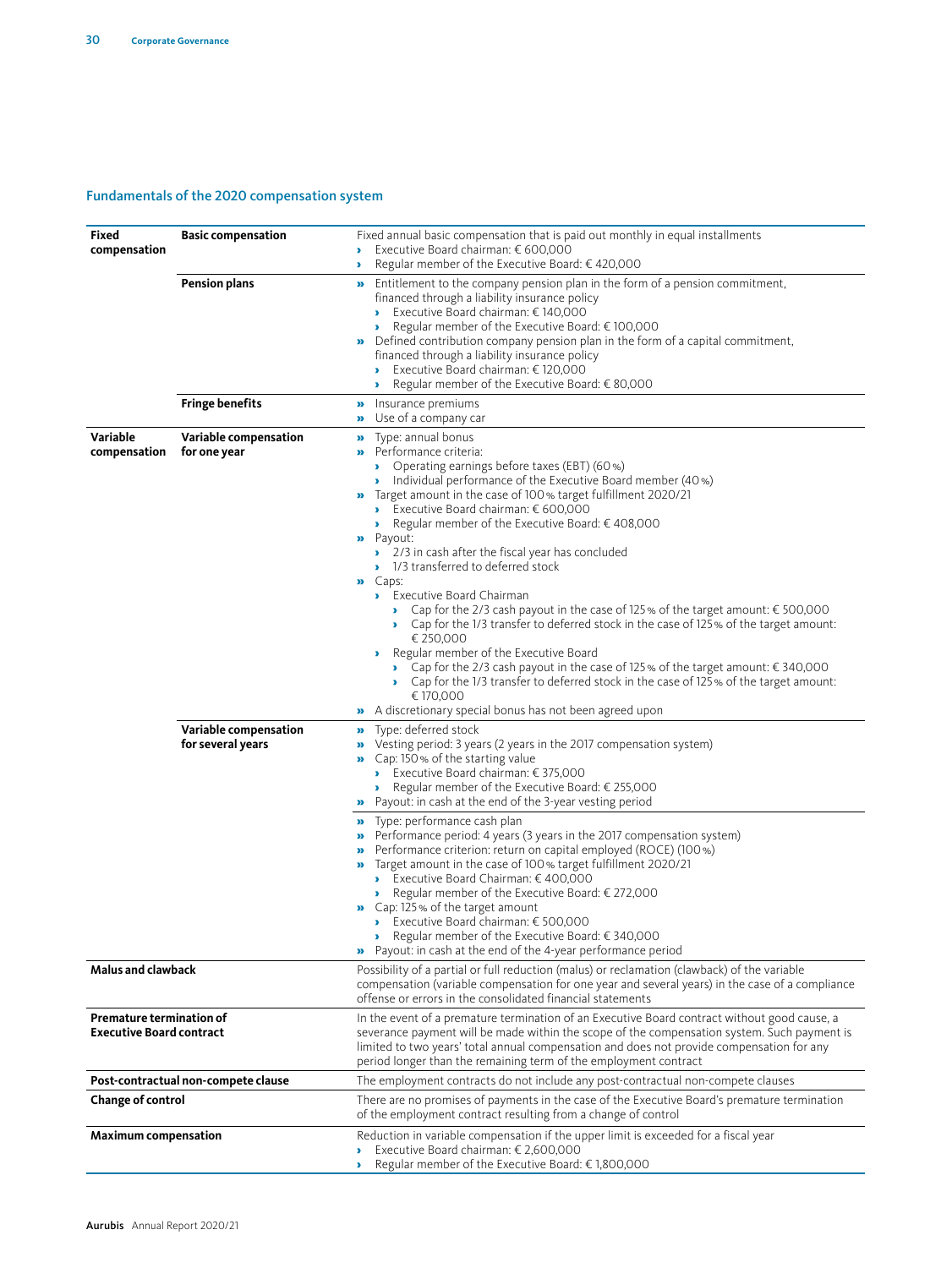## Fundamentals of the 2020 compensation system

| | | |
|---|---|---|
| **Fixed compensation** | **Basic compensation** | Fixed annual basic compensation that is paid out monthly in equal installments<br>› Executive Board chairman: € 600,000<br>› Regular member of the Executive Board: € 420,000 |
| | **Pension plans** | » Entitlement to the company pension plan in the form of a pension commitment, financed through a liability insurance policy<br>› Executive Board chairman: € 140,000<br>› Regular member of the Executive Board: € 100,000<br>» Defined contribution company pension plan in the form of a capital commitment, financed through a liability insurance policy<br>› Executive Board chairman: € 120,000<br>› Regular member of the Executive Board: € 80,000 |
| | **Fringe benefits** | » Insurance premiums<br>» Use of a company car |
| **Variable compensation** | **Variable compensation for one year** | » Type: annual bonus<br>» Performance criteria:<br>› Operating earnings before taxes (EBT) (60 %)<br>› Individual performance of the Executive Board member (40 %)<br>» Target amount in the case of 100 % target fulfillment 2020/21<br>› Executive Board chairman: € 600,000<br>› Regular member of the Executive Board: € 408,000<br>» Payout:<br>› 2/3 in cash after the fiscal year has concluded<br>› 1/3 transferred to deferred stock<br>» Caps:<br>› Executive Board Chairman<br>› Cap for the 2/3 cash payout in the case of 125 % of the target amount: € 500,000<br>› Cap for the 1/3 transfer to deferred stock in the case of 125 % of the target amount: € 250,000<br>› Regular member of the Executive Board<br>› Cap for the 2/3 cash payout in the case of 125 % of the target amount: € 340,000<br>› Cap for the 1/3 transfer to deferred stock in the case of 125 % of the target amount: € 170,000<br>» A discretionary special bonus has not been agreed upon |
| | **Variable compensation for several years** | » Type: deferred stock<br>» Vesting period: 3 years (2 years in the 2017 compensation system)<br>» Cap: 150 % of the starting value<br>› Executive Board chairman: € 375,000<br>› Regular member of the Executive Board: € 255,000<br>» Payout: in cash at the end of the 3-year vesting period |
| | | » Type: performance cash plan<br>» Performance period: 4 years (3 years in the 2017 compensation system)<br>» Performance criterion: return on capital employed (ROCE) (100 %)<br>» Target amount in the case of 100 % target fulfillment 2020/21<br>› Executive Board Chairman: € 400,000<br>› Regular member of the Executive Board: € 272,000<br>» Cap: 125 % of the target amount<br>› Executive Board chairman: € 500,000<br>› Regular member of the Executive Board: € 340,000<br>» Payout: in cash at the end of the 4-year performance period |
| **Malus and clawback** | | Possibility of a partial or full reduction (malus) or reclamation (clawback) of the variable compensation (variable compensation for one year and several years) in the case of a compliance offense or errors in the consolidated financial statements |
| **Premature termination of Executive Board contract** | | In the event of a premature termination of an Executive Board contract without good cause, a severance payment will be made within the scope of the compensation system. Such payment is limited to two years' total annual compensation and does not provide compensation for any period longer than the remaining term of the employment contract |
| **Post-contractual non-compete clause** | | The employment contracts do not include any post-contractual non-compete clauses |
| **Change of control** | | There are no promises of payments in the case of the Executive Board's premature termination of the employment contract resulting from a change of control |
| **Maximum compensation** | | Reduction in variable compensation if the upper limit is exceeded for a fiscal year<br>› Executive Board chairman: € 2,600,000<br>› Regular member of the Executive Board: € 1,800,000 |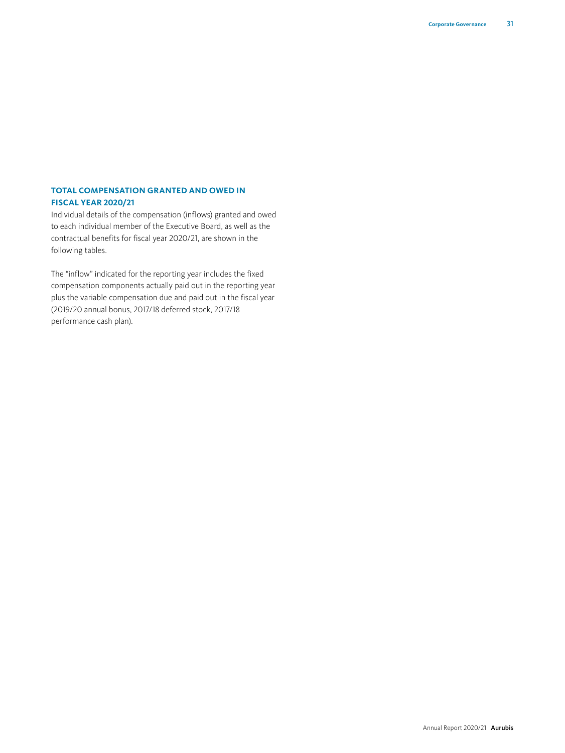## TOTAL COMPENSATION GRANTED AND OWED IN FISCAL YEAR 2020/21

Individual details of the compensation (inflows) granted and owed to each individual member of the Executive Board, as well as the contractual benefits for fiscal year 2020/21, are shown in the following tables.

The "inflow" indicated for the reporting year includes the fixed compensation components actually paid out in the reporting year plus the variable compensation due and paid out in the fiscal year (2019/20 annual bonus, 2017/18 deferred stock, 2017/18 performance cash plan).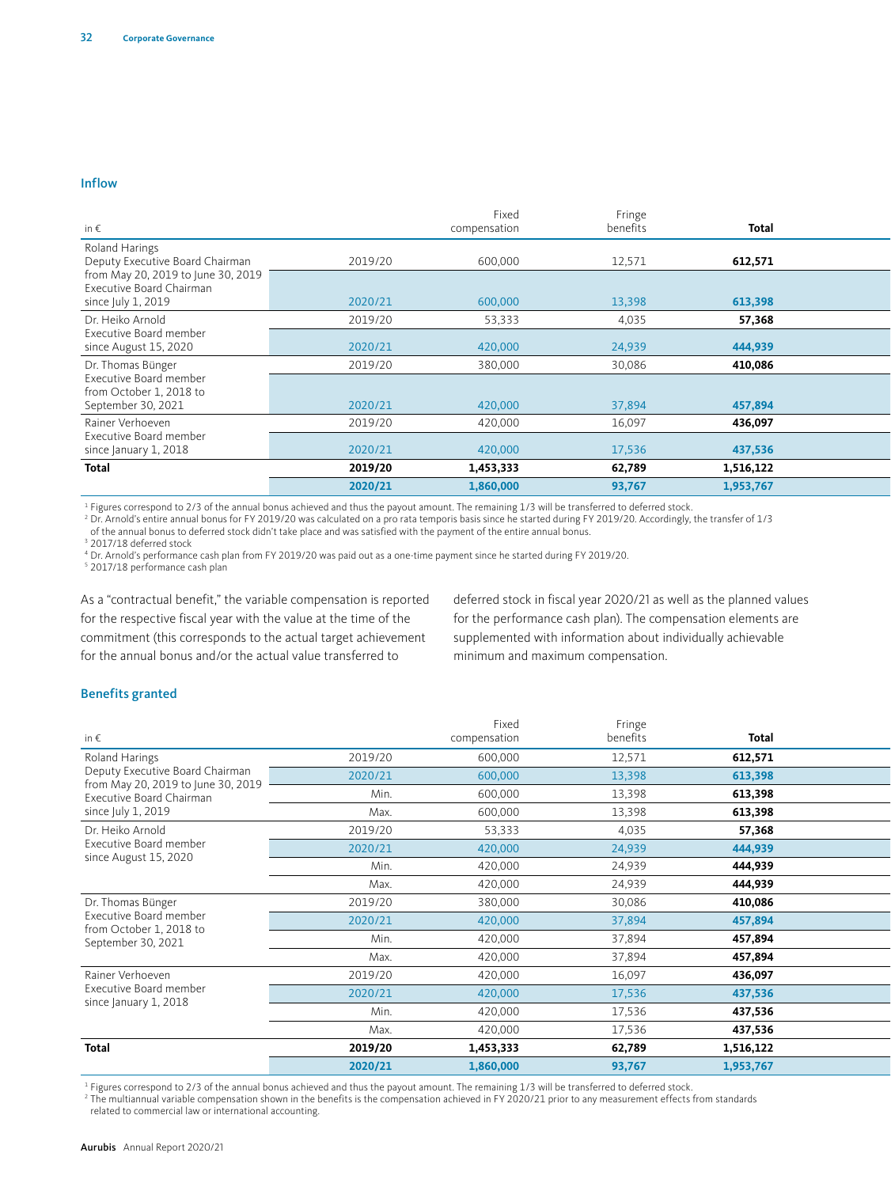### Inflow

| in € | | Fixed compensation | Fringe benefits | Total |
|---|---|---|---|---|
| Roland Harings<br>Deputy Executive Board Chairman from May 20, 2019 to June 30, 2019<br>Executive Board Chairman since July 1, 2019 | 2019/20 | 600,000 | 12,571 | **612,571** |
| | 2020/21 | 600,000 | 13,398 | **613,398** |
| Dr. Heiko Arnold<br>Executive Board member since August 15, 2020 | 2019/20 | 53,333 | 4,035 | **57,368** |
| | 2020/21 | 420,000 | 24,939 | **444,939** |
| Dr. Thomas Bünger<br>Executive Board member from October 1, 2018 to September 30, 2021 | 2019/20 | 380,000 | 30,086 | **410,086** |
| | 2020/21 | 420,000 | 37,894 | **457,894** |
| Rainer Verhoeven<br>Executive Board member since January 1, 2018 | 2019/20 | 420,000 | 16,097 | **436,097** |
| | 2020/21 | 420,000 | 17,536 | **437,536** |
| **Total** | **2019/20** | **1,453,333** | **62,789** | **1,516,122** |
| | **2020/21** | **1,860,000** | **93,767** | **1,953,767** |

[1] Figures correspond to 2/3 of the annual bonus achieved and thus the payout amount. The remaining 1/3 will be transferred to deferred stock.
[2] Dr. Arnold's entire annual bonus for FY 2019/20 was calculated on a pro rata temporis basis since he started during FY 2019/20. Accordingly, the transfer of 1/3 of the annual bonus to deferred stock didn't take place and was satisfied with the payment of the entire annual bonus.
[3] 2017/18 deferred stock
[4] Dr. Arnold's performance cash plan from FY 2019/20 was paid out as a one-time payment since he started during FY 2019/20.
[5] 2017/18 performance cash plan

As a "contractual benefit," the variable compensation is reported for the respective fiscal year with the value at the time of the commitment (this corresponds to the actual target achievement for the annual bonus and/or the actual value transferred to deferred stock in fiscal year 2020/21 as well as the planned values for the performance cash plan). The compensation elements are supplemented with information about individually achievable minimum and maximum compensation.

### Benefits granted

| in € | | Fixed compensation | Fringe benefits | Total |
|---|---|---|---|---|
| Roland Harings<br>Deputy Executive Board Chairman from May 20, 2019 to June 30, 2019<br>Executive Board Chairman since July 1, 2019 | 2019/20 | 600,000 | 12,571 | **612,571** |
| | 2020/21 | 600,000 | 13,398 | **613,398** |
| | Min. | 600,000 | 13,398 | **613,398** |
| | Max. | 600,000 | 13,398 | **613,398** |
| Dr. Heiko Arnold<br>Executive Board member since August 15, 2020 | 2019/20 | 53,333 | 4,035 | **57,368** |
| | 2020/21 | 420,000 | 24,939 | **444,939** |
| | Min. | 420,000 | 24,939 | **444,939** |
| | Max. | 420,000 | 24,939 | **444,939** |
| Dr. Thomas Bünger<br>Executive Board member from October 1, 2018 to September 30, 2021 | 2019/20 | 380,000 | 30,086 | **410,086** |
| | 2020/21 | 420,000 | 37,894 | **457,894** |
| | Min. | 420,000 | 37,894 | **457,894** |
| | Max. | 420,000 | 37,894 | **457,894** |
| Rainer Verhoeven<br>Executive Board member since January 1, 2018 | 2019/20 | 420,000 | 16,097 | **436,097** |
| | 2020/21 | 420,000 | 17,536 | **437,536** |
| | Min. | 420,000 | 17,536 | **437,536** |
| | Max. | 420,000 | 17,536 | **437,536** |
| **Total** | **2019/20** | **1,453,333** | **62,789** | **1,516,122** |
| | **2020/21** | **1,860,000** | **93,767** | **1,953,767** |

[1] Figures correspond to 2/3 of the annual bonus achieved and thus the payout amount. The remaining 1/3 will be transferred to deferred stock.
[2] The multiannual variable compensation shown in the benefits is the compensation achieved in FY 2020/21 prior to any measurement effects from standards related to commercial law or international accounting.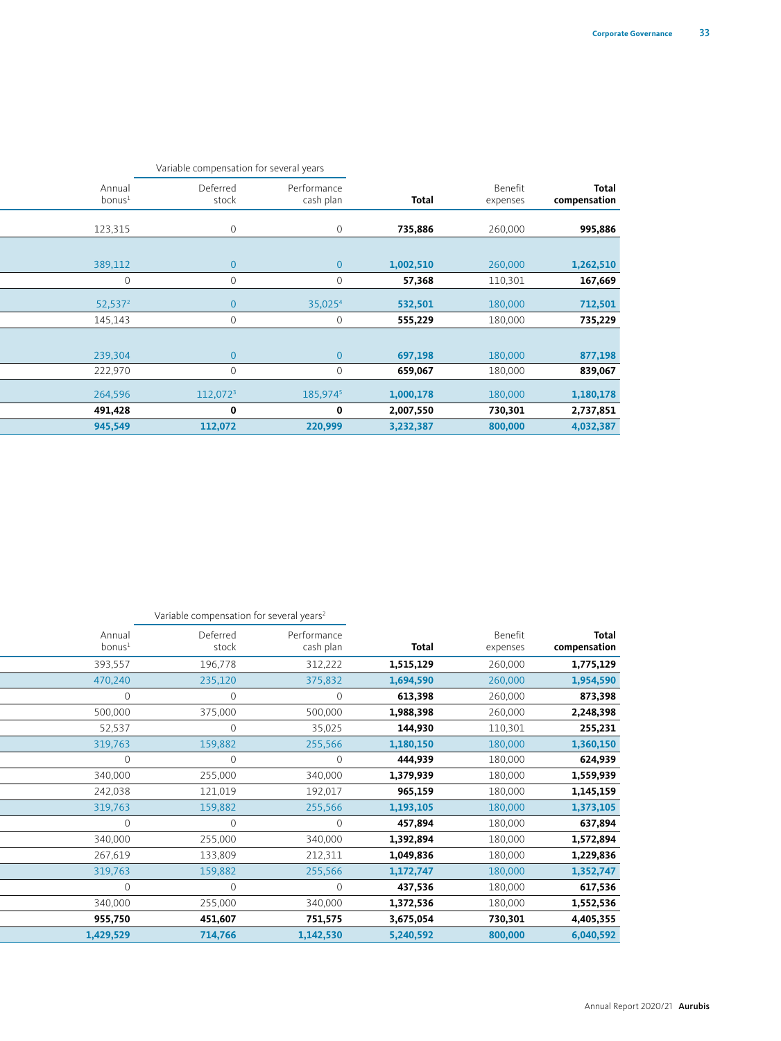| Annual bonus[1] | Variable compensation for several years | | Total | Benefit expenses | Total compensation |
|---|---|---|---|---|---|
| | Deferred stock | Performance cash plan | | | |
| 123,315 | 0 | 0 | **735,886** | 260,000 | **995,886** |
| 389,112 | 0 | 0 | **1,002,510** | 260,000 | **1,262,510** |
| 0 | 0 | 0 | **57,368** | 110,301 | **167,669** |
| 52,537[2] | 0 | 35,025[4] | **532,501** | 180,000 | **712,501** |
| 145,143 | 0 | 0 | **555,229** | 180,000 | **735,229** |
| 239,304 | 0 | 0 | **697,198** | 180,000 | **877,198** |
| 222,970 | 0 | 0 | **659,067** | 180,000 | **839,067** |
| 264,596 | 112,072[3] | 185,974[5] | **1,000,178** | 180,000 | **1,180,178** |
| **491,428** | **0** | **0** | **2,007,550** | **730,301** | **2,737,851** |
| **945,549** | **112,072** | **220,999** | **3,232,387** | **800,000** | **4,032,387** |

| Annual bonus[1] | Variable compensation for several years[2] | | Total | Benefit expenses | Total compensation |
|---|---|---|---|---|---|
| | Deferred stock | Performance cash plan | | | |
| 393,557 | 196,778 | 312,222 | **1,515,129** | 260,000 | **1,775,129** |
| 470,240 | 235,120 | 375,832 | **1,694,590** | 260,000 | **1,954,590** |
| 0 | 0 | 0 | **613,398** | 260,000 | **873,398** |
| 500,000 | 375,000 | 500,000 | **1,988,398** | 260,000 | **2,248,398** |
| 52,537 | 0 | 35,025 | **144,930** | 110,301 | **255,231** |
| 319,763 | 159,882 | 255,566 | **1,180,150** | 180,000 | **1,360,150** |
| 0 | 0 | 0 | **444,939** | 180,000 | **624,939** |
| 340,000 | 255,000 | 340,000 | **1,379,939** | 180,000 | **1,559,939** |
| 242,038 | 121,019 | 192,017 | **965,159** | 180,000 | **1,145,159** |
| 319,763 | 159,882 | 255,566 | **1,193,105** | 180,000 | **1,373,105** |
| 0 | 0 | 0 | **457,894** | 180,000 | **637,894** |
| 340,000 | 255,000 | 340,000 | **1,392,894** | 180,000 | **1,572,894** |
| 267,619 | 133,809 | 212,311 | **1,049,836** | 180,000 | **1,229,836** |
| 319,763 | 159,882 | 255,566 | **1,172,747** | 180,000 | **1,352,747** |
| 0 | 0 | 0 | **437,536** | 180,000 | **617,536** |
| 340,000 | 255,000 | 340,000 | **1,372,536** | 180,000 | **1,552,536** |
| **955,750** | **451,607** | **751,575** | **3,675,054** | **730,301** | **4,405,355** |
| **1,429,529** | **714,766** | **1,142,530** | **5,240,592** | **800,000** | **6,040,592** |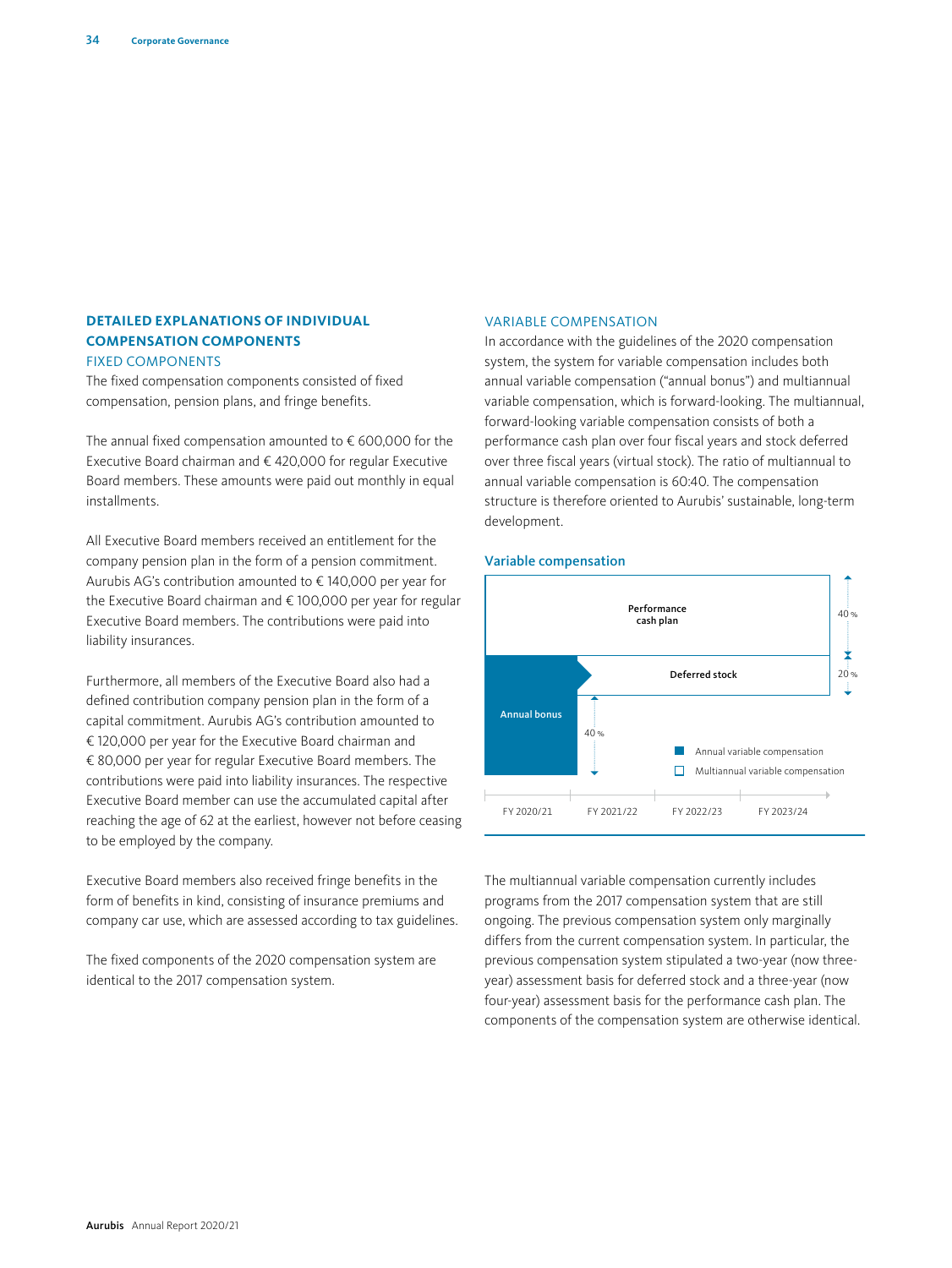## DETAILED EXPLANATIONS OF INDIVIDUAL COMPENSATION COMPONENTS

### FIXED COMPONENTS

The fixed compensation components consisted of fixed compensation, pension plans, and fringe benefits.

The annual fixed compensation amounted to € 600,000 for the Executive Board chairman and € 420,000 for regular Executive Board members. These amounts were paid out monthly in equal installments.

All Executive Board members received an entitlement for the company pension plan in the form of a pension commitment. Aurubis AG's contribution amounted to € 140,000 per year for the Executive Board chairman and € 100,000 per year for regular Executive Board members. The contributions were paid into liability insurances.

Furthermore, all members of the Executive Board also had a defined contribution company pension plan in the form of a capital commitment. Aurubis AG's contribution amounted to € 120,000 per year for the Executive Board chairman and € 80,000 per year for regular Executive Board members. The contributions were paid into liability insurances. The respective Executive Board member can use the accumulated capital after reaching the age of 62 at the earliest, however not before ceasing to be employed by the company.

Executive Board members also received fringe benefits in the form of benefits in kind, consisting of insurance premiums and company car use, which are assessed according to tax guidelines.

The fixed components of the 2020 compensation system are identical to the 2017 compensation system.

### VARIABLE COMPENSATION

In accordance with the guidelines of the 2020 compensation system, the system for variable compensation includes both annual variable compensation ("annual bonus") and multiannual variable compensation, which is forward-looking. The multiannual, forward-looking variable compensation consists of both a performance cash plan over four fiscal years and stock deferred over three fiscal years (virtual stock). The ratio of multiannual to annual variable compensation is 60:40. The compensation structure is therefore oriented to Aurubis' sustainable, long-term development.

**Variable compensation**

Performance cash plan — 40 %

Deferred stock — 20 %

Annual bonus — 40 %

FY 2020/21 | FY 2021/22 | FY 2022/23 | FY 2023/24

■ Annual variable compensation
□ Multiannual variable compensation

The multiannual variable compensation currently includes programs from the 2017 compensation system that are still ongoing. The previous compensation system only marginally differs from the current compensation system. In particular, the previous compensation system stipulated a two-year (now three-year) assessment basis for deferred stock and a three-year (now four-year) assessment basis for the performance cash plan. The components of the compensation system are otherwise identical.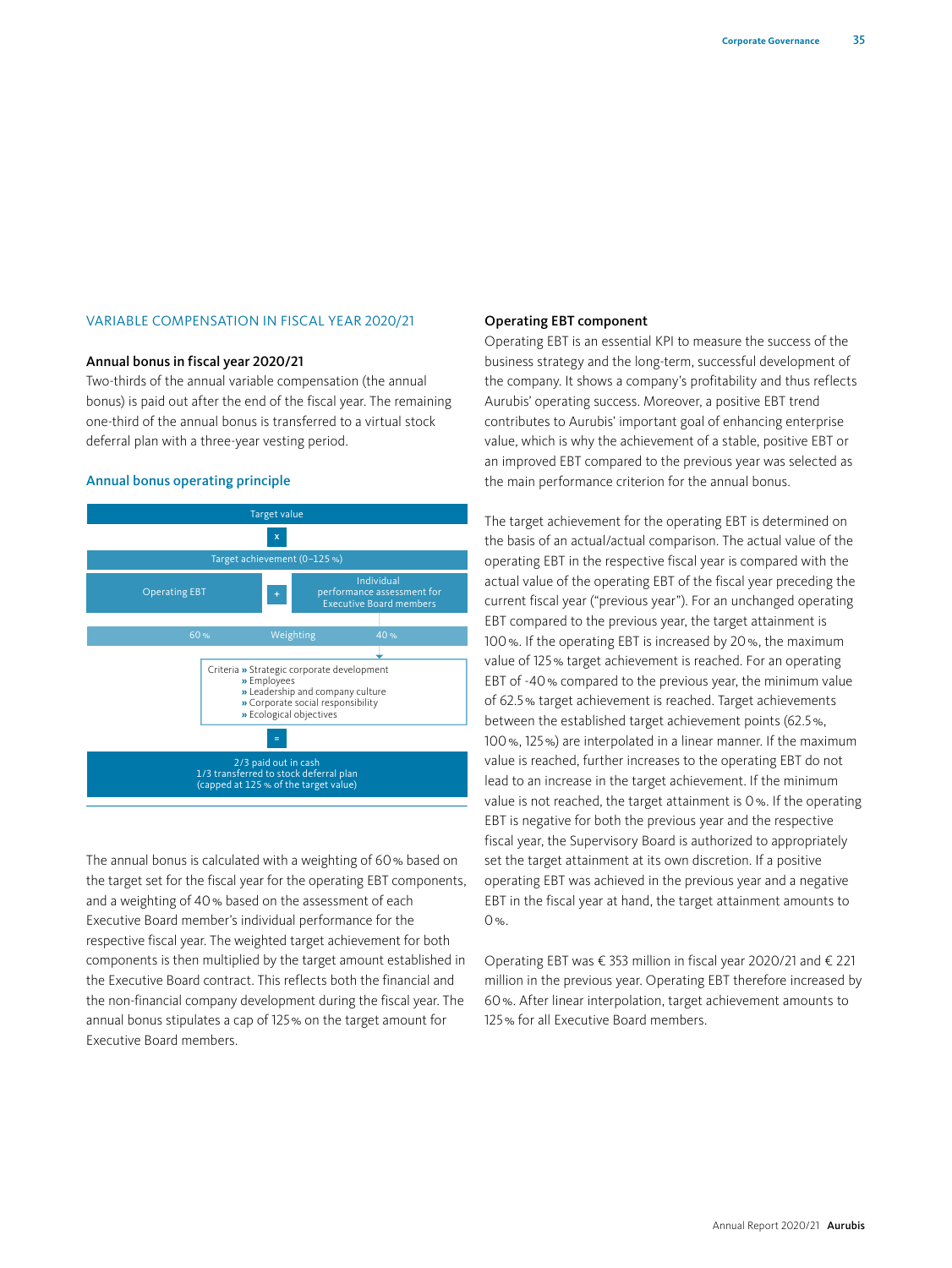## VARIABLE COMPENSATION IN FISCAL YEAR 2020/21

### Annual bonus in fiscal year 2020/21

Two-thirds of the annual variable compensation (the annual bonus) is paid out after the end of the fiscal year. The remaining one-third of the annual bonus is transferred to a virtual stock deferral plan with a three-year vesting period.

### Annual bonus operating principle

Target value

x

Target achievement (0–125 %)

| Operating EBT | + | Individual performance assessment for Executive Board members |
|---|---|---|
| 60 % | Weighting | 40 % |

Criteria
- » Strategic corporate development
- » Employees
- » Leadership and company culture
- » Corporate social responsibility
- » Ecological objectives

=

2/3 paid out in cash
1/3 transferred to stock deferral plan
(capped at 125 % of the target value)

The annual bonus is calculated with a weighting of 60 % based on the target set for the fiscal year for the operating EBT components, and a weighting of 40 % based on the assessment of each Executive Board member's individual performance for the respective fiscal year. The weighted target achievement for both components is then multiplied by the target amount established in the Executive Board contract. This reflects both the financial and the non-financial company development during the fiscal year. The annual bonus stipulates a cap of 125 % on the target amount for Executive Board members.

### Operating EBT component

Operating EBT is an essential KPI to measure the success of the business strategy and the long-term, successful development of the company. It shows a company's profitability and thus reflects Aurubis' operating success. Moreover, a positive EBT trend contributes to Aurubis' important goal of enhancing enterprise value, which is why the achievement of a stable, positive EBT or an improved EBT compared to the previous year was selected as the main performance criterion for the annual bonus.

The target achievement for the operating EBT is determined on the basis of an actual/actual comparison. The actual value of the operating EBT in the respective fiscal year is compared with the actual value of the operating EBT of the fiscal year preceding the current fiscal year ("previous year"). For an unchanged operating EBT compared to the previous year, the target attainment is 100 %. If the operating EBT is increased by 20 %, the maximum value of 125 % target achievement is reached. For an operating EBT of -40 % compared to the previous year, the minimum value of 62.5 % target achievement is reached. Target achievements between the established target achievement points (62.5 %, 100 %, 125 %) are interpolated in a linear manner. If the maximum value is reached, further increases to the operating EBT do not lead to an increase in the target achievement. If the minimum value is not reached, the target attainment is 0 %. If the operating EBT is negative for both the previous year and the respective fiscal year, the Supervisory Board is authorized to appropriately set the target attainment at its own discretion. If a positive operating EBT was achieved in the previous year and a negative EBT in the fiscal year at hand, the target attainment amounts to 0 %.

Operating EBT was € 353 million in fiscal year 2020/21 and € 221 million in the previous year. Operating EBT therefore increased by 60 %. After linear interpolation, target achievement amounts to 125 % for all Executive Board members.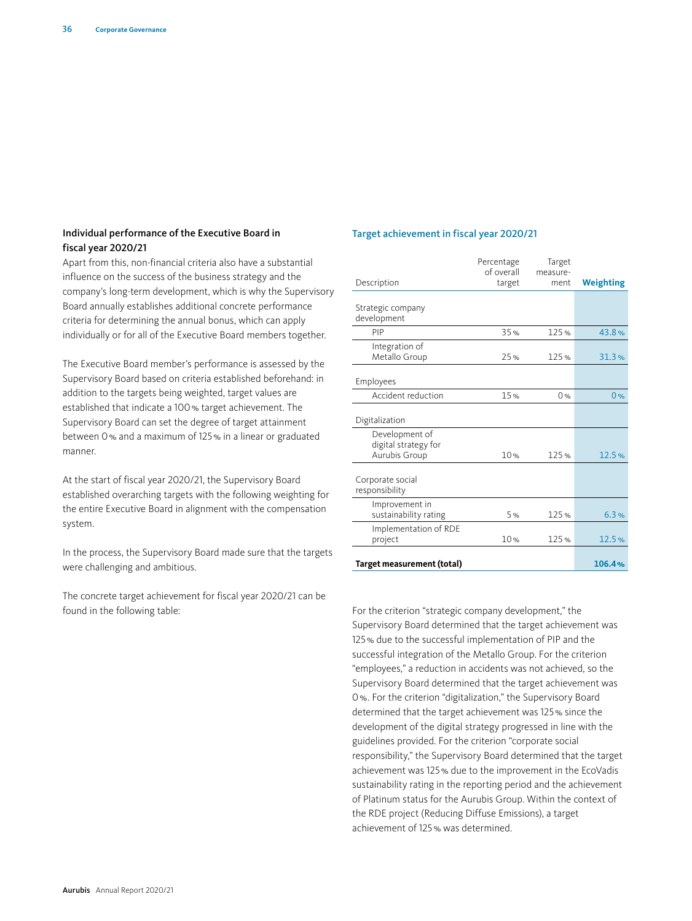### Individual performance of the Executive Board in fiscal year 2020/21

Apart from this, non-financial criteria also have a substantial influence on the success of the business strategy and the company's long-term development, which is why the Supervisory Board annually establishes additional concrete performance criteria for determining the annual bonus, which can apply individually or for all of the Executive Board members together.

The Executive Board member's performance is assessed by the Supervisory Board based on criteria established beforehand: in addition to the targets being weighted, target values are established that indicate a 100 % target achievement. The Supervisory Board can set the degree of target attainment between 0 % and a maximum of 125 % in a linear or graduated manner.

At the start of fiscal year 2020/21, the Supervisory Board established overarching targets with the following weighting for the entire Executive Board in alignment with the compensation system.

In the process, the Supervisory Board made sure that the targets were challenging and ambitious.

The concrete target achievement for fiscal year 2020/21 can be found in the following table:

#### Target achievement in fiscal year 2020/21

| Description | Percentage of overall target | Target measure-ment | Weighting |
|---|---|---|---|
| Strategic company development | | | |
| PIP | 35 % | 125 % | 43.8 % |
| Integration of Metallo Group | 25 % | 125 % | 31.3 % |
| Employees | | | |
| Accident reduction | 15 % | 0 % | 0 % |
| Digitalization | | | |
| Development of digital strategy for Aurubis Group | 10 % | 125 % | 12.5 % |
| Corporate social responsibility | | | |
| Improvement in sustainability rating | 5 % | 125 % | 6.3 % |
| Implementation of RDE project | 10 % | 125 % | 12.5 % |
| **Target measurement (total)** | | | **106.4 %** |

For the criterion "strategic company development," the Supervisory Board determined that the target achievement was 125 % due to the successful implementation of PIP and the successful integration of the Metallo Group. For the criterion "employees," a reduction in accidents was not achieved, so the Supervisory Board determined that the target achievement was 0 %. For the criterion "digitalization," the Supervisory Board determined that the target achievement was 125 % since the development of the digital strategy progressed in line with the guidelines provided. For the criterion "corporate social responsibility," the Supervisory Board determined that the target achievement was 125 % due to the improvement in the EcoVadis sustainability rating in the reporting period and the achievement of Platinum status for the Aurubis Group. Within the context of the RDE project (Reducing Diffuse Emissions), a target achievement of 125 % was determined.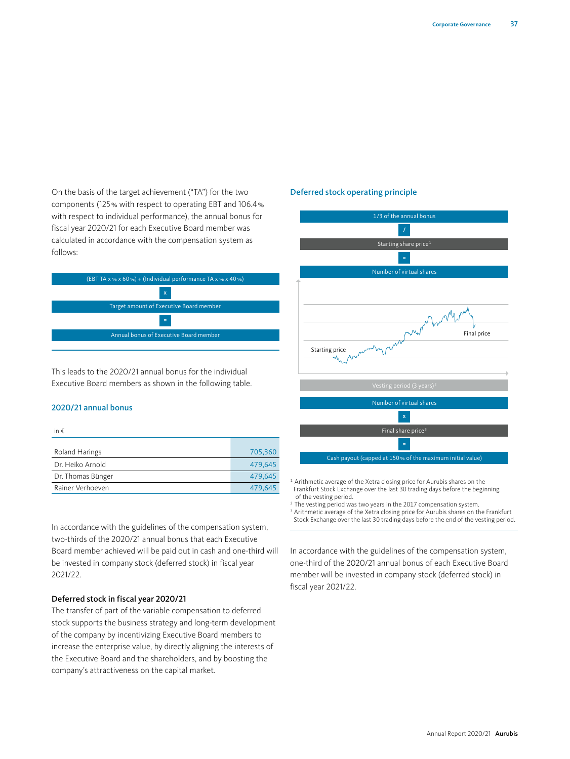On the basis of the target achievement ("TA") for the two components (125 % with respect to operating EBT and 106.4 % with respect to individual performance), the annual bonus for fiscal year 2020/21 for each Executive Board member was calculated in accordance with the compensation system as follows:

(EBT TA x % x 60 %) + (Individual performance TA x % x 40 %)

x

Target amount of Executive Board member

=

Annual bonus of Executive Board member

This leads to the 2020/21 annual bonus for the individual Executive Board members as shown in the following table.

### 2020/21 annual bonus

| in € | |
|---|---|
| Roland Harings | 705,360 |
| Dr. Heiko Arnold | 479,645 |
| Dr. Thomas Bünger | 479,645 |
| Rainer Verhoeven | 479,645 |

In accordance with the guidelines of the compensation system, two-thirds of the 2020/21 annual bonus that each Executive Board member achieved will be paid out in cash and one-third will be invested in company stock (deferred stock) in fiscal year 2021/22.

**Deferred stock in fiscal year 2020/21**

The transfer of part of the variable compensation to deferred stock supports the business strategy and long-term development of the company by incentivizing Executive Board members to increase the enterprise value, by directly aligning the interests of the Executive Board and the shareholders, and by boosting the company's attractiveness on the capital market.

### Deferred stock operating principle

1/3 of the annual bonus

/

Starting share price[1]

=

Number of virtual shares

Starting price

Final price

Vesting period (3 years)[2]

Number of virtual shares

x

Final share price[3]

=

Cash payout (capped at 150 % of the maximum initial value)

[1] Arithmetic average of the Xetra closing price for Aurubis shares on the Frankfurt Stock Exchange over the last 30 trading days before the beginning of the vesting period.
[2] The vesting period was two years in the 2017 compensation system.
[3] Arithmetic average of the Xetra closing price for Aurubis shares on the Frankfurt Stock Exchange over the last 30 trading days before the end of the vesting period.

In accordance with the guidelines of the compensation system, one-third of the 2020/21 annual bonus of each Executive Board member will be invested in company stock (deferred stock) in fiscal year 2021/22.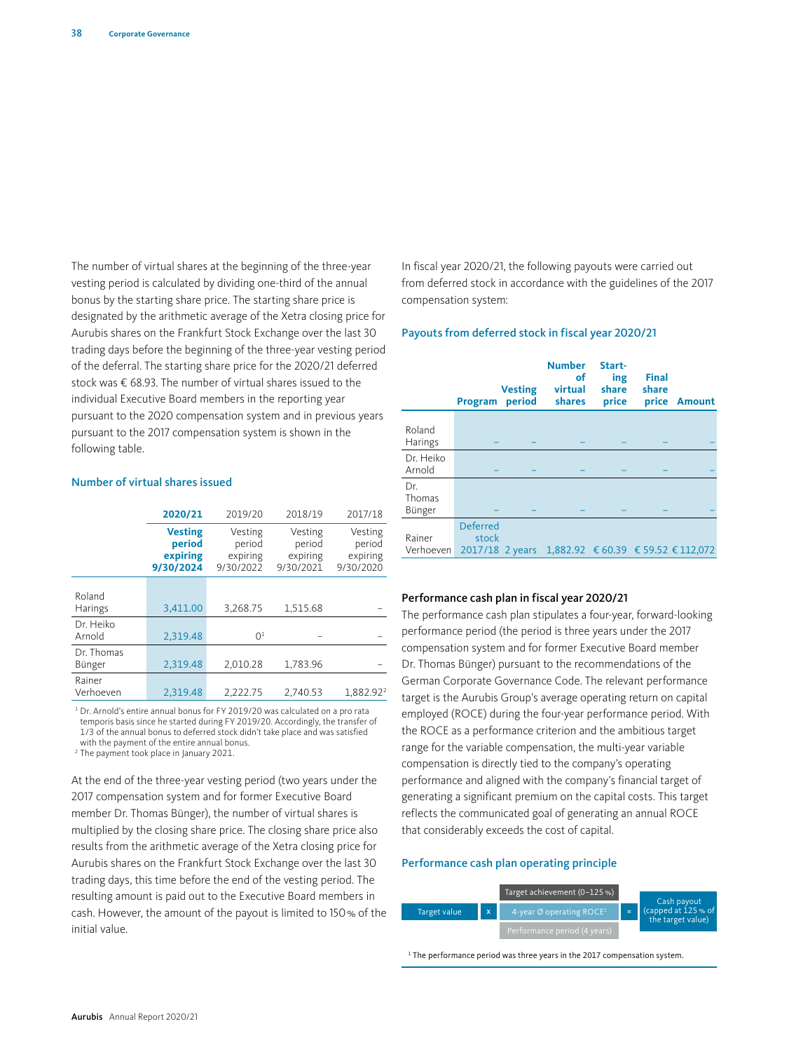The number of virtual shares at the beginning of the three-year vesting period is calculated by dividing one-third of the annual bonus by the starting share price. The starting share price is designated by the arithmetic average of the Xetra closing price for Aurubis shares on the Frankfurt Stock Exchange over the last 30 trading days before the beginning of the three-year vesting period of the deferral. The starting share price for the 2020/21 deferred stock was € 68.93. The number of virtual shares issued to the individual Executive Board members in the reporting year pursuant to the 2020 compensation system and in previous years pursuant to the 2017 compensation system is shown in the following table.

### Number of virtual shares issued

| | **2020/21** | 2019/20 | 2018/19 | 2017/18 |
|---|---|---|---|---|
| | **Vesting period expiring 9/30/2024** | Vesting period expiring 9/30/2022 | Vesting period expiring 9/30/2021 | Vesting period expiring 9/30/2020 |
| Roland Harings | 3,411.00 | 3,268.75 | 1,515.68 | – |
| Dr. Heiko Arnold | 2,319.48 | 0[1] | – | – |
| Dr. Thomas Bünger | 2,319.48 | 2,010.28 | 1,783.96 | – |
| Rainer Verhoeven | 2,319.48 | 2,222.75 | 2,740.53 | 1,882.92[2] |

[1] Dr. Arnold's entire annual bonus for FY 2019/20 was calculated on a pro rata temporis basis since he started during FY 2019/20. Accordingly, the transfer of 1/3 of the annual bonus to deferred stock didn't take place and was satisfied with the payment of the entire annual bonus.
[2] The payment took place in January 2021.

At the end of the three-year vesting period (two years under the 2017 compensation system and for former Executive Board member Dr. Thomas Bünger), the number of virtual shares is multiplied by the closing share price. The closing share price also results from the arithmetic average of the Xetra closing price for Aurubis shares on the Frankfurt Stock Exchange over the last 30 trading days, this time before the end of the vesting period. The resulting amount is paid out to the Executive Board members in cash. However, the amount of the payout is limited to 150 % of the initial value.

In fiscal year 2020/21, the following payouts were carried out from deferred stock in accordance with the guidelines of the 2017 compensation system:

### Payouts from deferred stock in fiscal year 2020/21

| | **Program** | **Vesting period** | **Number of virtual shares** | **Starting share price** | **Final share price** | **Amount** |
|---|---|---|---|---|---|---|
| Roland Harings | – | – | – | – | – | – |
| Dr. Heiko Arnold | – | – | – | – | – | – |
| Dr. Thomas Bünger | – | – | – | – | – | – |
| Rainer Verhoeven | Deferred stock 2017/18 | 2 years | 1,882.92 | € 60.39 | € 59.52 | € 112,072 |

### Performance cash plan in fiscal year 2020/21

The performance cash plan stipulates a four-year, forward-looking performance period (the period is three years under the 2017 compensation system and for former Executive Board member Dr. Thomas Bünger) pursuant to the recommendations of the German Corporate Governance Code. The relevant performance target is the Aurubis Group's average operating return on capital employed (ROCE) during the four-year performance period. With the ROCE as a performance criterion and the ambitious target range for the variable compensation, the multi-year variable compensation is directly tied to the company's operating performance and aligned with the company's financial target of generating a significant premium on the capital costs. This target reflects the communicated goal of generating an annual ROCE that considerably exceeds the cost of capital.

### Performance cash plan operating principle

Target value × [Target achievement (0–125 %) | 4-year Ø operating ROCE[1] | Performance period (4 years)] = Cash payout (capped at 125 % of the target value)

[1] The performance period was three years in the 2017 compensation system.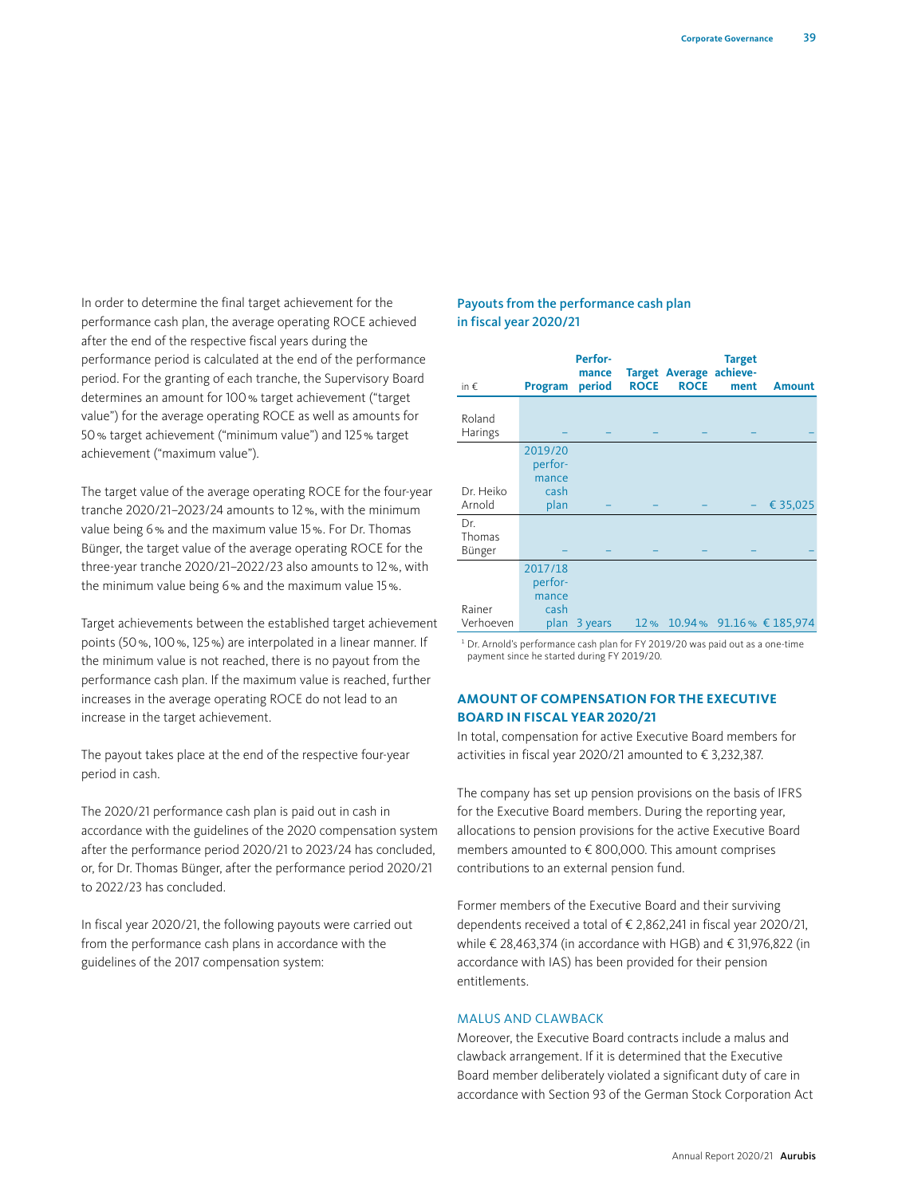In order to determine the final target achievement for the performance cash plan, the average operating ROCE achieved after the end of the respective fiscal years during the performance period is calculated at the end of the performance period. For the granting of each tranche, the Supervisory Board determines an amount for 100 % target achievement ("target value") for the average operating ROCE as well as amounts for 50 % target achievement ("minimum value") and 125 % target achievement ("maximum value").

The target value of the average operating ROCE for the four-year tranche 2020/21–2023/24 amounts to 12 %, with the minimum value being 6 % and the maximum value 15 %. For Dr. Thomas Bünger, the target value of the average operating ROCE for the three-year tranche 2020/21–2022/23 also amounts to 12 %, with the minimum value being 6 % and the maximum value 15 %.

Target achievements between the established target achievement points (50 %, 100 %, 125 %) are interpolated in a linear manner. If the minimum value is not reached, there is no payout from the performance cash plan. If the maximum value is reached, further increases in the average operating ROCE do not lead to an increase in the target achievement.

The payout takes place at the end of the respective four-year period in cash.

The 2020/21 performance cash plan is paid out in cash in accordance with the guidelines of the 2020 compensation system after the performance period 2020/21 to 2023/24 has concluded, or, for Dr. Thomas Bünger, after the performance period 2020/21 to 2022/23 has concluded.

In fiscal year 2020/21, the following payouts were carried out from the performance cash plans in accordance with the guidelines of the 2017 compensation system:

### Payouts from the performance cash plan in fiscal year 2020/21

| in € | Program | Performance period | Target ROCE | Average ROCE | Target achievement | Amount |
|---|---|---|---|---|---|---|
| Roland Harings | – | – | – | – | – | – |
| Dr. Heiko Arnold | 2019/20 performance cash plan | – | – | – | – | € 35,025 |
| Dr. Thomas Bünger | – | – | – | – | – | – |
| Rainer Verhoeven | 2017/18 performance cash plan | 3 years | 12 % | 10.94 % | 91.16 % | € 185,974 |

[1] Dr. Arnold's performance cash plan for FY 2019/20 was paid out as a one-time payment since he started during FY 2019/20.

## AMOUNT OF COMPENSATION FOR THE EXECUTIVE BOARD IN FISCAL YEAR 2020/21

In total, compensation for active Executive Board members for activities in fiscal year 2020/21 amounted to € 3,232,387.

The company has set up pension provisions on the basis of IFRS for the Executive Board members. During the reporting year, allocations to pension provisions for the active Executive Board members amounted to € 800,000. This amount comprises contributions to an external pension fund.

Former members of the Executive Board and their surviving dependents received a total of € 2,862,241 in fiscal year 2020/21, while € 28,463,374 (in accordance with HGB) and € 31,976,822 (in accordance with IAS) has been provided for their pension entitlements.

### MALUS AND CLAWBACK

Moreover, the Executive Board contracts include a malus and clawback arrangement. If it is determined that the Executive Board member deliberately violated a significant duty of care in accordance with Section 93 of the German Stock Corporation Act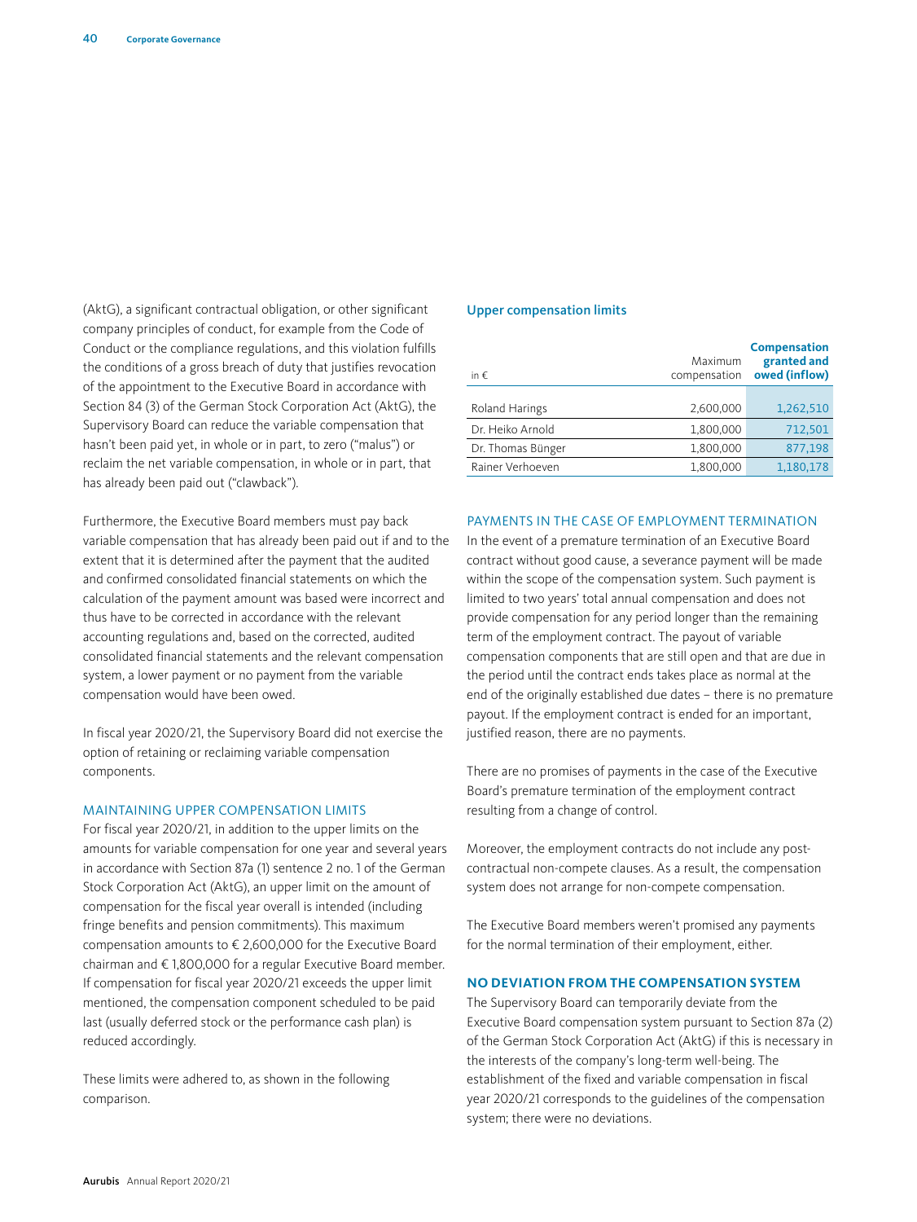(AktG), a significant contractual obligation, or other significant company principles of conduct, for example from the Code of Conduct or the compliance regulations, and this violation fulfills the conditions of a gross breach of duty that justifies revocation of the appointment to the Executive Board in accordance with Section 84 (3) of the German Stock Corporation Act (AktG), the Supervisory Board can reduce the variable compensation that hasn't been paid yet, in whole or in part, to zero ("malus") or reclaim the net variable compensation, in whole or in part, that has already been paid out ("clawback").

Furthermore, the Executive Board members must pay back variable compensation that has already been paid out if and to the extent that it is determined after the payment that the audited and confirmed consolidated financial statements on which the calculation of the payment amount was based were incorrect and thus have to be corrected in accordance with the relevant accounting regulations and, based on the corrected, audited consolidated financial statements and the relevant compensation system, a lower payment or no payment from the variable compensation would have been owed.

In fiscal year 2020/21, the Supervisory Board did not exercise the option of retaining or reclaiming variable compensation components.

## MAINTAINING UPPER COMPENSATION LIMITS

For fiscal year 2020/21, in addition to the upper limits on the amounts for variable compensation for one year and several years in accordance with Section 87a (1) sentence 2 no. 1 of the German Stock Corporation Act (AktG), an upper limit on the amount of compensation for the fiscal year overall is intended (including fringe benefits and pension commitments). This maximum compensation amounts to € 2,600,000 for the Executive Board chairman and € 1,800,000 for a regular Executive Board member. If compensation for fiscal year 2020/21 exceeds the upper limit mentioned, the compensation component scheduled to be paid last (usually deferred stock or the performance cash plan) is reduced accordingly.

These limits were adhered to, as shown in the following comparison.

### Upper compensation limits

| in € | Maximum compensation | Compensation granted and owed (inflow) |
|---|---|---|
| Roland Harings | 2,600,000 | 1,262,510 |
| Dr. Heiko Arnold | 1,800,000 | 712,501 |
| Dr. Thomas Bünger | 1,800,000 | 877,198 |
| Rainer Verhoeven | 1,800,000 | 1,180,178 |

## PAYMENTS IN THE CASE OF EMPLOYMENT TERMINATION

In the event of a premature termination of an Executive Board contract without good cause, a severance payment will be made within the scope of the compensation system. Such payment is limited to two years' total annual compensation and does not provide compensation for any period longer than the remaining term of the employment contract. The payout of variable compensation components that are still open and that are due in the period until the contract ends takes place as normal at the end of the originally established due dates – there is no premature payout. If the employment contract is ended for an important, justified reason, there are no payments.

There are no promises of payments in the case of the Executive Board's premature termination of the employment contract resulting from a change of control.

Moreover, the employment contracts do not include any post-contractual non-compete clauses. As a result, the compensation system does not arrange for non-compete compensation.

The Executive Board members weren't promised any payments for the normal termination of their employment, either.

## NO DEVIATION FROM THE COMPENSATION SYSTEM

The Supervisory Board can temporarily deviate from the Executive Board compensation system pursuant to Section 87a (2) of the German Stock Corporation Act (AktG) if this is necessary in the interests of the company's long-term well-being. The establishment of the fixed and variable compensation in fiscal year 2020/21 corresponds to the guidelines of the compensation system; there were no deviations.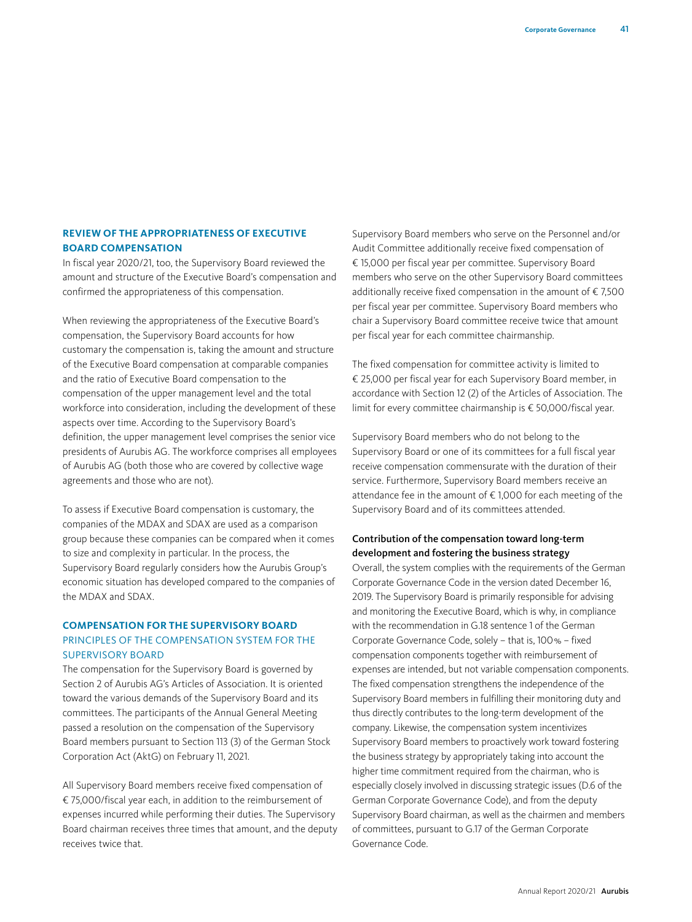## REVIEW OF THE APPROPRIATENESS OF EXECUTIVE BOARD COMPENSATION

In fiscal year 2020/21, too, the Supervisory Board reviewed the amount and structure of the Executive Board's compensation and confirmed the appropriateness of this compensation.

When reviewing the appropriateness of the Executive Board's compensation, the Supervisory Board accounts for how customary the compensation is, taking the amount and structure of the Executive Board compensation at comparable companies and the ratio of Executive Board compensation to the compensation of the upper management level and the total workforce into consideration, including the development of these aspects over time. According to the Supervisory Board's definition, the upper management level comprises the senior vice presidents of Aurubis AG. The workforce comprises all employees of Aurubis AG (both those who are covered by collective wage agreements and those who are not).

To assess if Executive Board compensation is customary, the companies of the MDAX and SDAX are used as a comparison group because these companies can be compared when it comes to size and complexity in particular. In the process, the Supervisory Board regularly considers how the Aurubis Group's economic situation has developed compared to the companies of the MDAX and SDAX.

## COMPENSATION FOR THE SUPERVISORY BOARD

### PRINCIPLES OF THE COMPENSATION SYSTEM FOR THE SUPERVISORY BOARD

The compensation for the Supervisory Board is governed by Section 2 of Aurubis AG's Articles of Association. It is oriented toward the various demands of the Supervisory Board and its committees. The participants of the Annual General Meeting passed a resolution on the compensation of the Supervisory Board members pursuant to Section 113 (3) of the German Stock Corporation Act (AktG) on February 11, 2021.

All Supervisory Board members receive fixed compensation of € 75,000/fiscal year each, in addition to the reimbursement of expenses incurred while performing their duties. The Supervisory Board chairman receives three times that amount, and the deputy receives twice that.

Supervisory Board members who serve on the Personnel and/or Audit Committee additionally receive fixed compensation of € 15,000 per fiscal year per committee. Supervisory Board members who serve on the other Supervisory Board committees additionally receive fixed compensation in the amount of € 7,500 per fiscal year per committee. Supervisory Board members who chair a Supervisory Board committee receive twice that amount per fiscal year for each committee chairmanship.

The fixed compensation for committee activity is limited to € 25,000 per fiscal year for each Supervisory Board member, in accordance with Section 12 (2) of the Articles of Association. The limit for every committee chairmanship is € 50,000/fiscal year.

Supervisory Board members who do not belong to the Supervisory Board or one of its committees for a full fiscal year receive compensation commensurate with the duration of their service. Furthermore, Supervisory Board members receive an attendance fee in the amount of € 1,000 for each meeting of the Supervisory Board and of its committees attended.

#### Contribution of the compensation toward long-term development and fostering the business strategy

Overall, the system complies with the requirements of the German Corporate Governance Code in the version dated December 16, 2019. The Supervisory Board is primarily responsible for advising and monitoring the Executive Board, which is why, in compliance with the recommendation in G.18 sentence 1 of the German Corporate Governance Code, solely – that is, 100 % – fixed compensation components together with reimbursement of expenses are intended, but not variable compensation components. The fixed compensation strengthens the independence of the Supervisory Board members in fulfilling their monitoring duty and thus directly contributes to the long-term development of the company. Likewise, the compensation system incentivizes Supervisory Board members to proactively work toward fostering the business strategy by appropriately taking into account the higher time commitment required from the chairman, who is especially closely involved in discussing strategic issues (D.6 of the German Corporate Governance Code), and from the deputy Supervisory Board chairman, as well as the chairmen and members of committees, pursuant to G.17 of the German Corporate Governance Code.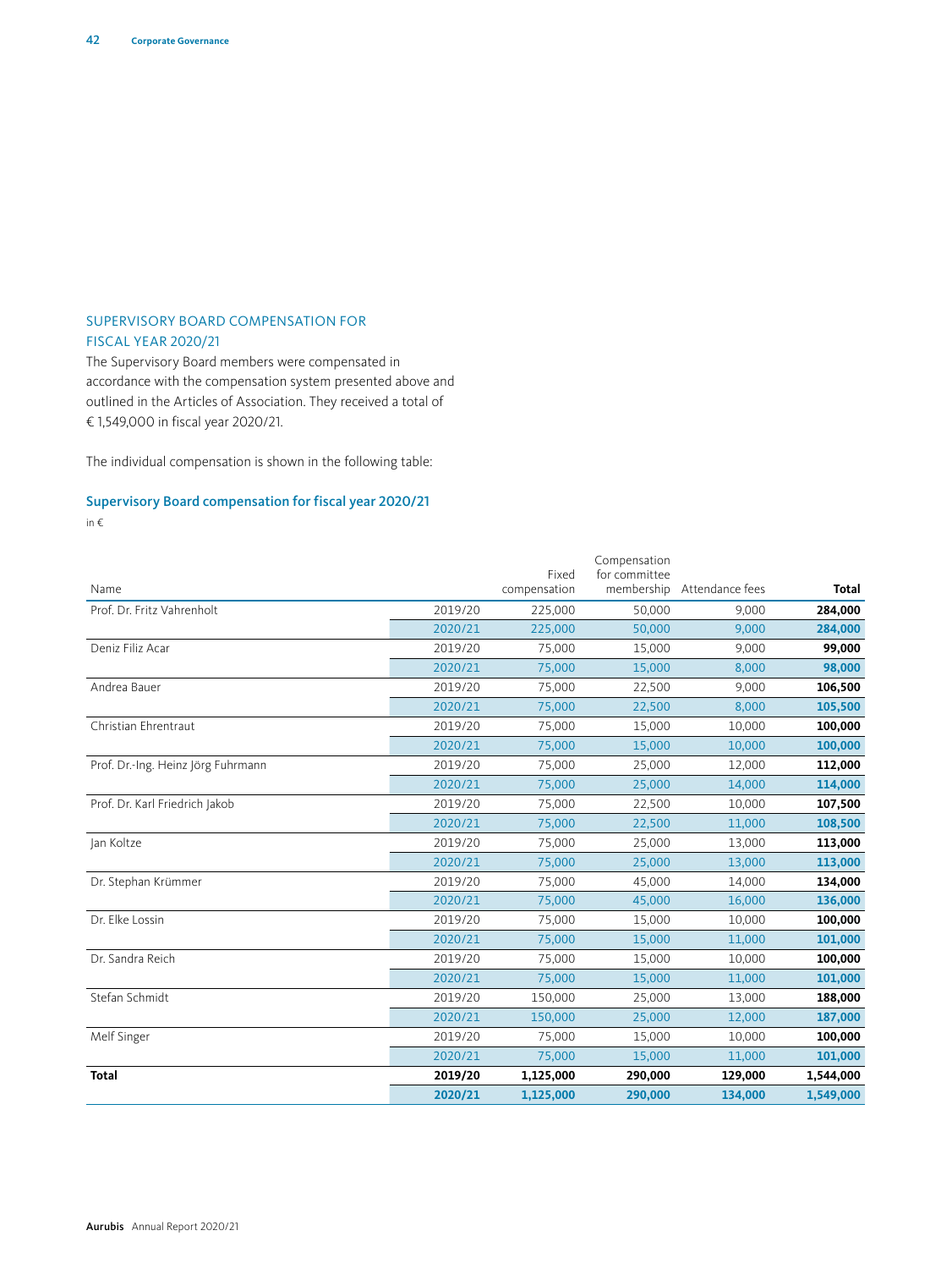## SUPERVISORY BOARD COMPENSATION FOR FISCAL YEAR 2020/21

The Supervisory Board members were compensated in accordance with the compensation system presented above and outlined in the Articles of Association. They received a total of € 1,549,000 in fiscal year 2020/21.

The individual compensation is shown in the following table:

### Supervisory Board compensation for fiscal year 2020/21

in €

| Name | | Fixed compensation | Compensation for committee membership | Attendance fees | **Total** |
|---|---|---|---|---|---|
| Prof. Dr. Fritz Vahrenholt | 2019/20 | 225,000 | 50,000 | 9,000 | **284,000** |
| | 2020/21 | 225,000 | 50,000 | 9,000 | **284,000** |
| Deniz Filiz Acar | 2019/20 | 75,000 | 15,000 | 9,000 | **99,000** |
| | 2020/21 | 75,000 | 15,000 | 8,000 | **98,000** |
| Andrea Bauer | 2019/20 | 75,000 | 22,500 | 9,000 | **106,500** |
| | 2020/21 | 75,000 | 22,500 | 8,000 | **105,500** |
| Christian Ehrentraut | 2019/20 | 75,000 | 15,000 | 10,000 | **100,000** |
| | 2020/21 | 75,000 | 15,000 | 10,000 | **100,000** |
| Prof. Dr.-Ing. Heinz Jörg Fuhrmann | 2019/20 | 75,000 | 25,000 | 12,000 | **112,000** |
| | 2020/21 | 75,000 | 25,000 | 14,000 | **114,000** |
| Prof. Dr. Karl Friedrich Jakob | 2019/20 | 75,000 | 22,500 | 10,000 | **107,500** |
| | 2020/21 | 75,000 | 22,500 | 11,000 | **108,500** |
| Jan Koltze | 2019/20 | 75,000 | 25,000 | 13,000 | **113,000** |
| | 2020/21 | 75,000 | 25,000 | 13,000 | **113,000** |
| Dr. Stephan Krümmer | 2019/20 | 75,000 | 45,000 | 14,000 | **134,000** |
| | 2020/21 | 75,000 | 45,000 | 16,000 | **136,000** |
| Dr. Elke Lossin | 2019/20 | 75,000 | 15,000 | 10,000 | **100,000** |
| | 2020/21 | 75,000 | 15,000 | 11,000 | **101,000** |
| Dr. Sandra Reich | 2019/20 | 75,000 | 15,000 | 10,000 | **100,000** |
| | 2020/21 | 75,000 | 15,000 | 11,000 | **101,000** |
| Stefan Schmidt | 2019/20 | 150,000 | 25,000 | 13,000 | **188,000** |
| | 2020/21 | 150,000 | 25,000 | 12,000 | **187,000** |
| Melf Singer | 2019/20 | 75,000 | 15,000 | 10,000 | **100,000** |
| | 2020/21 | 75,000 | 15,000 | 11,000 | **101,000** |
| **Total** | **2019/20** | **1,125,000** | **290,000** | **129,000** | **1,544,000** |
| | **2020/21** | **1,125,000** | **290,000** | **134,000** | **1,549,000** |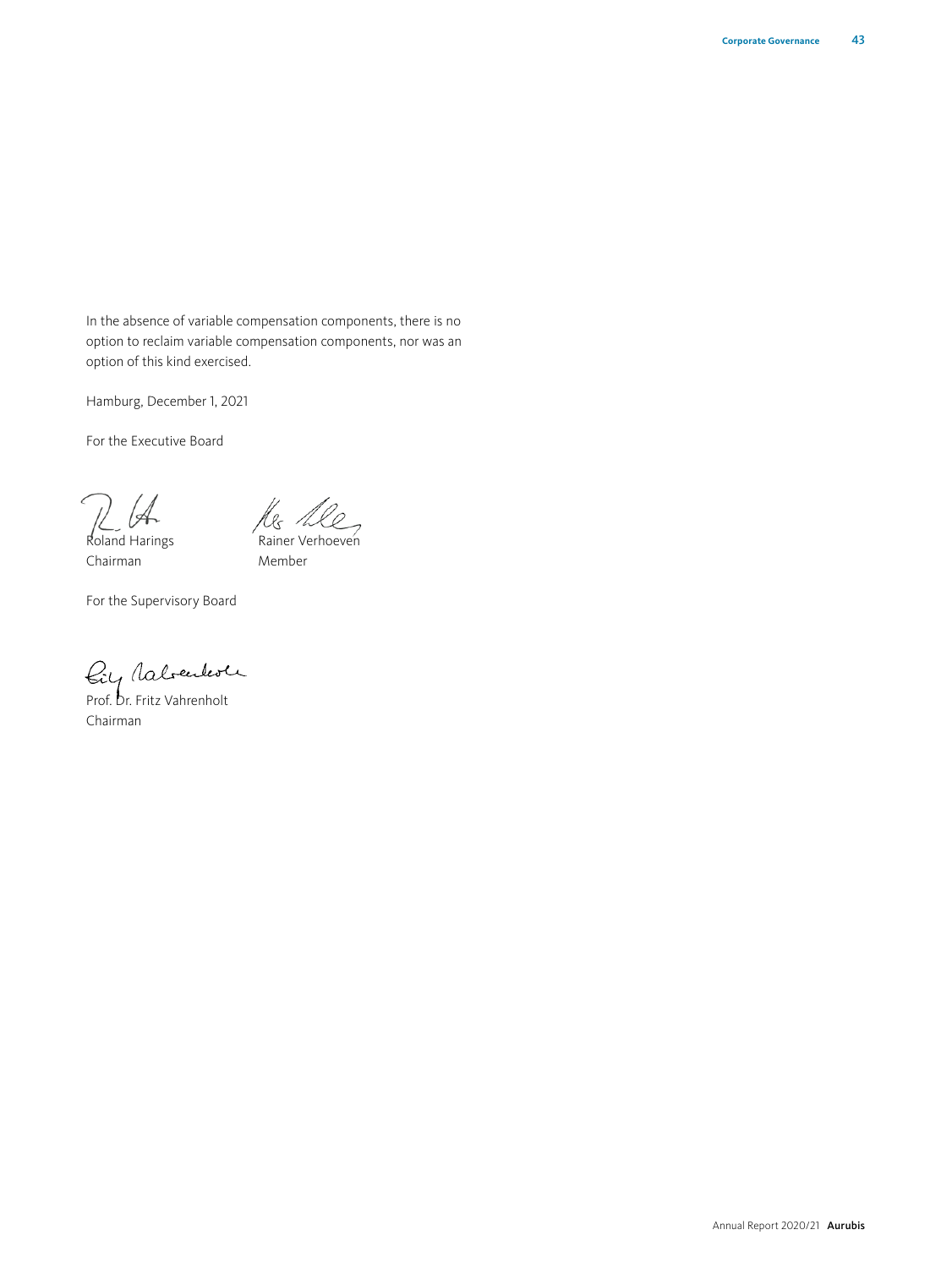In the absence of variable compensation components, there is no option to reclaim variable compensation components, nor was an option of this kind exercised.

Hamburg, December 1, 2021

For the Executive Board

Roland Harings
Chairman

Rainer Verhoeven
Member

For the Supervisory Board

Prof. Dr. Fritz Vahrenholt
Chairman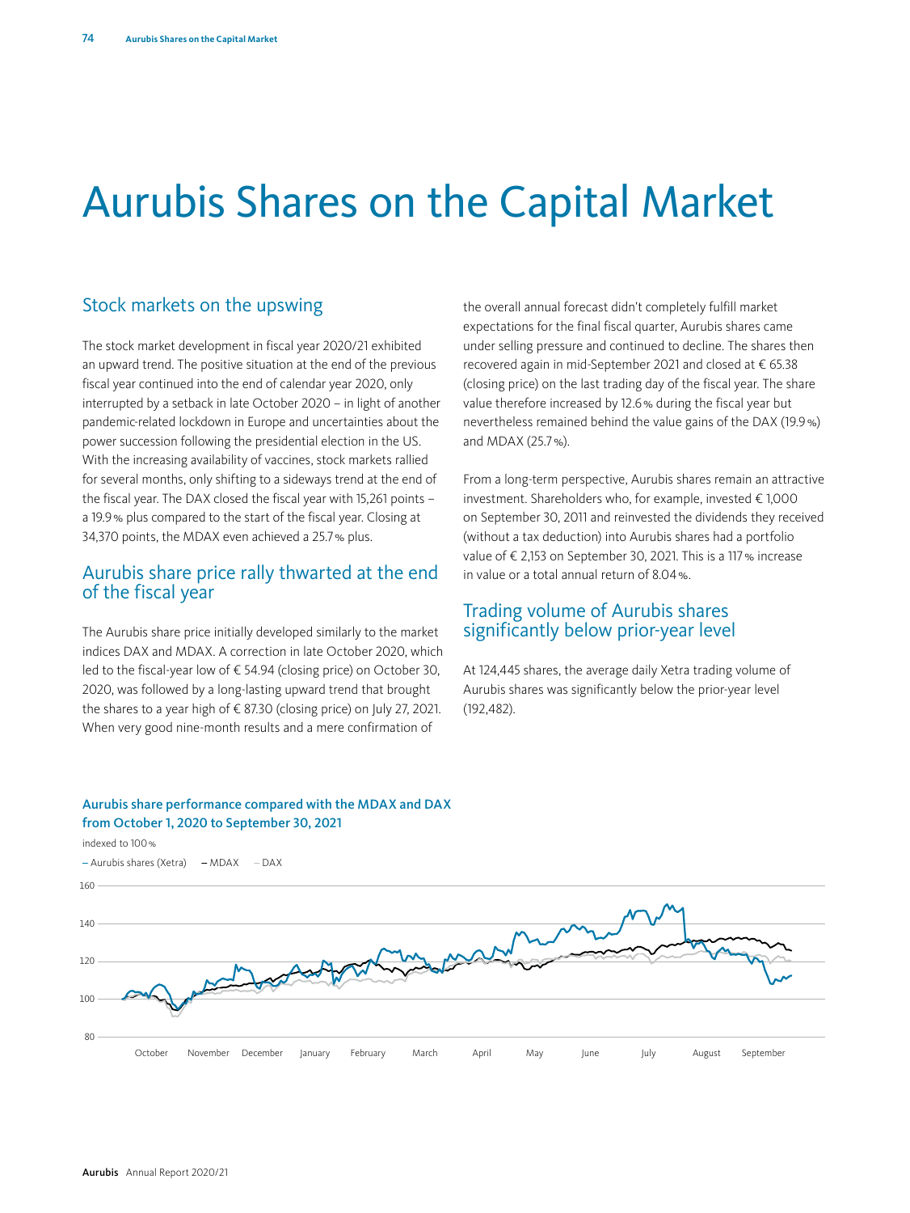# Aurubis Shares on the Capital Market

## Stock markets on the upswing

The stock market development in fiscal year 2020/21 exhibited an upward trend. The positive situation at the end of the previous fiscal year continued into the end of calendar year 2020, only interrupted by a setback in late October 2020 – in light of another pandemic-related lockdown in Europe and uncertainties about the power succession following the presidential election in the US. With the increasing availability of vaccines, stock markets rallied for several months, only shifting to a sideways trend at the end of the fiscal year. The DAX closed the fiscal year with 15,261 points – a 19.9 % plus compared to the start of the fiscal year. Closing at 34,370 points, the MDAX even achieved a 25.7 % plus.

## Aurubis share price rally thwarted at the end of the fiscal year

The Aurubis share price initially developed similarly to the market indices DAX and MDAX. A correction in late October 2020, which led to the fiscal-year low of € 54.94 (closing price) on October 30, 2020, was followed by a long-lasting upward trend that brought the shares to a year high of € 87.30 (closing price) on July 27, 2021. When very good nine-month results and a mere confirmation of the overall annual forecast didn't completely fulfill market expectations for the final fiscal quarter, Aurubis shares came under selling pressure and continued to decline. The shares then recovered again in mid-September 2021 and closed at € 65.38 (closing price) on the last trading day of the fiscal year. The share value therefore increased by 12.6 % during the fiscal year but nevertheless remained behind the value gains of the DAX (19.9 %) and MDAX (25.7 %).

From a long-term perspective, Aurubis shares remain an attractive investment. Shareholders who, for example, invested € 1,000 on September 30, 2011 and reinvested the dividends they received (without a tax deduction) into Aurubis shares had a portfolio value of € 2,153 on September 30, 2021. This is a 117 % increase in value or a total annual return of 8.04 %.

## Trading volume of Aurubis shares significantly below prior-year level

At 124,445 shares, the average daily Xetra trading volume of Aurubis shares was significantly below the prior-year level (192,482).

**Aurubis share performance compared with the MDAX and DAX from October 1, 2020 to September 30, 2021**

indexed to 100 %

– Aurubis shares (Xetra) – MDAX – DAX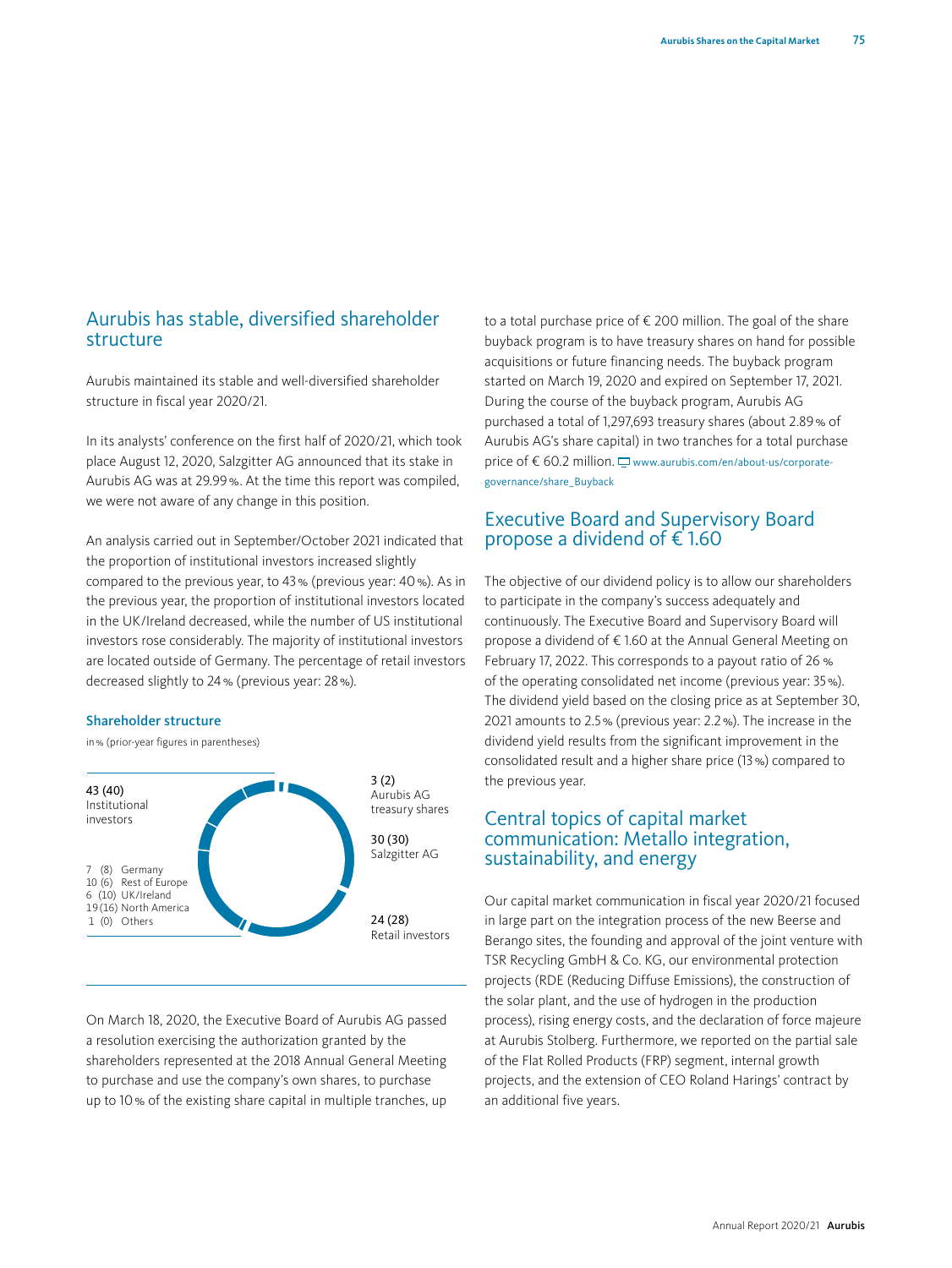## Aurubis has stable, diversified shareholder structure

Aurubis maintained its stable and well-diversified shareholder structure in fiscal year 2020/21.

In its analysts' conference on the first half of 2020/21, which took place August 12, 2020, Salzgitter AG announced that its stake in Aurubis AG was at 29.99 %. At the time this report was compiled, we were not aware of any change in this position.

An analysis carried out in September/October 2021 indicated that the proportion of institutional investors increased slightly compared to the previous year, to 43 % (previous year: 40 %). As in the previous year, the proportion of institutional investors located in the UK/Ireland decreased, while the number of US institutional investors rose considerably. The majority of institutional investors are located outside of Germany. The percentage of retail investors decreased slightly to 24 % (previous year: 28 %).

**Shareholder structure**

in % (prior-year figures in parentheses)

| Shareholder | % (prior year) |
|---|---|
| Institutional investors | 43 (40) |
| – Germany | 7 (8) |
| – Rest of Europe | 10 (6) |
| – UK/Ireland | 6 (10) |
| – North America | 19 (16) |
| – Others | 1 (0) |
| Aurubis AG treasury shares | 3 (2) |
| Salzgitter AG | 30 (30) |
| Retail investors | 24 (28) |

On March 18, 2020, the Executive Board of Aurubis AG passed a resolution exercising the authorization granted by the shareholders represented at the 2018 Annual General Meeting to purchase and use the company's own shares, to purchase up to 10 % of the existing share capital in multiple tranches, up to a total purchase price of € 200 million. The goal of the share buyback program is to have treasury shares on hand for possible acquisitions or future financing needs. The buyback program started on March 19, 2020 and expired on September 17, 2021. During the course of the buyback program, Aurubis AG purchased a total of 1,297,693 treasury shares (about 2.89 % of Aurubis AG's share capital) in two tranches for a total purchase price of € 60.2 million. www.aurubis.com/en/about-us/corporate-governance/share_Buyback

## Executive Board and Supervisory Board propose a dividend of € 1.60

The objective of our dividend policy is to allow our shareholders to participate in the company's success adequately and continuously. The Executive Board and Supervisory Board will propose a dividend of € 1.60 at the Annual General Meeting on February 17, 2022. This corresponds to a payout ratio of 26 % of the operating consolidated net income (previous year: 35 %). The dividend yield based on the closing price as at September 30, 2021 amounts to 2.5 % (previous year: 2.2 %). The increase in the dividend yield results from the significant improvement in the consolidated result and a higher share price (13 %) compared to the previous year.

## Central topics of capital market communication: Metallo integration, sustainability, and energy

Our capital market communication in fiscal year 2020/21 focused in large part on the integration process of the new Beerse and Berango sites, the founding and approval of the joint venture with TSR Recycling GmbH & Co. KG, our environmental protection projects (RDE (Reducing Diffuse Emissions), the construction of the solar plant, and the use of hydrogen in the production process), rising energy costs, and the declaration of force majeure at Aurubis Stolberg. Furthermore, we reported on the partial sale of the Flat Rolled Products (FRP) segment, internal growth projects, and the extension of CEO Roland Harings' contract by an additional five years.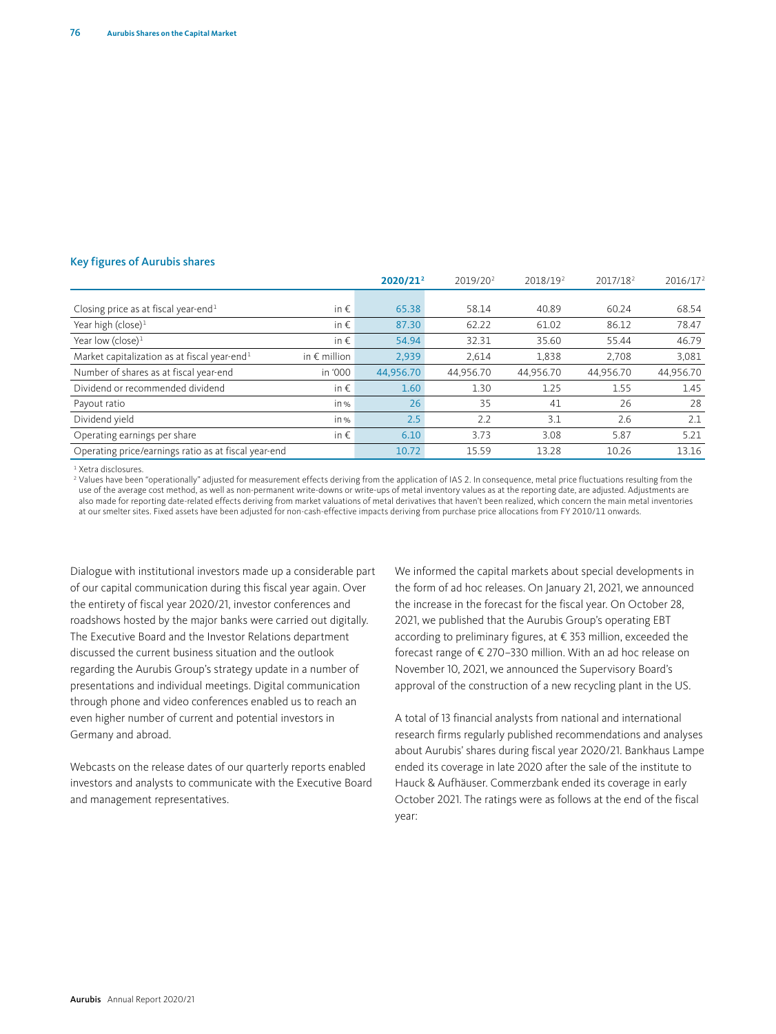### Key figures of Aurubis shares

| | | 2020/21[2] | 2019/20[2] | 2018/19[2] | 2017/18[2] | 2016/17[2] |
|---|---|---|---|---|---|---|
| Closing price as at fiscal year-end[1] | in € | 65.38 | 58.14 | 40.89 | 60.24 | 68.54 |
| Year high (close)[1] | in € | 87.30 | 62.22 | 61.02 | 86.12 | 78.47 |
| Year low (close)[1] | in € | 54.94 | 32.31 | 35.60 | 55.44 | 46.79 |
| Market capitalization as at fiscal year-end[1] | in € million | 2,939 | 2,614 | 1,838 | 2,708 | 3,081 |
| Number of shares as at fiscal year-end | in '000 | 44,956.70 | 44,956.70 | 44,956.70 | 44,956.70 | 44,956.70 |
| Dividend or recommended dividend | in € | 1.60 | 1.30 | 1.25 | 1.55 | 1.45 |
| Payout ratio | in % | 26 | 35 | 41 | 26 | 28 |
| Dividend yield | in % | 2.5 | 2.2 | 3.1 | 2.6 | 2.1 |
| Operating earnings per share | in € | 6.10 | 3.73 | 3.08 | 5.87 | 5.21 |
| Operating price/earnings ratio as at fiscal year-end | | 10.72 | 15.59 | 13.28 | 10.26 | 13.16 |

[1] Xetra disclosures.

[2] Values have been "operationally" adjusted for measurement effects deriving from the application of IAS 2. In consequence, metal price fluctuations resulting from the use of the average cost method, as well as non-permanent write-downs or write-ups of metal inventory values as at the reporting date, are adjusted. Adjustments are also made for reporting date-related effects deriving from market valuations of metal derivatives that haven't been realized, which concern the main metal inventories at our smelter sites. Fixed assets have been adjusted for non-cash-effective impacts deriving from purchase price allocations from FY 2010/11 onwards.

Dialogue with institutional investors made up a considerable part of our capital communication during this fiscal year again. Over the entirety of fiscal year 2020/21, investor conferences and roadshows hosted by the major banks were carried out digitally. The Executive Board and the Investor Relations department discussed the current business situation and the outlook regarding the Aurubis Group's strategy update in a number of presentations and individual meetings. Digital communication through phone and video conferences enabled us to reach an even higher number of current and potential investors in Germany and abroad.

Webcasts on the release dates of our quarterly reports enabled investors and analysts to communicate with the Executive Board and management representatives.

We informed the capital markets about special developments in the form of ad hoc releases. On January 21, 2021, we announced the increase in the forecast for the fiscal year. On October 28, 2021, we published that the Aurubis Group's operating EBT according to preliminary figures, at € 353 million, exceeded the forecast range of € 270–330 million. With an ad hoc release on November 10, 2021, we announced the Supervisory Board's approval of the construction of a new recycling plant in the US.

A total of 13 financial analysts from national and international research firms regularly published recommendations and analyses about Aurubis' shares during fiscal year 2020/21. Bankhaus Lampe ended its coverage in late 2020 after the sale of the institute to Hauck & Aufhäuser. Commerzbank ended its coverage in early October 2021. The ratings were as follows at the end of the fiscal year: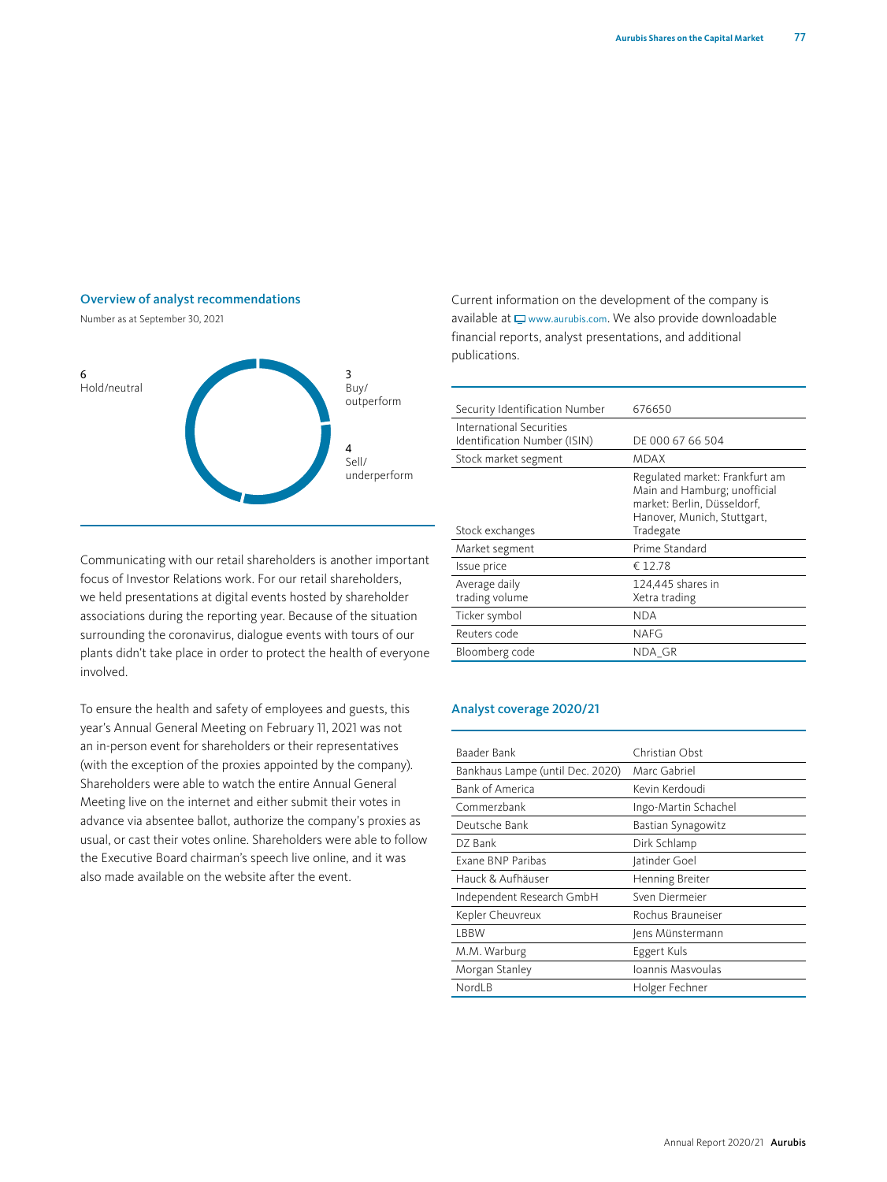### Overview of analyst recommendations

Number as at September 30, 2021

6
Hold/neutral

3
Buy/
outperform

4
Sell/
underperform

Communicating with our retail shareholders is another important focus of Investor Relations work. For our retail shareholders, we held presentations at digital events hosted by shareholder associations during the reporting year. Because of the situation surrounding the coronavirus, dialogue events with tours of our plants didn't take place in order to protect the health of everyone involved.

To ensure the health and safety of employees and guests, this year's Annual General Meeting on February 11, 2021 was not an in-person event for shareholders or their representatives (with the exception of the proxies appointed by the company). Shareholders were able to watch the entire Annual General Meeting live on the internet and either submit their votes in advance via absentee ballot, authorize the company's proxies as usual, or cast their votes online. Shareholders were able to follow the Executive Board chairman's speech live online, and it was also made available on the website after the event.

Current information on the development of the company is available at www.aurubis.com. We also provide downloadable financial reports, analyst presentations, and additional publications.

| | |
|---|---|
| Security Identification Number | 676650 |
| International Securities Identification Number (ISIN) | DE 000 67 66 504 |
| Stock market segment | MDAX |
| Stock exchanges | Regulated market: Frankfurt am Main and Hamburg; unofficial market: Berlin, Düsseldorf, Hanover, Munich, Stuttgart, Tradegate |
| Market segment | Prime Standard |
| Issue price | € 12.78 |
| Average daily trading volume | 124,445 shares in Xetra trading |
| Ticker symbol | NDA |
| Reuters code | NAFG |
| Bloomberg code | NDA_GR |

### Analyst coverage 2020/21

| | |
|---|---|
| Baader Bank | Christian Obst |
| Bankhaus Lampe (until Dec. 2020) | Marc Gabriel |
| Bank of America | Kevin Kerdoudi |
| Commerzbank | Ingo-Martin Schachel |
| Deutsche Bank | Bastian Synagowitz |
| DZ Bank | Dirk Schlamp |
| Exane BNP Paribas | Jatinder Goel |
| Hauck & Aufhäuser | Henning Breiter |
| Independent Research GmbH | Sven Diermeier |
| Kepler Cheuvreux | Rochus Brauneiser |
| LBBW | Jens Münstermann |
| M.M. Warburg | Eggert Kuls |
| Morgan Stanley | Ioannis Masvoulas |
| NordLB | Holger Fechner |